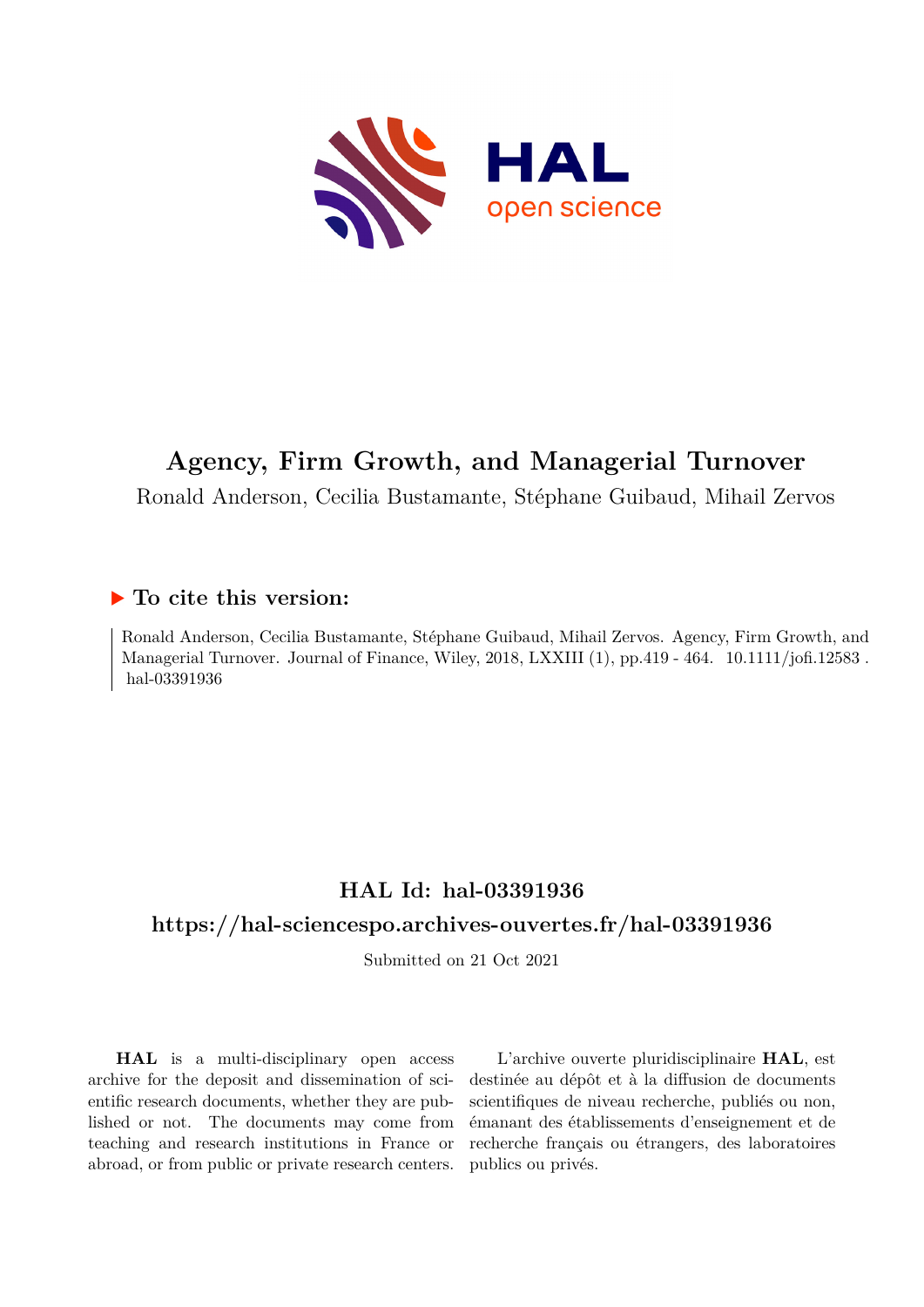# Agency, Firm Growth, and Managerial Turnover

Ronald Anderson, Cecilia Bustamante, Stéphane Guibaud, Mihail Zervos

## ▶ To cite this version:

Ronald Anderson, Cecilia Bustamante, Stéphane Guibaud, Mihail Zervos. Agency, Firm Growth, and Managerial Turnover. Journal of Finance, Wiley, 2018, LXXIII (1), pp.419 - 464. 10.1111/jofi.12583 . hal-03391936

## HAL Id: hal-03391936

## https://hal-sciencespo.archives-ouvertes.fr/hal-03391936

Submitted on 21 Oct 2021

**HAL** is a multi-disciplinary open access archive for the deposit and dissemination of scientific research documents, whether they are published or not. The documents may come from teaching and research institutions in France or abroad, or from public or private research centers.

L'archive ouverte pluridisciplinaire **HAL**, est destinée au dépôt et à la diffusion de documents scientifiques de niveau recherche, publiés ou non, émanant des établissements d'enseignement et de recherche français ou étrangers, des laboratoires publics ou privés.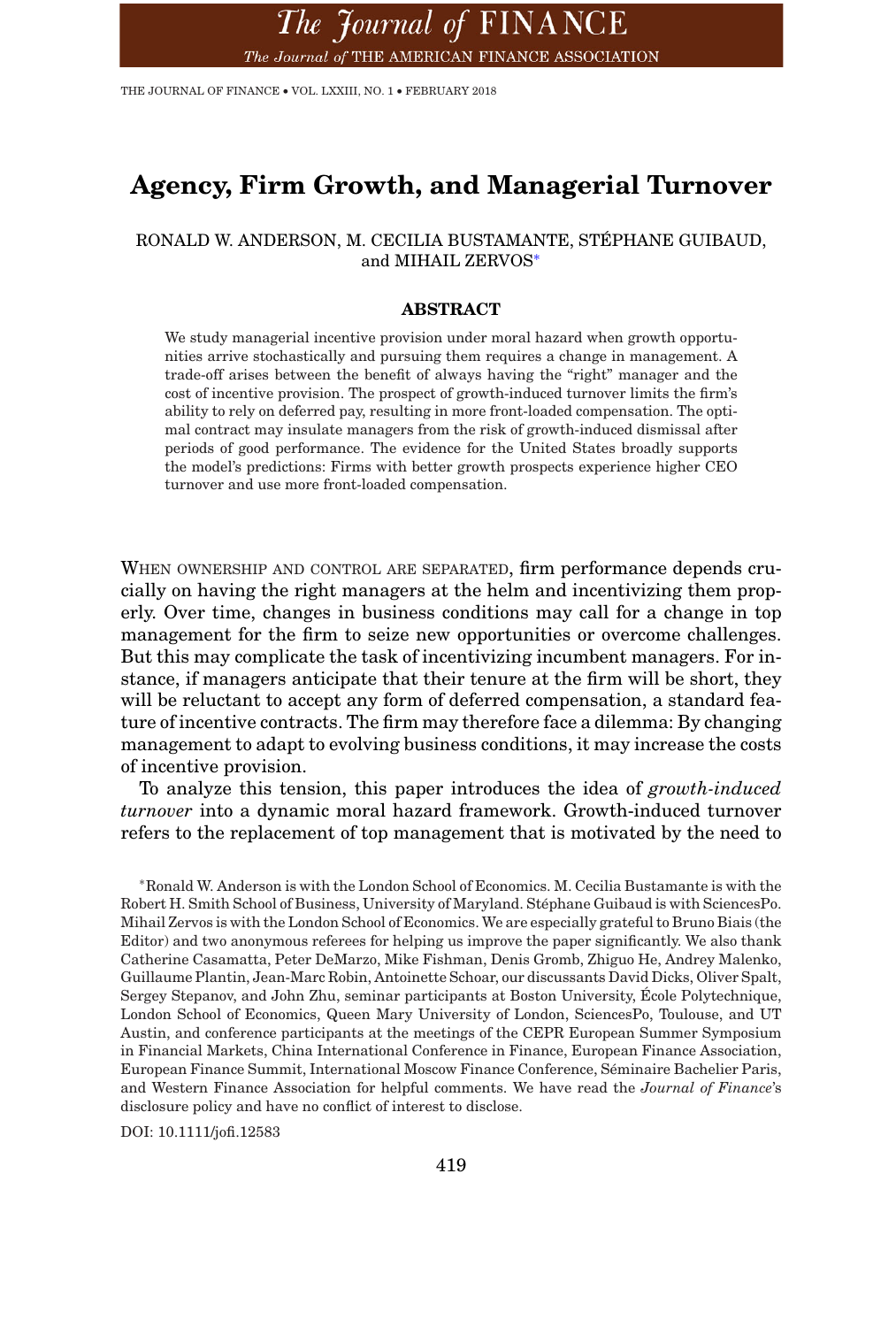# Agency, Firm Growth, and Managerial Turnover

RONALD W. ANDERSON, M. CECILIA BUSTAMANTE, STÉPHANE GUIBAUD, and MIHAIL ZERVOS*

## ABSTRACT

We study managerial incentive provision under moral hazard when growth opportunities arrive stochastically and pursuing them requires a change in management. A trade-off arises between the benefit of always having the "right" manager and the cost of incentive provision. The prospect of growth-induced turnover limits the firm's ability to rely on deferred pay, resulting in more front-loaded compensation. The optimal contract may insulate managers from the risk of growth-induced dismissal after periods of good performance. The evidence for the United States broadly supports the model's predictions: Firms with better growth prospects experience higher CEO turnover and use more front-loaded compensation.

WHEN OWNERSHIP AND CONTROL ARE SEPARATED, firm performance depends crucially on having the right managers at the helm and incentivizing them properly. Over time, changes in business conditions may call for a change in top management for the firm to seize new opportunities or overcome challenges. But this may complicate the task of incentivizing incumbent managers. For instance, if managers anticipate that their tenure at the firm will be short, they will be reluctant to accept any form of deferred compensation, a standard feature of incentive contracts. The firm may therefore face a dilemma: By changing management to adapt to evolving business conditions, it may increase the costs of incentive provision.

To analyze this tension, this paper introduces the idea of *growth-induced turnover* into a dynamic moral hazard framework. Growth-induced turnover refers to the replacement of top management that is motivated by the need to

*Ronald W. Anderson is with the London School of Economics. M. Cecilia Bustamante is with the Robert H. Smith School of Business, University of Maryland. Stéphane Guibaud is with SciencesPo. Mihail Zervos is with the London School of Economics. We are especially grateful to Bruno Biais (the Editor) and two anonymous referees for helping us improve the paper significantly. We also thank Catherine Casamatta, Peter DeMarzo, Mike Fishman, Denis Gromb, Zhiguo He, Andrey Malenko, Guillaume Plantin, Jean-Marc Robin, Antoinette Schoar, our discussants David Dicks, Oliver Spalt, Sergey Stepanov, and John Zhu, seminar participants at Boston University, École Polytechnique, London School of Economics, Queen Mary University of London, SciencesPo, Toulouse, and UT Austin, and conference participants at the meetings of the CEPR European Summer Symposium in Financial Markets, China International Conference in Finance, European Finance Association, European Finance Summit, International Moscow Finance Conference, Séminaire Bachelier Paris, and Western Finance Association for helpful comments. We have read the *Journal of Finance*'s disclosure policy and have no conflict of interest to disclose.

DOI: 10.1111/jofi.12583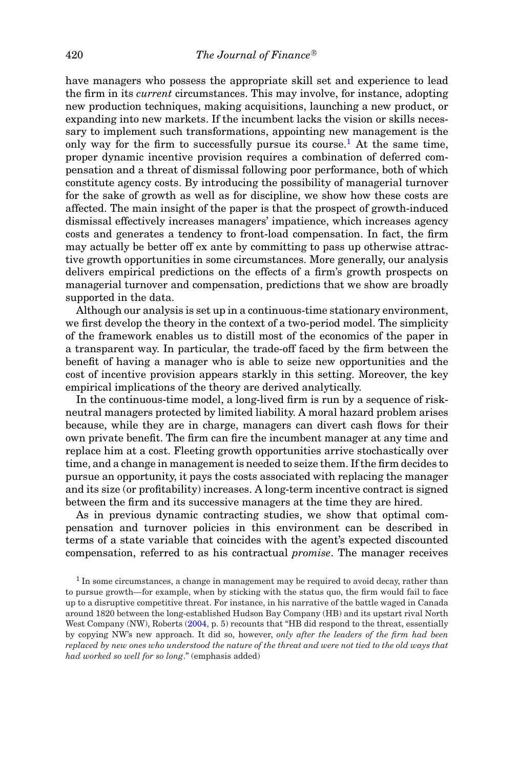have managers who possess the appropriate skill set and experience to lead the firm in its *current* circumstances. This may involve, for instance, adopting new production techniques, making acquisitions, launching a new product, or expanding into new markets. If the incumbent lacks the vision or skills necessary to implement such transformations, appointing new management is the only way for the firm to successfully pursue its course.[1] At the same time, proper dynamic incentive provision requires a combination of deferred compensation and a threat of dismissal following poor performance, both of which constitute agency costs. By introducing the possibility of managerial turnover for the sake of growth as well as for discipline, we show how these costs are affected. The main insight of the paper is that the prospect of growth-induced dismissal effectively increases managers' impatience, which increases agency costs and generates a tendency to front-load compensation. In fact, the firm may actually be better off ex ante by committing to pass up otherwise attractive growth opportunities in some circumstances. More generally, our analysis delivers empirical predictions on the effects of a firm's growth prospects on managerial turnover and compensation, predictions that we show are broadly supported in the data.

Although our analysis is set up in a continuous-time stationary environment, we first develop the theory in the context of a two-period model. The simplicity of the framework enables us to distill most of the economics of the paper in a transparent way. In particular, the trade-off faced by the firm between the benefit of having a manager who is able to seize new opportunities and the cost of incentive provision appears starkly in this setting. Moreover, the key empirical implications of the theory are derived analytically.

In the continuous-time model, a long-lived firm is run by a sequence of risk-neutral managers protected by limited liability. A moral hazard problem arises because, while they are in charge, managers can divert cash flows for their own private benefit. The firm can fire the incumbent manager at any time and replace him at a cost. Fleeting growth opportunities arrive stochastically over time, and a change in management is needed to seize them. If the firm decides to pursue an opportunity, it pays the costs associated with replacing the manager and its size (or profitability) increases. A long-term incentive contract is signed between the firm and its successive managers at the time they are hired.

As in previous dynamic contracting studies, we show that optimal compensation and turnover policies in this environment can be described in terms of a state variable that coincides with the agent's expected discounted compensation, referred to as his contractual *promise*. The manager receives

[1] In some circumstances, a change in management may be required to avoid decay, rather than to pursue growth—for example, when by sticking with the status quo, the firm would fail to face up to a disruptive competitive threat. For instance, in his narrative of the battle waged in Canada around 1820 between the long-established Hudson Bay Company (HB) and its upstart rival North West Company (NW), Roberts (2004, p. 5) recounts that "HB did respond to the threat, essentially by copying NW's new approach. It did so, however, *only after the leaders of the firm had been replaced by new ones who understood the nature of the threat and were not tied to the old ways that had worked so well for so long*." (emphasis added)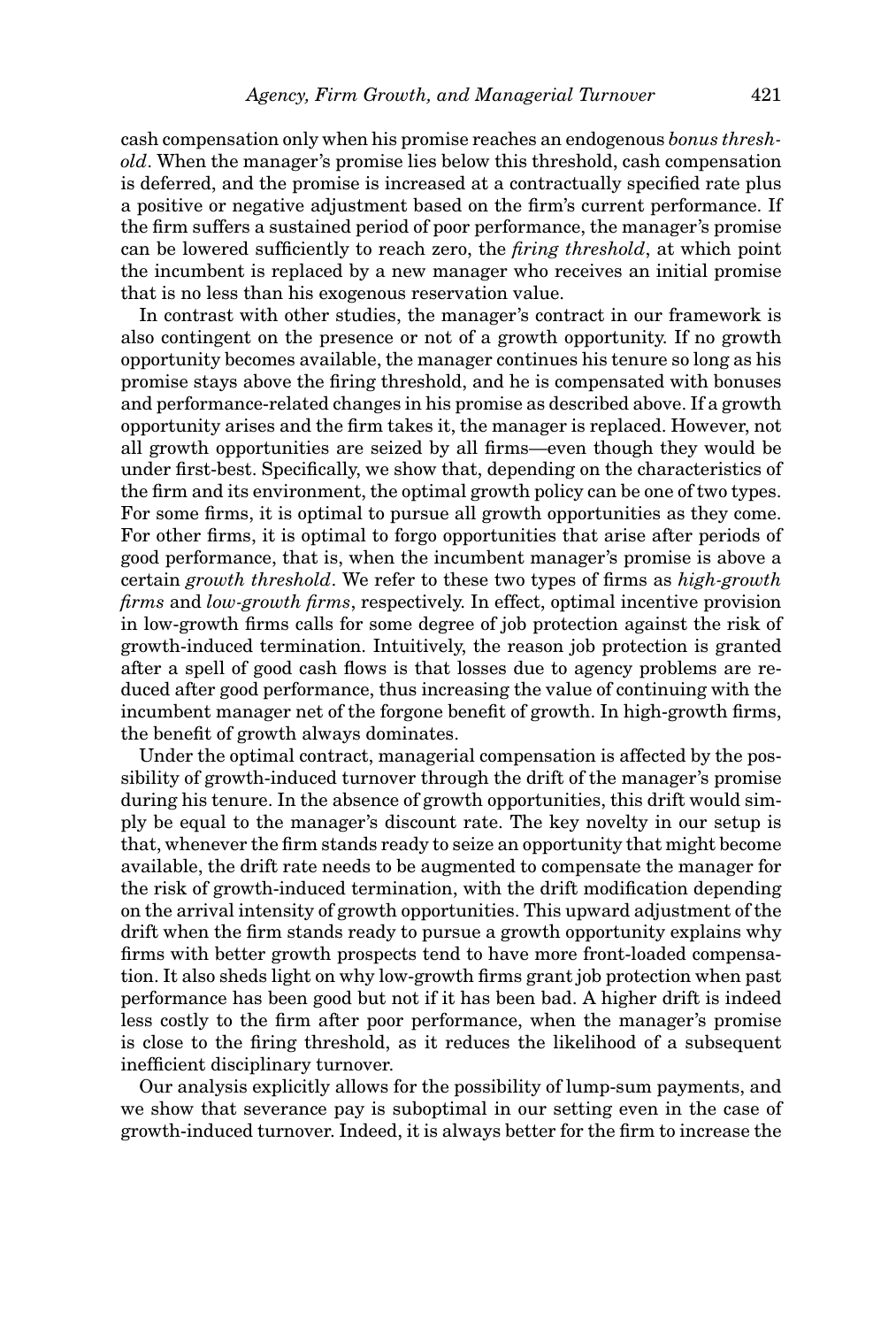cash compensation only when his promise reaches an endogenous *bonus threshold*. When the manager's promise lies below this threshold, cash compensation is deferred, and the promise is increased at a contractually specified rate plus a positive or negative adjustment based on the firm's current performance. If the firm suffers a sustained period of poor performance, the manager's promise can be lowered sufficiently to reach zero, the *firing threshold*, at which point the incumbent is replaced by a new manager who receives an initial promise that is no less than his exogenous reservation value.

In contrast with other studies, the manager's contract in our framework is also contingent on the presence or not of a growth opportunity. If no growth opportunity becomes available, the manager continues his tenure so long as his promise stays above the firing threshold, and he is compensated with bonuses and performance-related changes in his promise as described above. If a growth opportunity arises and the firm takes it, the manager is replaced. However, not all growth opportunities are seized by all firms—even though they would be under first-best. Specifically, we show that, depending on the characteristics of the firm and its environment, the optimal growth policy can be one of two types. For some firms, it is optimal to pursue all growth opportunities as they come. For other firms, it is optimal to forgo opportunities that arise after periods of good performance, that is, when the incumbent manager's promise is above a certain *growth threshold*. We refer to these two types of firms as *high-growth firms* and *low-growth firms*, respectively. In effect, optimal incentive provision in low-growth firms calls for some degree of job protection against the risk of growth-induced termination. Intuitively, the reason job protection is granted after a spell of good cash flows is that losses due to agency problems are reduced after good performance, thus increasing the value of continuing with the incumbent manager net of the forgone benefit of growth. In high-growth firms, the benefit of growth always dominates.

Under the optimal contract, managerial compensation is affected by the possibility of growth-induced turnover through the drift of the manager's promise during his tenure. In the absence of growth opportunities, this drift would simply be equal to the manager's discount rate. The key novelty in our setup is that, whenever the firm stands ready to seize an opportunity that might become available, the drift rate needs to be augmented to compensate the manager for the risk of growth-induced termination, with the drift modification depending on the arrival intensity of growth opportunities. This upward adjustment of the drift when the firm stands ready to pursue a growth opportunity explains why firms with better growth prospects tend to have more front-loaded compensation. It also sheds light on why low-growth firms grant job protection when past performance has been good but not if it has been bad. A higher drift is indeed less costly to the firm after poor performance, when the manager's promise is close to the firing threshold, as it reduces the likelihood of a subsequent inefficient disciplinary turnover.

Our analysis explicitly allows for the possibility of lump-sum payments, and we show that severance pay is suboptimal in our setting even in the case of growth-induced turnover. Indeed, it is always better for the firm to increase the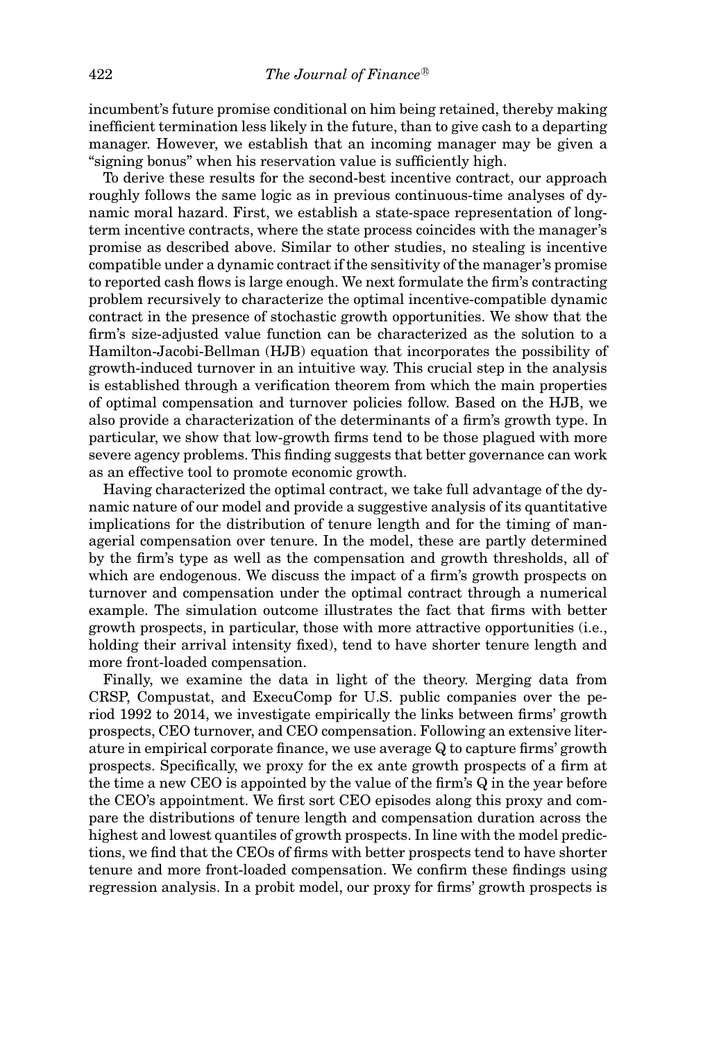incumbent's future promise conditional on him being retained, thereby making inefficient termination less likely in the future, than to give cash to a departing manager. However, we establish that an incoming manager may be given a "signing bonus" when his reservation value is sufficiently high.

To derive these results for the second-best incentive contract, our approach roughly follows the same logic as in previous continuous-time analyses of dynamic moral hazard. First, we establish a state-space representation of long-term incentive contracts, where the state process coincides with the manager's promise as described above. Similar to other studies, no stealing is incentive compatible under a dynamic contract if the sensitivity of the manager's promise to reported cash flows is large enough. We next formulate the firm's contracting problem recursively to characterize the optimal incentive-compatible dynamic contract in the presence of stochastic growth opportunities. We show that the firm's size-adjusted value function can be characterized as the solution to a Hamilton-Jacobi-Bellman (HJB) equation that incorporates the possibility of growth-induced turnover in an intuitive way. This crucial step in the analysis is established through a verification theorem from which the main properties of optimal compensation and turnover policies follow. Based on the HJB, we also provide a characterization of the determinants of a firm's growth type. In particular, we show that low-growth firms tend to be those plagued with more severe agency problems. This finding suggests that better governance can work as an effective tool to promote economic growth.

Having characterized the optimal contract, we take full advantage of the dynamic nature of our model and provide a suggestive analysis of its quantitative implications for the distribution of tenure length and for the timing of managerial compensation over tenure. In the model, these are partly determined by the firm's type as well as the compensation and growth thresholds, all of which are endogenous. We discuss the impact of a firm's growth prospects on turnover and compensation under the optimal contract through a numerical example. The simulation outcome illustrates the fact that firms with better growth prospects, in particular, those with more attractive opportunities (i.e., holding their arrival intensity fixed), tend to have shorter tenure length and more front-loaded compensation.

Finally, we examine the data in light of the theory. Merging data from CRSP, Compustat, and ExecuComp for U.S. public companies over the period 1992 to 2014, we investigate empirically the links between firms' growth prospects, CEO turnover, and CEO compensation. Following an extensive literature in empirical corporate finance, we use average Q to capture firms' growth prospects. Specifically, we proxy for the ex ante growth prospects of a firm at the time a new CEO is appointed by the value of the firm's Q in the year before the CEO's appointment. We first sort CEO episodes along this proxy and compare the distributions of tenure length and compensation duration across the highest and lowest quantiles of growth prospects. In line with the model predictions, we find that the CEOs of firms with better prospects tend to have shorter tenure and more front-loaded compensation. We confirm these findings using regression analysis. In a probit model, our proxy for firms' growth prospects is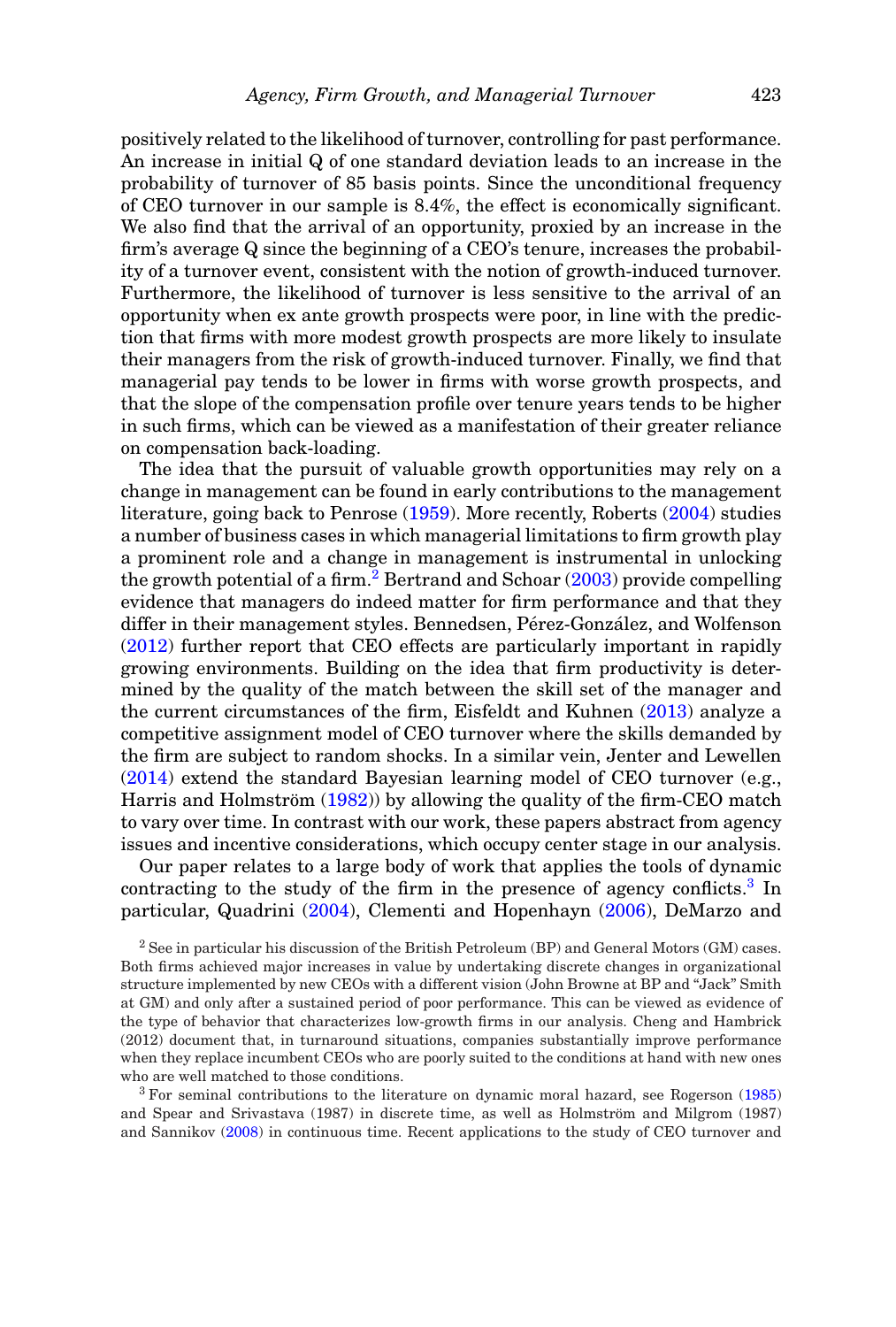positively related to the likelihood of turnover, controlling for past performance. An increase in initial Q of one standard deviation leads to an increase in the probability of turnover of 85 basis points. Since the unconditional frequency of CEO turnover in our sample is 8.4%, the effect is economically significant. We also find that the arrival of an opportunity, proxied by an increase in the firm's average Q since the beginning of a CEO's tenure, increases the probability of a turnover event, consistent with the notion of growth-induced turnover. Furthermore, the likelihood of turnover is less sensitive to the arrival of an opportunity when ex ante growth prospects were poor, in line with the prediction that firms with more modest growth prospects are more likely to insulate their managers from the risk of growth-induced turnover. Finally, we find that managerial pay tends to be lower in firms with worse growth prospects, and that the slope of the compensation profile over tenure years tends to be higher in such firms, which can be viewed as a manifestation of their greater reliance on compensation back-loading.

The idea that the pursuit of valuable growth opportunities may rely on a change in management can be found in early contributions to the management literature, going back to Penrose (1959). More recently, Roberts (2004) studies a number of business cases in which managerial limitations to firm growth play a prominent role and a change in management is instrumental in unlocking the growth potential of a firm.[2] Bertrand and Schoar (2003) provide compelling evidence that managers do indeed matter for firm performance and that they differ in their management styles. Bennedsen, Pérez-González, and Wolfenson (2012) further report that CEO effects are particularly important in rapidly growing environments. Building on the idea that firm productivity is determined by the quality of the match between the skill set of the manager and the current circumstances of the firm, Eisfeldt and Kuhnen (2013) analyze a competitive assignment model of CEO turnover where the skills demanded by the firm are subject to random shocks. In a similar vein, Jenter and Lewellen (2014) extend the standard Bayesian learning model of CEO turnover (e.g., Harris and Holmström (1982)) by allowing the quality of the firm-CEO match to vary over time. In contrast with our work, these papers abstract from agency issues and incentive considerations, which occupy center stage in our analysis.

Our paper relates to a large body of work that applies the tools of dynamic contracting to the study of the firm in the presence of agency conflicts.[3] In particular, Quadrini (2004), Clementi and Hopenhayn (2006), DeMarzo and

[2] See in particular his discussion of the British Petroleum (BP) and General Motors (GM) cases. Both firms achieved major increases in value by undertaking discrete changes in organizational structure implemented by new CEOs with a different vision (John Browne at BP and "Jack" Smith at GM) and only after a sustained period of poor performance. This can be viewed as evidence of the type of behavior that characterizes low-growth firms in our analysis. Cheng and Hambrick (2012) document that, in turnaround situations, companies substantially improve performance when they replace incumbent CEOs who are poorly suited to the conditions at hand with new ones who are well matched to those conditions.

[3] For seminal contributions to the literature on dynamic moral hazard, see Rogerson (1985) and Spear and Srivastava (1987) in discrete time, as well as Holmström and Milgrom (1987) and Sannikov (2008) in continuous time. Recent applications to the study of CEO turnover and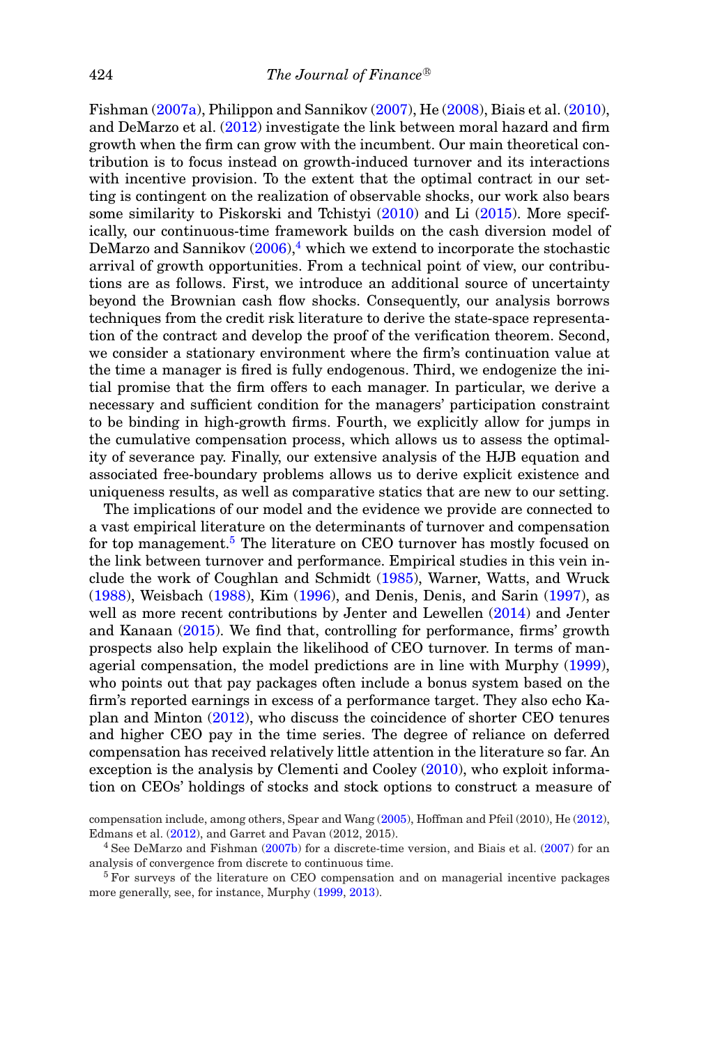Fishman (2007a), Philippon and Sannikov (2007), He (2008), Biais et al. (2010), and DeMarzo et al. (2012) investigate the link between moral hazard and firm growth when the firm can grow with the incumbent. Our main theoretical contribution is to focus instead on growth-induced turnover and its interactions with incentive provision. To the extent that the optimal contract in our setting is contingent on the realization of observable shocks, our work also bears some similarity to Piskorski and Tchistyi (2010) and Li (2015). More specifically, our continuous-time framework builds on the cash diversion model of DeMarzo and Sannikov (2006),[4] which we extend to incorporate the stochastic arrival of growth opportunities. From a technical point of view, our contributions are as follows. First, we introduce an additional source of uncertainty beyond the Brownian cash flow shocks. Consequently, our analysis borrows techniques from the credit risk literature to derive the state-space representation of the contract and develop the proof of the verification theorem. Second, we consider a stationary environment where the firm's continuation value at the time a manager is fired is fully endogenous. Third, we endogenize the initial promise that the firm offers to each manager. In particular, we derive a necessary and sufficient condition for the managers' participation constraint to be binding in high-growth firms. Fourth, we explicitly allow for jumps in the cumulative compensation process, which allows us to assess the optimality of severance pay. Finally, our extensive analysis of the HJB equation and associated free-boundary problems allows us to derive explicit existence and uniqueness results, as well as comparative statics that are new to our setting.

The implications of our model and the evidence we provide are connected to a vast empirical literature on the determinants of turnover and compensation for top management.[5] The literature on CEO turnover has mostly focused on the link between turnover and performance. Empirical studies in this vein include the work of Coughlan and Schmidt (1985), Warner, Watts, and Wruck (1988), Weisbach (1988), Kim (1996), and Denis, Denis, and Sarin (1997), as well as more recent contributions by Jenter and Lewellen (2014) and Jenter and Kanaan (2015). We find that, controlling for performance, firms' growth prospects also help explain the likelihood of CEO turnover. In terms of managerial compensation, the model predictions are in line with Murphy (1999), who points out that pay packages often include a bonus system based on the firm's reported earnings in excess of a performance target. They also echo Kaplan and Minton (2012), who discuss the coincidence of shorter CEO tenures and higher CEO pay in the time series. The degree of reliance on deferred compensation has received relatively little attention in the literature so far. An exception is the analysis by Clementi and Cooley (2010), who exploit information on CEOs' holdings of stocks and stock options to construct a measure of

compensation include, among others, Spear and Wang (2005), Hoffman and Pfeil (2010), He (2012), Edmans et al. (2012), and Garret and Pavan (2012, 2015).

[4] See DeMarzo and Fishman (2007b) for a discrete-time version, and Biais et al. (2007) for an analysis of convergence from discrete to continuous time.

[5] For surveys of the literature on CEO compensation and on managerial incentive packages more generally, see, for instance, Murphy (1999, 2013).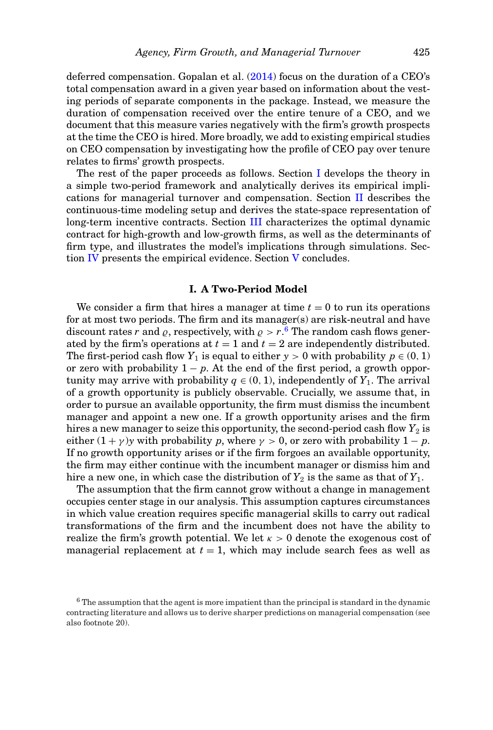deferred compensation. Gopalan et al. (2014) focus on the duration of a CEO's total compensation award in a given year based on information about the vesting periods of separate components in the package. Instead, we measure the duration of compensation received over the entire tenure of a CEO, and we document that this measure varies negatively with the firm's growth prospects at the time the CEO is hired. More broadly, we add to existing empirical studies on CEO compensation by investigating how the profile of CEO pay over tenure relates to firms' growth prospects.

The rest of the paper proceeds as follows. Section I develops the theory in a simple two-period framework and analytically derives its empirical implications for managerial turnover and compensation. Section II describes the continuous-time modeling setup and derives the state-space representation of long-term incentive contracts. Section III characterizes the optimal dynamic contract for high-growth and low-growth firms, as well as the determinants of firm type, and illustrates the model's implications through simulations. Section IV presents the empirical evidence. Section V concludes.

## I. A Two-Period Model

We consider a firm that hires a manager at time $t = 0$ to run its operations for at most two periods. The firm and its manager(s) are risk-neutral and have discount rates $r$ and $\varrho$, respectively, with $\varrho > r$.[6] The random cash flows generated by the firm's operations at $t = 1$ and $t = 2$ are independently distributed. The first-period cash flow $Y_1$ is equal to either $y > 0$ with probability $p \in (0, 1)$ or zero with probability $1 - p$. At the end of the first period, a growth opportunity may arrive with probability $q \in (0, 1)$, independently of $Y_1$. The arrival of a growth opportunity is publicly observable. Crucially, we assume that, in order to pursue an available opportunity, the firm must dismiss the incumbent manager and appoint a new one. If a growth opportunity arises and the firm hires a new manager to seize this opportunity, the second-period cash flow $Y_2$ is either $(1 + \gamma)y$ with probability $p$, where $\gamma > 0$, or zero with probability $1 - p$. If no growth opportunity arises or if the firm forgoes an available opportunity, the firm may either continue with the incumbent manager or dismiss him and hire a new one, in which case the distribution of $Y_2$ is the same as that of $Y_1$.

The assumption that the firm cannot grow without a change in management occupies center stage in our analysis. This assumption captures circumstances in which value creation requires specific managerial skills to carry out radical transformations of the firm and the incumbent does not have the ability to realize the firm's growth potential. We let $\kappa > 0$ denote the exogenous cost of managerial replacement at $t = 1$, which may include search fees as well as

[6] The assumption that the agent is more impatient than the principal is standard in the dynamic contracting literature and allows us to derive sharper predictions on managerial compensation (see also footnote 20).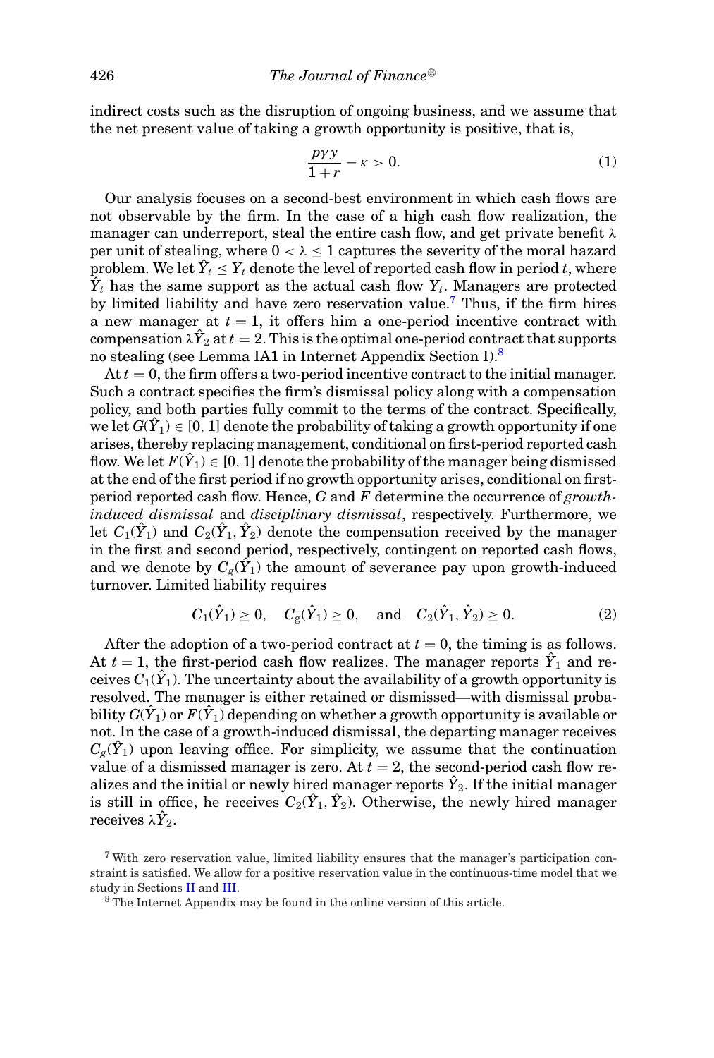indirect costs such as the disruption of ongoing business, and we assume that the net present value of taking a growth opportunity is positive, that is,

$$\frac{p\gamma y}{1+r} - \kappa > 0. \tag{1}$$

Our analysis focuses on a second-best environment in which cash flows are not observable by the firm. In the case of a high cash flow realization, the manager can underreport, steal the entire cash flow, and get private benefit $\lambda$ per unit of stealing, where $0 < \lambda \leq 1$ captures the severity of the moral hazard problem. We let $\hat{Y}_t \leq Y_t$ denote the level of reported cash flow in period $t$, where $\hat{Y}_t$ has the same support as the actual cash flow $Y_t$. Managers are protected by limited liability and have zero reservation value.[7] Thus, if the firm hires a new manager at $t = 1$, it offers him a one-period incentive contract with compensation $\lambda\hat{Y}_2$ at $t = 2$. This is the optimal one-period contract that supports no stealing (see Lemma IA1 in Internet Appendix Section I).[8]

At $t = 0$, the firm offers a two-period incentive contract to the initial manager. Such a contract specifies the firm's dismissal policy along with a compensation policy, and both parties fully commit to the terms of the contract. Specifically, we let $G(\hat{Y}_1) \in [0, 1]$ denote the probability of taking a growth opportunity if one arises, thereby replacing management, conditional on first-period reported cash flow. We let $F(\hat{Y}_1) \in [0, 1]$ denote the probability of the manager being dismissed at the end of the first period if no growth opportunity arises, conditional on first-period reported cash flow. Hence, $G$ and $F$ determine the occurrence of *growth-induced dismissal* and *disciplinary dismissal*, respectively. Furthermore, we let $C_1(\hat{Y}_1)$ and $C_2(\hat{Y}_1, \hat{Y}_2)$ denote the compensation received by the manager in the first and second period, respectively, contingent on reported cash flows, and we denote by $C_g(\hat{Y}_1)$ the amount of severance pay upon growth-induced turnover. Limited liability requires

$$C_1(\hat{Y}_1) \geq 0, \quad C_g(\hat{Y}_1) \geq 0, \quad \text{and} \quad C_2(\hat{Y}_1, \hat{Y}_2) \geq 0. \tag{2}$$

After the adoption of a two-period contract at $t = 0$, the timing is as follows. At $t = 1$, the first-period cash flow realizes. The manager reports $\hat{Y}_1$ and receives $C_1(\hat{Y}_1)$. The uncertainty about the availability of a growth opportunity is resolved. The manager is either retained or dismissed—with dismissal probability $G(\hat{Y}_1)$ or $F(\hat{Y}_1)$ depending on whether a growth opportunity is available or not. In the case of a growth-induced dismissal, the departing manager receives $C_g(\hat{Y}_1)$ upon leaving office. For simplicity, we assume that the continuation value of a dismissed manager is zero. At $t = 2$, the second-period cash flow realizes and the initial or newly hired manager reports $\hat{Y}_2$. If the initial manager is still in office, he receives $C_2(\hat{Y}_1, \hat{Y}_2)$. Otherwise, the newly hired manager receives $\lambda\hat{Y}_2$.

[7] With zero reservation value, limited liability ensures that the manager's participation constraint is satisfied. We allow for a positive reservation value in the continuous-time model that we study in Sections II and III.

[8] The Internet Appendix may be found in the online version of this article.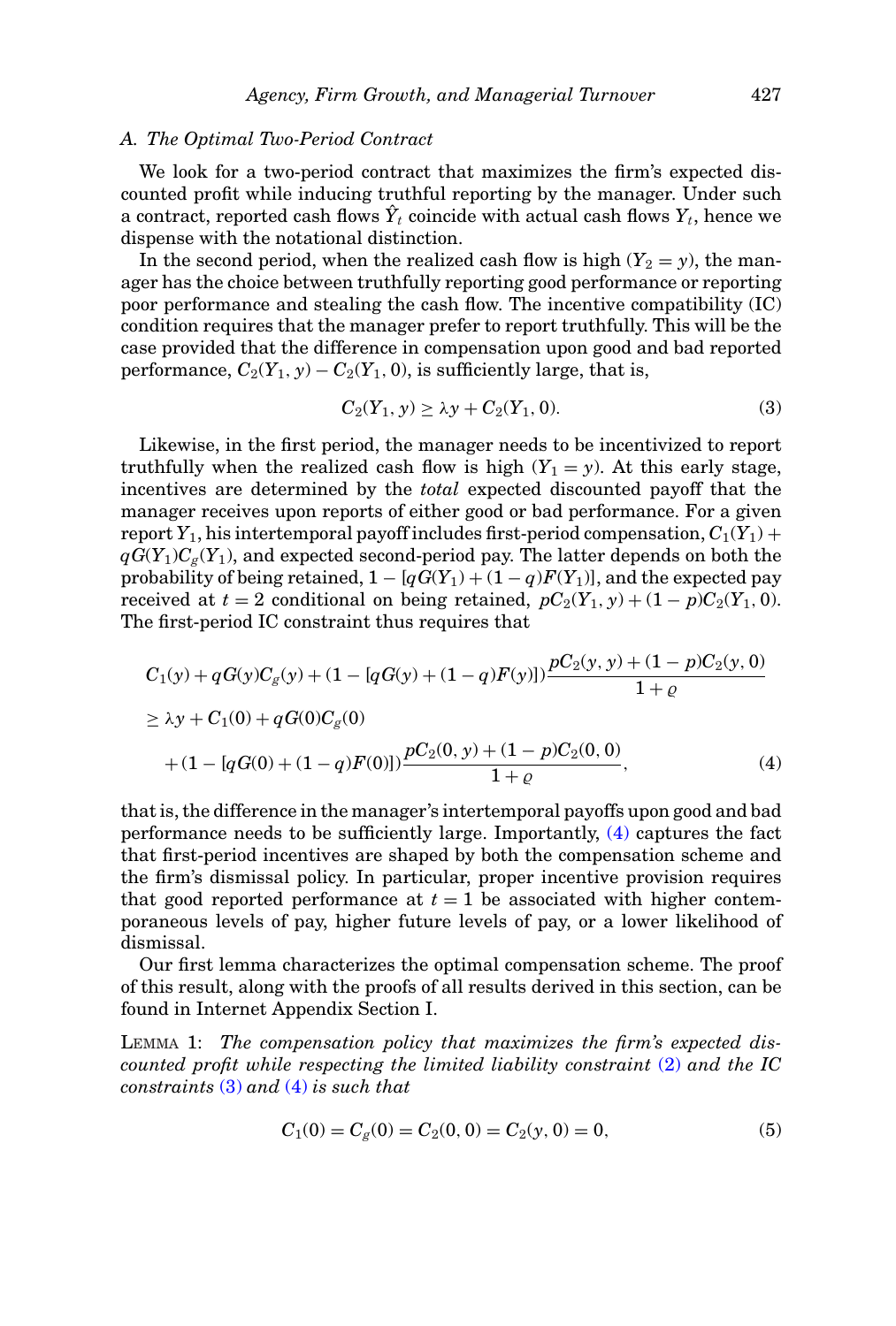### A. The Optimal Two-Period Contract

We look for a two-period contract that maximizes the firm's expected discounted profit while inducing truthful reporting by the manager. Under such a contract, reported cash flows $\hat{Y}_t$ coincide with actual cash flows $Y_t$, hence we dispense with the notational distinction.

In the second period, when the realized cash flow is high ($Y_2 = y$), the manager has the choice between truthfully reporting good performance or reporting poor performance and stealing the cash flow. The incentive compatibility (IC) condition requires that the manager prefer to report truthfully. This will be the case provided that the difference in compensation upon good and bad reported performance, $C_2(Y_1, y) - C_2(Y_1, 0)$, is sufficiently large, that is,

$$C_2(Y_1, y) \geq \lambda y + C_2(Y_1, 0). \tag{3}$$

Likewise, in the first period, the manager needs to be incentivized to report truthfully when the realized cash flow is high ($Y_1 = y$). At this early stage, incentives are determined by the *total* expected discounted payoff that the manager receives upon reports of either good or bad performance. For a given report $Y_1$, his intertemporal payoff includes first-period compensation, $C_1(Y_1) + qG(Y_1)C_g(Y_1)$, and expected second-period pay. The latter depends on both the probability of being retained, $1 - [qG(Y_1) + (1-q)F(Y_1)]$, and the expected pay received at $t = 2$ conditional on being retained, $pC_2(Y_1, y) + (1-p)C_2(Y_1, 0)$. The first-period IC constraint thus requires that

$$\begin{aligned}
&C_1(y) + qG(y)C_g(y) + (1 - [qG(y) + (1-q)F(y)])\frac{pC_2(y, y) + (1-p)C_2(y, 0)}{1+\varrho} \\
&\geq \lambda y + C_1(0) + qG(0)C_g(0) \\
&\quad + (1 - [qG(0) + (1-q)F(0)])\frac{pC_2(0, y) + (1-p)C_2(0, 0)}{1+\varrho},
\end{aligned} \tag{4}$$

that is, the difference in the manager's intertemporal payoffs upon good and bad performance needs to be sufficiently large. Importantly, (4) captures the fact that first-period incentives are shaped by both the compensation scheme and the firm's dismissal policy. In particular, proper incentive provision requires that good reported performance at $t = 1$ be associated with higher contemporaneous levels of pay, higher future levels of pay, or a lower likelihood of dismissal.

Our first lemma characterizes the optimal compensation scheme. The proof of this result, along with the proofs of all results derived in this section, can be found in Internet Appendix Section I.

LEMMA 1: *The compensation policy that maximizes the firm's expected discounted profit while respecting the limited liability constraint (2) and the IC constraints (3) and (4) is such that*

$$C_1(0) = C_g(0) = C_2(0, 0) = C_2(y, 0) = 0, \tag{5}$$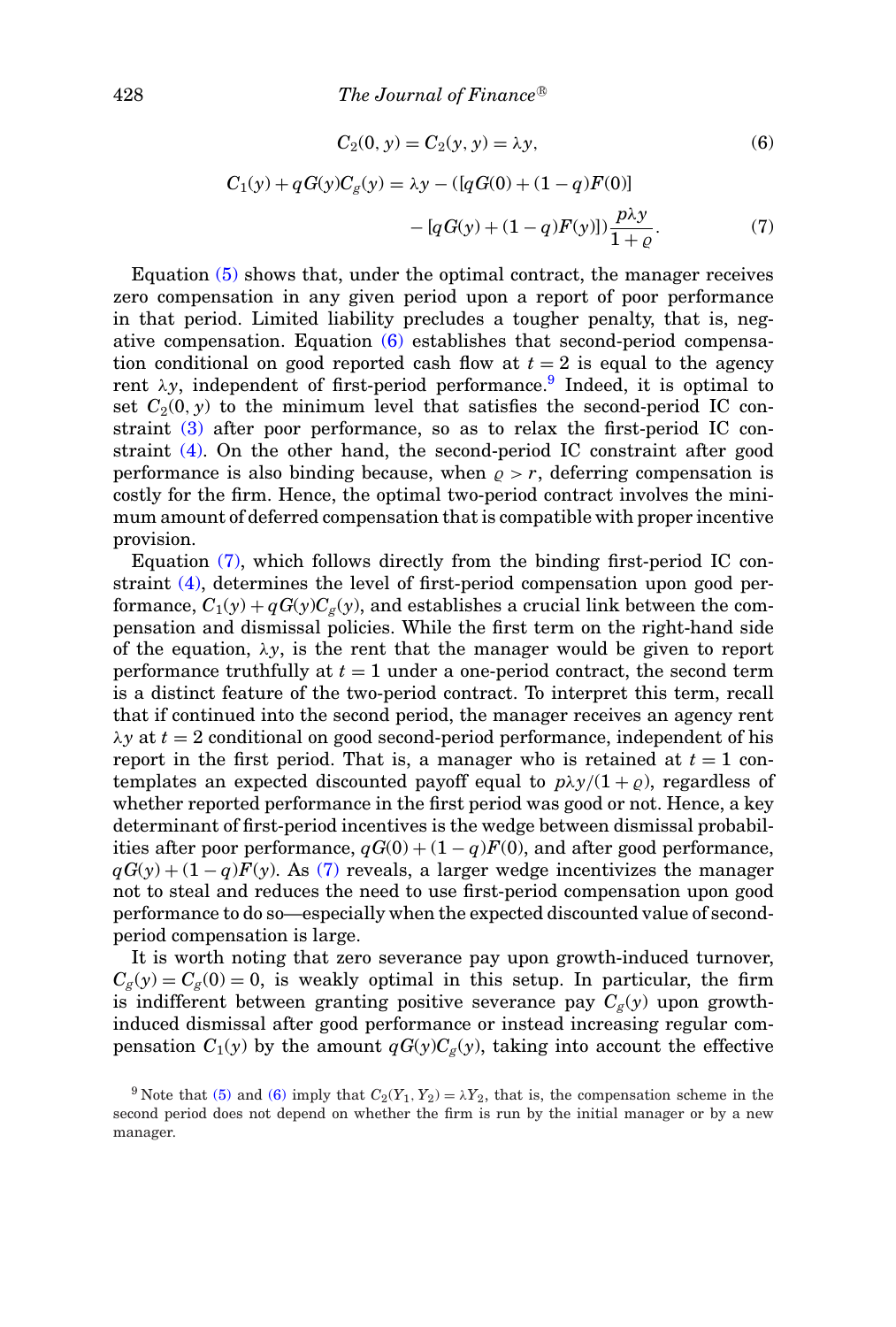$$C_2(0, y) = C_2(y, y) = \lambda y, \tag{6}$$

$$C_1(y) + qG(y)C_g(y) = \lambda y - ([qG(0) + (1-q)F(0)] - [qG(y) + (1-q)F(y)])\frac{p\lambda y}{1+\varrho}. \tag{7}$$

Equation (5) shows that, under the optimal contract, the manager receives zero compensation in any given period upon a report of poor performance in that period. Limited liability precludes a tougher penalty, that is, negative compensation. Equation (6) establishes that second-period compensation conditional on good reported cash flow at $t = 2$ is equal to the agency rent $\lambda y$, independent of first-period performance.[9] Indeed, it is optimal to set $C_2(0, y)$ to the minimum level that satisfies the second-period IC constraint (3) after poor performance, so as to relax the first-period IC constraint (4). On the other hand, the second-period IC constraint after good performance is also binding because, when $\varrho > r$, deferring compensation is costly for the firm. Hence, the optimal two-period contract involves the minimum amount of deferred compensation that is compatible with proper incentive provision.

Equation (7), which follows directly from the binding first-period IC constraint (4), determines the level of first-period compensation upon good performance, $C_1(y) + qG(y)C_g(y)$, and establishes a crucial link between the compensation and dismissal policies. While the first term on the right-hand side of the equation, $\lambda y$, is the rent that the manager would be given to report performance truthfully at $t = 1$ under a one-period contract, the second term is a distinct feature of the two-period contract. To interpret this term, recall that if continued into the second period, the manager receives an agency rent $\lambda y$ at $t = 2$ conditional on good second-period performance, independent of his report in the first period. That is, a manager who is retained at $t = 1$ contemplates an expected discounted payoff equal to $p\lambda y/(1+\varrho)$, regardless of whether reported performance in the first period was good or not. Hence, a key determinant of first-period incentives is the wedge between dismissal probabilities after poor performance, $qG(0) + (1-q)F(0)$, and after good performance, $qG(y) + (1-q)F(y)$. As (7) reveals, a larger wedge incentivizes the manager not to steal and reduces the need to use first-period compensation upon good performance to do so—especially when the expected discounted value of second-period compensation is large.

It is worth noting that zero severance pay upon growth-induced turnover, $C_g(y) = C_g(0) = 0$, is weakly optimal in this setup. In particular, the firm is indifferent between granting positive severance pay $C_g(y)$ upon growth-induced dismissal after good performance or instead increasing regular compensation $C_1(y)$ by the amount $qG(y)C_g(y)$, taking into account the effective

[9] Note that (5) and (6) imply that $C_2(Y_1, Y_2) = \lambda Y_2$, that is, the compensation scheme in the second period does not depend on whether the firm is run by the initial manager or by a new manager.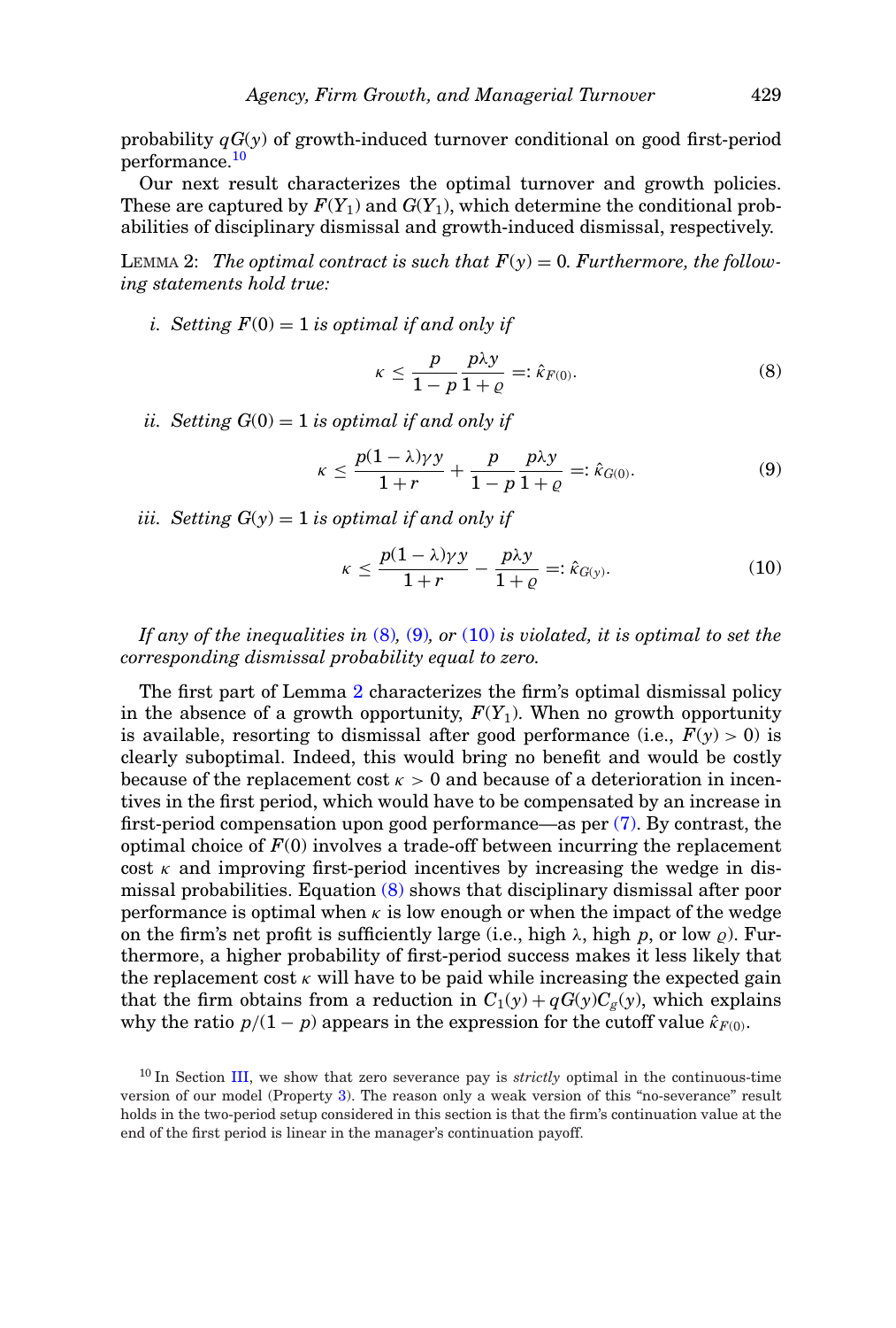probability $qG(y)$ of growth-induced turnover conditional on good first-period performance.[10]

Our next result characterizes the optimal turnover and growth policies. These are captured by $F(Y_1)$ and $G(Y_1)$, which determine the conditional probabilities of disciplinary dismissal and growth-induced dismissal, respectively.

LEMMA 2: *The optimal contract is such that $F(y) = 0$. Furthermore, the following statements hold true:*

*i. Setting $F(0) = 1$ is optimal if and only if*

$$\kappa \leq \frac{p}{1-p}\frac{p\lambda y}{1+\varrho} =: \hat{\kappa}_{F(0)}. \tag{8}$$

*ii. Setting $G(0) = 1$ is optimal if and only if*

$$\kappa \leq \frac{p(1-\lambda)\gamma y}{1+r} + \frac{p}{1-p}\frac{p\lambda y}{1+\varrho} =: \hat{\kappa}_{G(0)}. \tag{9}$$

*iii. Setting $G(y) = 1$ is optimal if and only if*

$$\kappa \leq \frac{p(1-\lambda)\gamma y}{1+r} - \frac{p\lambda y}{1+\varrho} =: \hat{\kappa}_{G(y)}. \tag{10}$$

*If any of the inequalities in (8), (9), or (10) is violated, it is optimal to set the corresponding dismissal probability equal to zero.*

The first part of Lemma 2 characterizes the firm's optimal dismissal policy in the absence of a growth opportunity, $F(Y_1)$. When no growth opportunity is available, resorting to dismissal after good performance (i.e., $F(y) > 0$) is clearly suboptimal. Indeed, this would bring no benefit and would be costly because of the replacement cost $\kappa > 0$ and because of a deterioration in incentives in the first period, which would have to be compensated by an increase in first-period compensation upon good performance—as per (7). By contrast, the optimal choice of $F(0)$ involves a trade-off between incurring the replacement cost $\kappa$ and improving first-period incentives by increasing the wedge in dismissal probabilities. Equation (8) shows that disciplinary dismissal after poor performance is optimal when $\kappa$ is low enough or when the impact of the wedge on the firm's net profit is sufficiently large (i.e., high $\lambda$, high $p$, or low $\varrho$). Furthermore, a higher probability of first-period success makes it less likely that the replacement cost $\kappa$ will have to be paid while increasing the expected gain that the firm obtains from a reduction in $C_1(y) + qG(y)C_g(y)$, which explains why the ratio $p/(1-p)$ appears in the expression for the cutoff value $\hat{\kappa}_{F(0)}$.

[10] In Section III, we show that zero severance pay is *strictly* optimal in the continuous-time version of our model (Property 3). The reason only a weak version of this "no-severance" result holds in the two-period setup considered in this section is that the firm's continuation value at the end of the first period is linear in the manager's continuation payoff.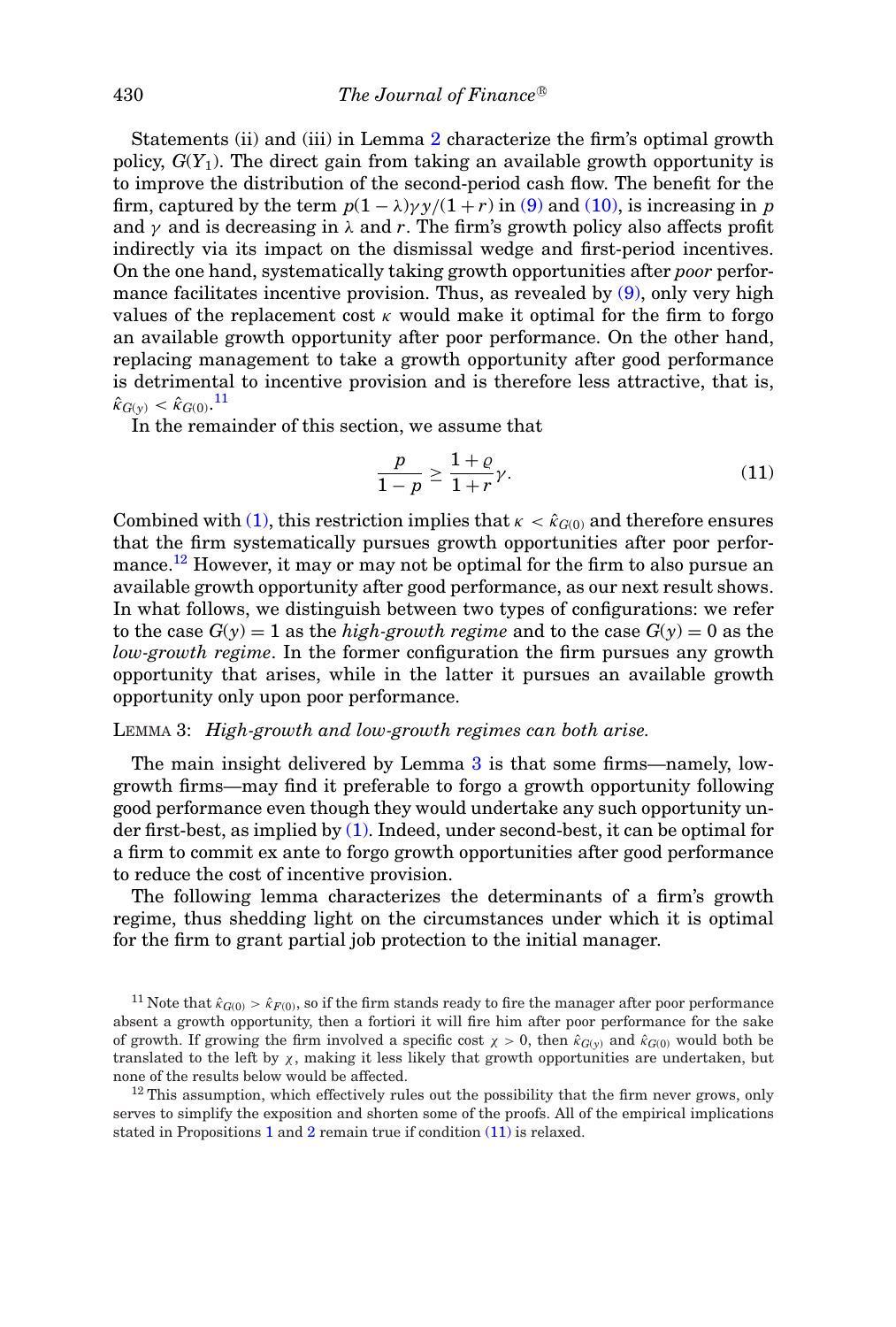Statements (ii) and (iii) in Lemma 2 characterize the firm's optimal growth policy, $G(Y_1)$. The direct gain from taking an available growth opportunity is to improve the distribution of the second-period cash flow. The benefit for the firm, captured by the term $p(1-\lambda)\gamma y/(1+r)$ in (9) and (10), is increasing in $p$ and $\gamma$ and is decreasing in $\lambda$ and $r$. The firm's growth policy also affects profit indirectly via its impact on the dismissal wedge and first-period incentives. On the one hand, systematically taking growth opportunities after *poor* performance facilitates incentive provision. Thus, as revealed by (9), only very high values of the replacement cost $\kappa$ would make it optimal for the firm to forgo an available growth opportunity after poor performance. On the other hand, replacing management to take a growth opportunity after good performance is detrimental to incentive provision and is therefore less attractive, that is, $\hat{\kappa}_{G(y)} < \hat{\kappa}_{G(0)}$.[11]

In the remainder of this section, we assume that

$$\frac{p}{1-p} \geq \frac{1+\varrho}{1+r}\gamma. \tag{11}$$

Combined with (1), this restriction implies that $\kappa < \hat{\kappa}_{G(0)}$ and therefore ensures that the firm systematically pursues growth opportunities after poor performance.[12] However, it may or may not be optimal for the firm to also pursue an available growth opportunity after good performance, as our next result shows. In what follows, we distinguish between two types of configurations: we refer to the case $G(y) = 1$ as the *high-growth regime* and to the case $G(y) = 0$ as the *low-growth regime*. In the former configuration the firm pursues any growth opportunity that arises, while in the latter it pursues an available growth opportunity only upon poor performance.

LEMMA 3: *High-growth and low-growth regimes can both arise.*

The main insight delivered by Lemma 3 is that some firms—namely, low-growth firms—may find it preferable to forgo a growth opportunity following good performance even though they would undertake any such opportunity under first-best, as implied by (1). Indeed, under second-best, it can be optimal for a firm to commit ex ante to forgo growth opportunities after good performance to reduce the cost of incentive provision.

The following lemma characterizes the determinants of a firm's growth regime, thus shedding light on the circumstances under which it is optimal for the firm to grant partial job protection to the initial manager.

[11] Note that $\hat{\kappa}_{G(0)} > \hat{\kappa}_{F(0)}$, so if the firm stands ready to fire the manager after poor performance absent a growth opportunity, then a fortiori it will fire him after poor performance for the sake of growth. If growing the firm involved a specific cost $\chi > 0$, then $\hat{\kappa}_{G(y)}$ and $\hat{\kappa}_{G(0)}$ would both be translated to the left by $\chi$, making it less likely that growth opportunities are undertaken, but none of the results below would be affected.

[12] This assumption, which effectively rules out the possibility that the firm never grows, only serves to simplify the exposition and shorten some of the proofs. All of the empirical implications stated in Propositions 1 and 2 remain true if condition (11) is relaxed.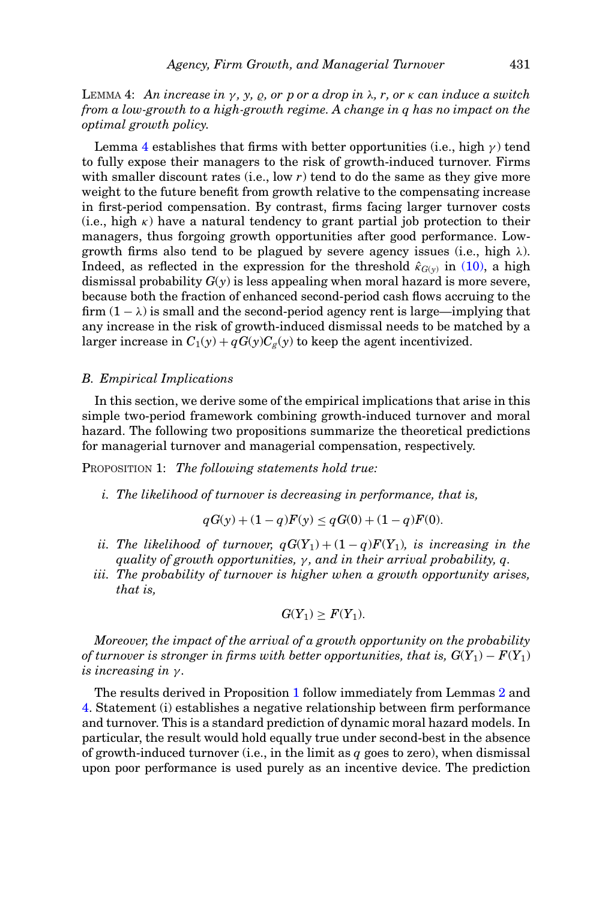LEMMA 4: *An increase in $\gamma$, $y$, $\varrho$, or $p$ or a drop in $\lambda$, $r$, or $\kappa$ can induce a switch from a low-growth to a high-growth regime. A change in $q$ has no impact on the optimal growth policy.*

Lemma 4 establishes that firms with better opportunities (i.e., high $\gamma$) tend to fully expose their managers to the risk of growth-induced turnover. Firms with smaller discount rates (i.e., low $r$) tend to do the same as they give more weight to the future benefit from growth relative to the compensating increase in first-period compensation. By contrast, firms facing larger turnover costs (i.e., high $\kappa$) have a natural tendency to grant partial job protection to their managers, thus forgoing growth opportunities after good performance. Low-growth firms also tend to be plagued by severe agency issues (i.e., high $\lambda$). Indeed, as reflected in the expression for the threshold $\hat{\kappa}_{G(y)}$ in (10), a high dismissal probability $G(y)$ is less appealing when moral hazard is more severe, because both the fraction of enhanced second-period cash flows accruing to the firm $(1-\lambda)$ is small and the second-period agency rent is large—implying that any increase in the risk of growth-induced dismissal needs to be matched by a larger increase in $C_1(y) + qG(y)C_g(y)$ to keep the agent incentivized.

### *B. Empirical Implications*

In this section, we derive some of the empirical implications that arise in this simple two-period framework combining growth-induced turnover and moral hazard. The following two propositions summarize the theoretical predictions for managerial turnover and managerial compensation, respectively.

PROPOSITION 1: *The following statements hold true:*

*i. The likelihood of turnover is decreasing in performance, that is,*

$$qG(y) + (1-q)F(y) \leq qG(0) + (1-q)F(0).$$

*ii. The likelihood of turnover, $qG(Y_1) + (1-q)F(Y_1)$, is increasing in the quality of growth opportunities, $\gamma$, and in their arrival probability, $q$.*

*iii. The probability of turnover is higher when a growth opportunity arises, that is,*

$$G(Y_1) \geq F(Y_1).$$

*Moreover, the impact of the arrival of a growth opportunity on the probability of turnover is stronger in firms with better opportunities, that is, $G(Y_1) - F(Y_1)$ is increasing in $\gamma$.*

The results derived in Proposition 1 follow immediately from Lemmas 2 and 4. Statement (i) establishes a negative relationship between firm performance and turnover. This is a standard prediction of dynamic moral hazard models. In particular, the result would hold equally true under second-best in the absence of growth-induced turnover (i.e., in the limit as $q$ goes to zero), when dismissal upon poor performance is used purely as an incentive device. The prediction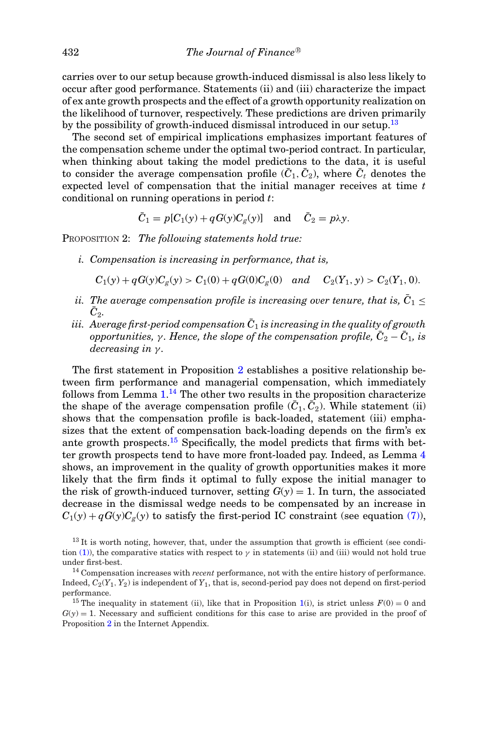carries over to our setup because growth-induced dismissal is also less likely to occur after good performance. Statements (ii) and (iii) characterize the impact of ex ante growth prospects and the effect of a growth opportunity realization on the likelihood of turnover, respectively. These predictions are driven primarily by the possibility of growth-induced dismissal introduced in our setup.[13]

The second set of empirical implications emphasizes important features of the compensation scheme under the optimal two-period contract. In particular, when thinking about taking the model predictions to the data, it is useful to consider the average compensation profile $(\bar{C}_1, \bar{C}_2)$, where $\bar{C}_t$ denotes the expected level of compensation that the initial manager receives at time $t$ conditional on running operations in period $t$:

$$\bar{C}_1 = p[C_1(y) + qG(y)C_g(y)] \quad \text{and} \quad \bar{C}_2 = p\lambda y.$$

PROPOSITION 2: *The following statements hold true:*

*i. Compensation is increasing in performance, that is,*

$$C_1(y) + qG(y)C_g(y) > C_1(0) + qG(0)C_g(0) \quad \textit{and} \quad C_2(Y_1, y) > C_2(Y_1, 0).$$

*ii. The average compensation profile is increasing over tenure, that is, $\bar{C}_1 \leq \bar{C}_2$.*

*iii. Average first-period compensation $\bar{C}_1$ is increasing in the quality of growth opportunities, $\gamma$. Hence, the slope of the compensation profile, $\bar{C}_2 - \bar{C}_1$, is decreasing in $\gamma$.*

The first statement in Proposition 2 establishes a positive relationship between firm performance and managerial compensation, which immediately follows from Lemma 1.[14] The other two results in the proposition characterize the shape of the average compensation profile $(\bar{C}_1, \bar{C}_2)$. While statement (ii) shows that the compensation profile is back-loaded, statement (iii) emphasizes that the extent of compensation back-loading depends on the firm's ex ante growth prospects.[15] Specifically, the model predicts that firms with better growth prospects tend to have more front-loaded pay. Indeed, as Lemma 4 shows, an improvement in the quality of growth opportunities makes it more likely that the firm finds it optimal to fully expose the initial manager to the risk of growth-induced turnover, setting $G(y) = 1$. In turn, the associated decrease in the dismissal wedge needs to be compensated by an increase in $C_1(y) + qG(y)C_g(y)$ to satisfy the first-period IC constraint (see equation (7)),

[13] It is worth noting, however, that, under the assumption that growth is efficient (see condition (1)), the comparative statics with respect to $\gamma$ in statements (ii) and (iii) would not hold true under first-best.

[14] Compensation increases with *recent* performance, not with the entire history of performance. Indeed, $C_2(Y_1, Y_2)$ is independent of $Y_1$, that is, second-period pay does not depend on first-period performance.

[15] The inequality in statement (ii), like that in Proposition 1(i), is strict unless $F(0) = 0$ and $G(y) = 1$. Necessary and sufficient conditions for this case to arise are provided in the proof of Proposition 2 in the Internet Appendix.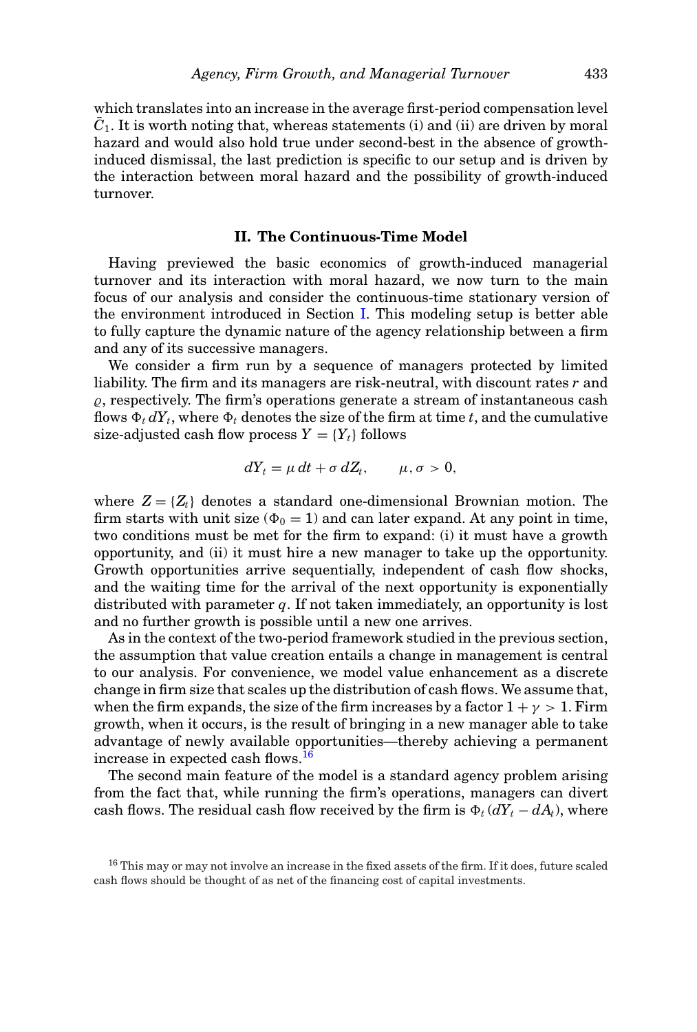which translates into an increase in the average first-period compensation level $\bar{C}_1$. It is worth noting that, whereas statements (i) and (ii) are driven by moral hazard and would also hold true under second-best in the absence of growth-induced dismissal, the last prediction is specific to our setup and is driven by the interaction between moral hazard and the possibility of growth-induced turnover.

## II. The Continuous-Time Model

Having previewed the basic economics of growth-induced managerial turnover and its interaction with moral hazard, we now turn to the main focus of our analysis and consider the continuous-time stationary version of the environment introduced in Section I. This modeling setup is better able to fully capture the dynamic nature of the agency relationship between a firm and any of its successive managers.

We consider a firm run by a sequence of managers protected by limited liability. The firm and its managers are risk-neutral, with discount rates $r$ and $\varrho$, respectively. The firm's operations generate a stream of instantaneous cash flows $\Phi_t\, dY_t$, where $\Phi_t$ denotes the size of the firm at time $t$, and the cumulative size-adjusted cash flow process $Y = \{Y_t\}$ follows

$$dY_t = \mu\, dt + \sigma\, dZ_t, \qquad \mu, \sigma > 0,$$

where $Z = \{Z_t\}$ denotes a standard one-dimensional Brownian motion. The firm starts with unit size ($\Phi_0 = 1$) and can later expand. At any point in time, two conditions must be met for the firm to expand: (i) it must have a growth opportunity, and (ii) it must hire a new manager to take up the opportunity. Growth opportunities arrive sequentially, independent of cash flow shocks, and the waiting time for the arrival of the next opportunity is exponentially distributed with parameter $q$. If not taken immediately, an opportunity is lost and no further growth is possible until a new one arrives.

As in the context of the two-period framework studied in the previous section, the assumption that value creation entails a change in management is central to our analysis. For convenience, we model value enhancement as a discrete change in firm size that scales up the distribution of cash flows. We assume that, when the firm expands, the size of the firm increases by a factor $1 + \gamma > 1$. Firm growth, when it occurs, is the result of bringing in a new manager able to take advantage of newly available opportunities—thereby achieving a permanent increase in expected cash flows.[16]

The second main feature of the model is a standard agency problem arising from the fact that, while running the firm's operations, managers can divert cash flows. The residual cash flow received by the firm is $\Phi_t\,(dY_t - dA_t)$, where

[16] This may or may not involve an increase in the fixed assets of the firm. If it does, future scaled cash flows should be thought of as net of the financing cost of capital investments.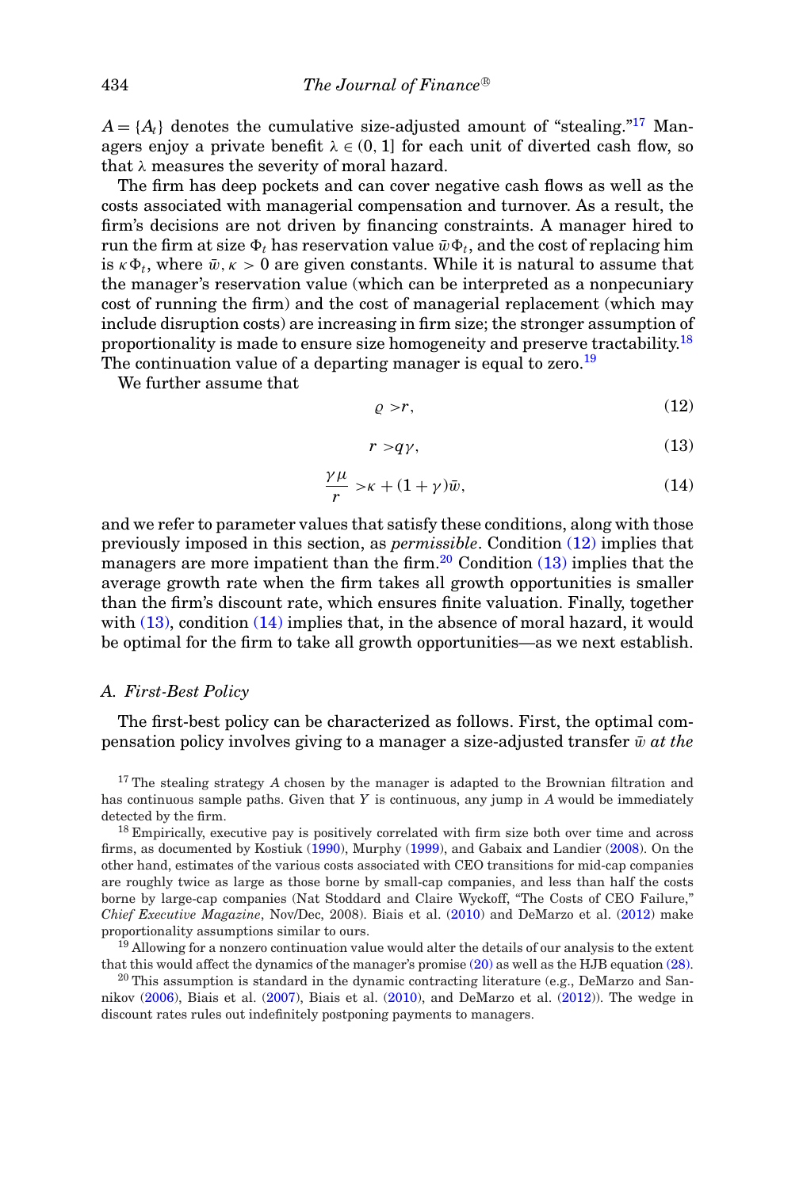$A = \{A_t\}$ denotes the cumulative size-adjusted amount of "stealing."[17] Managers enjoy a private benefit $\lambda \in (0, 1]$ for each unit of diverted cash flow, so that $\lambda$ measures the severity of moral hazard.

The firm has deep pockets and can cover negative cash flows as well as the costs associated with managerial compensation and turnover. As a result, the firm's decisions are not driven by financing constraints. A manager hired to run the firm at size $\Phi_t$ has reservation value $\bar{w}\Phi_t$, and the cost of replacing him is $\kappa\Phi_t$, where $\bar{w}, \kappa > 0$ are given constants. While it is natural to assume that the manager's reservation value (which can be interpreted as a nonpecuniary cost of running the firm) and the cost of managerial replacement (which may include disruption costs) are increasing in firm size; the stronger assumption of proportionality is made to ensure size homogeneity and preserve tractability.[18] The continuation value of a departing manager is equal to zero.[19]

We further assume that

$$\varrho > r, \tag{12}$$

$$r > q\gamma, \tag{13}$$

$$\frac{\gamma\mu}{r} > \kappa + (1+\gamma)\bar{w}, \tag{14}$$

and we refer to parameter values that satisfy these conditions, along with those previously imposed in this section, as *permissible*. Condition (12) implies that managers are more impatient than the firm.[20] Condition (13) implies that the average growth rate when the firm takes all growth opportunities is smaller than the firm's discount rate, which ensures finite valuation. Finally, together with (13), condition (14) implies that, in the absence of moral hazard, it would be optimal for the firm to take all growth opportunities—as we next establish.

### A. First-Best Policy

The first-best policy can be characterized as follows. First, the optimal compensation policy involves giving to a manager a size-adjusted transfer $\bar{w}$ *at the*

[17] The stealing strategy $A$ chosen by the manager is adapted to the Brownian filtration and has continuous sample paths. Given that $Y$ is continuous, any jump in $A$ would be immediately detected by the firm.

[18] Empirically, executive pay is positively correlated with firm size both over time and across firms, as documented by Kostiuk (1990), Murphy (1999), and Gabaix and Landier (2008). On the other hand, estimates of the various costs associated with CEO transitions for mid-cap companies are roughly twice as large as those borne by small-cap companies, and less than half the costs borne by large-cap companies (Nat Stoddard and Claire Wyckoff, "The Costs of CEO Failure," *Chief Executive Magazine*, Nov/Dec, 2008). Biais et al. (2010) and DeMarzo et al. (2012) make proportionality assumptions similar to ours.

[19] Allowing for a nonzero continuation value would alter the details of our analysis to the extent that this would affect the dynamics of the manager's promise (20) as well as the HJB equation (28).

[20] This assumption is standard in the dynamic contracting literature (e.g., DeMarzo and Sannikov (2006), Biais et al. (2007), Biais et al. (2010), and DeMarzo et al. (2012)). The wedge in discount rates rules out indefinitely postponing payments to managers.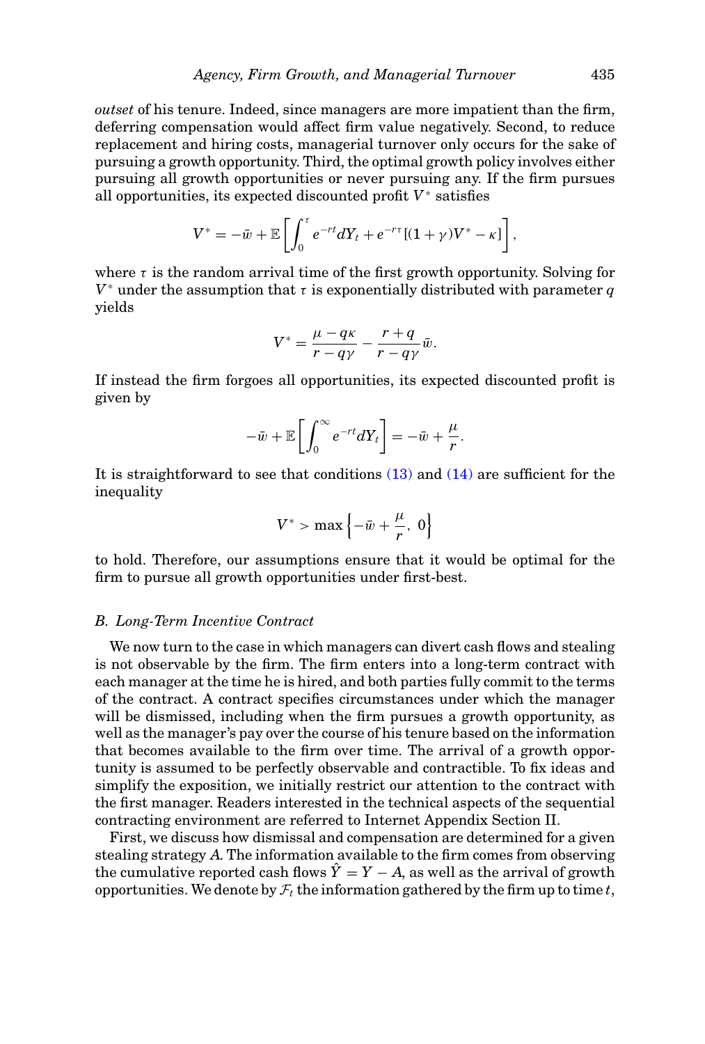*outset* of his tenure. Indeed, since managers are more impatient than the firm, deferring compensation would affect firm value negatively. Second, to reduce replacement and hiring costs, managerial turnover only occurs for the sake of pursuing a growth opportunity. Third, the optimal growth policy involves either pursuing all growth opportunities or never pursuing any. If the firm pursues all opportunities, its expected discounted profit $V^*$ satisfies

$$V^* = -\bar{w} + \mathbb{E}\left[\int_0^\tau e^{-rt} dY_t + e^{-r\tau}[(1+\gamma)V^* - \kappa]\right],$$

where $\tau$ is the random arrival time of the first growth opportunity. Solving for $V^*$ under the assumption that $\tau$ is exponentially distributed with parameter $q$ yields

$$V^* = \frac{\mu - q\kappa}{r - q\gamma} - \frac{r+q}{r-q\gamma}\bar{w}.$$

If instead the firm forgoes all opportunities, its expected discounted profit is given by

$$-\bar{w} + \mathbb{E}\left[\int_0^\infty e^{-rt} dY_t\right] = -\bar{w} + \frac{\mu}{r}.$$

It is straightforward to see that conditions (13) and (14) are sufficient for the inequality

$$V^* > \max\left\{-\bar{w} + \frac{\mu}{r},\ 0\right\}$$

to hold. Therefore, our assumptions ensure that it would be optimal for the firm to pursue all growth opportunities under first-best.

### *B. Long-Term Incentive Contract*

We now turn to the case in which managers can divert cash flows and stealing is not observable by the firm. The firm enters into a long-term contract with each manager at the time he is hired, and both parties fully commit to the terms of the contract. A contract specifies circumstances under which the manager will be dismissed, including when the firm pursues a growth opportunity, as well as the manager's pay over the course of his tenure based on the information that becomes available to the firm over time. The arrival of a growth opportunity is assumed to be perfectly observable and contractible. To fix ideas and simplify the exposition, we initially restrict our attention to the contract with the first manager. Readers interested in the technical aspects of the sequential contracting environment are referred to Internet Appendix Section II.

First, we discuss how dismissal and compensation are determined for a given stealing strategy $A$. The information available to the firm comes from observing the cumulative reported cash flows $\hat{Y} = Y - A$, as well as the arrival of growth opportunities. We denote by $\mathcal{F}_t$ the information gathered by the firm up to time $t$,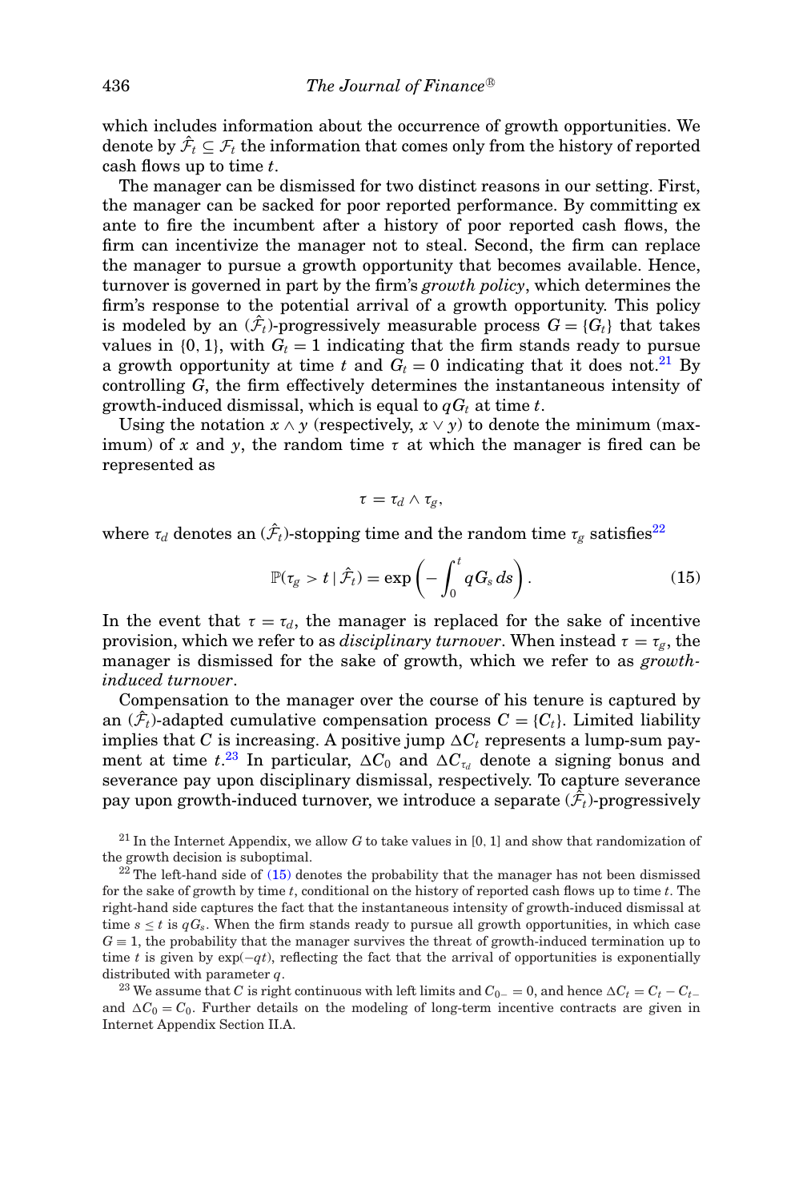which includes information about the occurrence of growth opportunities. We denote by $\hat{\mathcal{F}}_t \subseteq \mathcal{F}_t$ the information that comes only from the history of reported cash flows up to time $t$.

The manager can be dismissed for two distinct reasons in our setting. First, the manager can be sacked for poor reported performance. By committing ex ante to fire the incumbent after a history of poor reported cash flows, the firm can incentivize the manager not to steal. Second, the firm can replace the manager to pursue a growth opportunity that becomes available. Hence, turnover is governed in part by the firm's *growth policy*, which determines the firm's response to the potential arrival of a growth opportunity. This policy is modeled by an $(\hat{\mathcal{F}}_t)$-progressively measurable process $G = \{G_t\}$ that takes values in $\{0, 1\}$, with $G_t = 1$ indicating that the firm stands ready to pursue a growth opportunity at time $t$ and $G_t = 0$ indicating that it does not.[21] By controlling $G$, the firm effectively determines the instantaneous intensity of growth-induced dismissal, which is equal to $qG_t$ at time $t$.

Using the notation $x \wedge y$ (respectively, $x \vee y$) to denote the minimum (maximum) of $x$ and $y$, the random time $\tau$ at which the manager is fired can be represented as

$$\tau = \tau_d \wedge \tau_g,$$

where $\tau_d$ denotes an $(\hat{\mathcal{F}}_t)$-stopping time and the random time $\tau_g$ satisfies[22]

$$\mathbb{P}(\tau_g > t \mid \hat{\mathcal{F}}_t) = \exp\left(-\int_0^t qG_s\, ds\right). \tag{15}$$

In the event that $\tau = \tau_d$, the manager is replaced for the sake of incentive provision, which we refer to as *disciplinary turnover*. When instead $\tau = \tau_g$, the manager is dismissed for the sake of growth, which we refer to as *growth-induced turnover*.

Compensation to the manager over the course of his tenure is captured by an $(\hat{\mathcal{F}}_t)$-adapted cumulative compensation process $C = \{C_t\}$. Limited liability implies that $C$ is increasing. A positive jump $\Delta C_t$ represents a lump-sum payment at time $t$.[23] In particular, $\Delta C_0$ and $\Delta C_{\tau_d}$ denote a signing bonus and severance pay upon disciplinary dismissal, respectively. To capture severance pay upon growth-induced turnover, we introduce a separate $(\hat{\mathcal{F}}_t)$-progressively

[21] In the Internet Appendix, we allow $G$ to take values in $[0, 1]$ and show that randomization of the growth decision is suboptimal.

[22] The left-hand side of (15) denotes the probability that the manager has not been dismissed for the sake of growth by time $t$, conditional on the history of reported cash flows up to time $t$. The right-hand side captures the fact that the instantaneous intensity of growth-induced dismissal at time $s \leq t$ is $qG_s$. When the firm stands ready to pursue all growth opportunities, in which case $G \equiv 1$, the probability that the manager survives the threat of growth-induced termination up to time $t$ is given by $\exp(-qt)$, reflecting the fact that the arrival of opportunities is exponentially distributed with parameter $q$.

[23] We assume that $C$ is right continuous with left limits and $C_{0-} = 0$, and hence $\Delta C_t = C_t - C_{t-}$ and $\Delta C_0 = C_0$. Further details on the modeling of long-term incentive contracts are given in Internet Appendix Section II.A.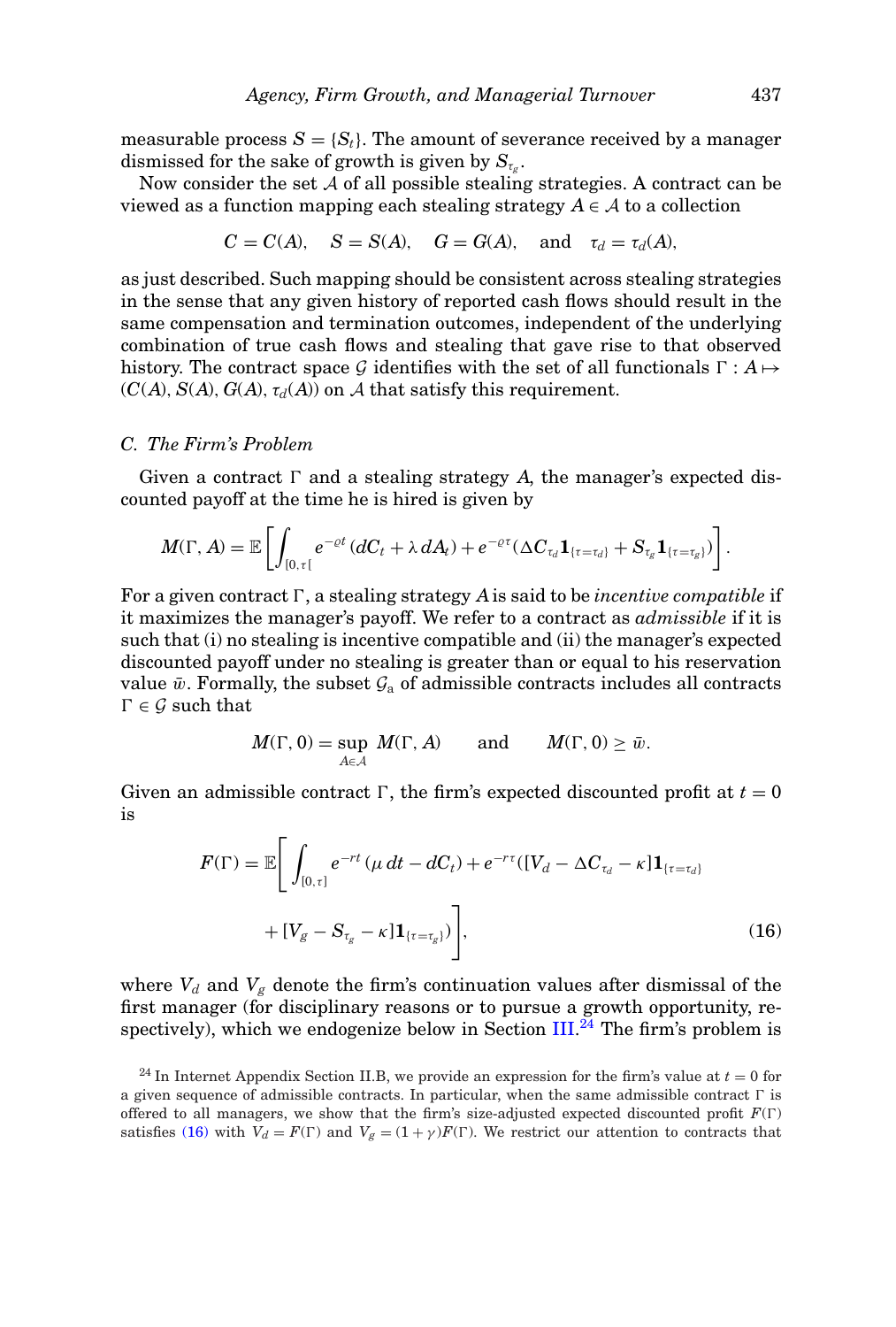measurable process $S = \{S_t\}$. The amount of severance received by a manager dismissed for the sake of growth is given by $S_{\tau_g}$.

Now consider the set $\mathcal{A}$ of all possible stealing strategies. A contract can be viewed as a function mapping each stealing strategy $A \in \mathcal{A}$ to a collection

$$C = C(A), \quad S = S(A), \quad G = G(A), \quad \text{and} \quad \tau_d = \tau_d(A),$$

as just described. Such mapping should be consistent across stealing strategies in the sense that any given history of reported cash flows should result in the same compensation and termination outcomes, independent of the underlying combination of true cash flows and stealing that gave rise to that observed history. The contract space $\mathcal{G}$ identifies with the set of all functionals $\Gamma : A \mapsto (C(A), S(A), G(A), \tau_d(A))$ on $\mathcal{A}$ that satisfy this requirement.

### C. The Firm's Problem

Given a contract $\Gamma$ and a stealing strategy $A$, the manager's expected discounted payoff at the time he is hired is given by

$$M(\Gamma, A) = \mathbb{E}\left[\int_{[0,\tau[} e^{-\varrho t}(dC_t + \lambda\, dA_t) + e^{-\varrho \tau}(\Delta C_{\tau_d}\mathbf{1}_{\{\tau=\tau_d\}} + S_{\tau_g}\mathbf{1}_{\{\tau=\tau_g\}})\right].$$

For a given contract $\Gamma$, a stealing strategy $A$ is said to be *incentive compatible* if it maximizes the manager's payoff. We refer to a contract as *admissible* if it is such that (i) no stealing is incentive compatible and (ii) the manager's expected discounted payoff under no stealing is greater than or equal to his reservation value $\bar{w}$. Formally, the subset $\mathcal{G}_{\rm a}$ of admissible contracts includes all contracts $\Gamma \in \mathcal{G}$ such that

$$M(\Gamma, 0) = \sup_{A\in\mathcal{A}} M(\Gamma, A) \qquad \text{and} \qquad M(\Gamma, 0) \geq \bar{w}.$$

Given an admissible contract $\Gamma$, the firm's expected discounted profit at $t = 0$ is

$$F(\Gamma) = \mathbb{E}\Bigg[\int_{[0,\tau]} e^{-rt}(\mu\, dt - dC_t) + e^{-r\tau}([V_d - \Delta C_{\tau_d} - \kappa]\mathbf{1}_{\{\tau=\tau_d\}} + [V_g - S_{\tau_g} - \kappa]\mathbf{1}_{\{\tau=\tau_g\}})\Bigg], \tag{16}$$

where $V_d$ and $V_g$ denote the firm's continuation values after dismissal of the first manager (for disciplinary reasons or to pursue a growth opportunity, respectively), which we endogenize below in Section III.[24] The firm's problem is

[24] In Internet Appendix Section II.B, we provide an expression for the firm's value at $t = 0$ for a given sequence of admissible contracts. In particular, when the same admissible contract $\Gamma$ is offered to all managers, we show that the firm's size-adjusted expected discounted profit $F(\Gamma)$ satisfies (16) with $V_d = F(\Gamma)$ and $V_g = (1 + \gamma)F(\Gamma)$. We restrict our attention to contracts that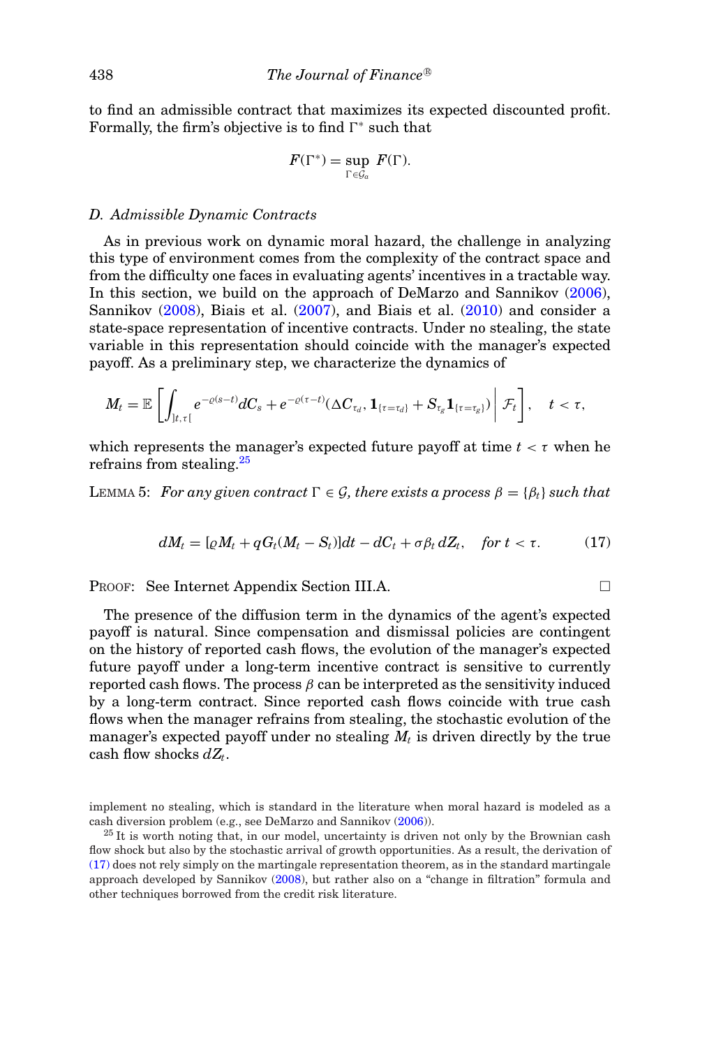to find an admissible contract that maximizes its expected discounted profit. Formally, the firm's objective is to find $\Gamma^*$ such that

$$F(\Gamma^*) = \sup_{\Gamma \in \mathcal{G}_a} F(\Gamma).$$

### D. Admissible Dynamic Contracts

As in previous work on dynamic moral hazard, the challenge in analyzing this type of environment comes from the complexity of the contract space and from the difficulty one faces in evaluating agents' incentives in a tractable way. In this section, we build on the approach of DeMarzo and Sannikov (2006), Sannikov (2008), Biais et al. (2007), and Biais et al. (2010) and consider a state-space representation of incentive contracts. Under no stealing, the state variable in this representation should coincide with the manager's expected payoff. As a preliminary step, we characterize the dynamics of

$$M_t = \mathbb{E}\left[\int_{]t,\tau[} e^{-\varrho(s-t)} dC_s + e^{-\varrho(\tau-t)}(\Delta C_{\tau_d}, \mathbf{1}_{\{\tau=\tau_d\}} + S_{\tau_g}\mathbf{1}_{\{\tau=\tau_g\}}) \,\middle|\, \mathcal{F}_t\right], \quad t < \tau,$$

which represents the manager's expected future payoff at time $t < \tau$ when he refrains from stealing.[25]

LEMMA 5: *For any given contract $\Gamma \in \mathcal{G}$, there exists a process $\beta = \{\beta_t\}$ such that*

$$dM_t = [\varrho M_t + qG_t(M_t - S_t)]dt - dC_t + \sigma\beta_t\, dZ_t, \quad \textit{for } t < \tau. \tag{17}$$

PROOF: See Internet Appendix Section III.A. □

The presence of the diffusion term in the dynamics of the agent's expected payoff is natural. Since compensation and dismissal policies are contingent on the history of reported cash flows, the evolution of the manager's expected future payoff under a long-term incentive contract is sensitive to currently reported cash flows. The process $\beta$ can be interpreted as the sensitivity induced by a long-term contract. Since reported cash flows coincide with true cash flows when the manager refrains from stealing, the stochastic evolution of the manager's expected payoff under no stealing $M_t$ is driven directly by the true cash flow shocks $dZ_t$.

implement no stealing, which is standard in the literature when moral hazard is modeled as a cash diversion problem (e.g., see DeMarzo and Sannikov (2006)).

[25] It is worth noting that, in our model, uncertainty is driven not only by the Brownian cash flow shock but also by the stochastic arrival of growth opportunities. As a result, the derivation of (17) does not rely simply on the martingale representation theorem, as in the standard martingale approach developed by Sannikov (2008), but rather also on a "change in filtration" formula and other techniques borrowed from the credit risk literature.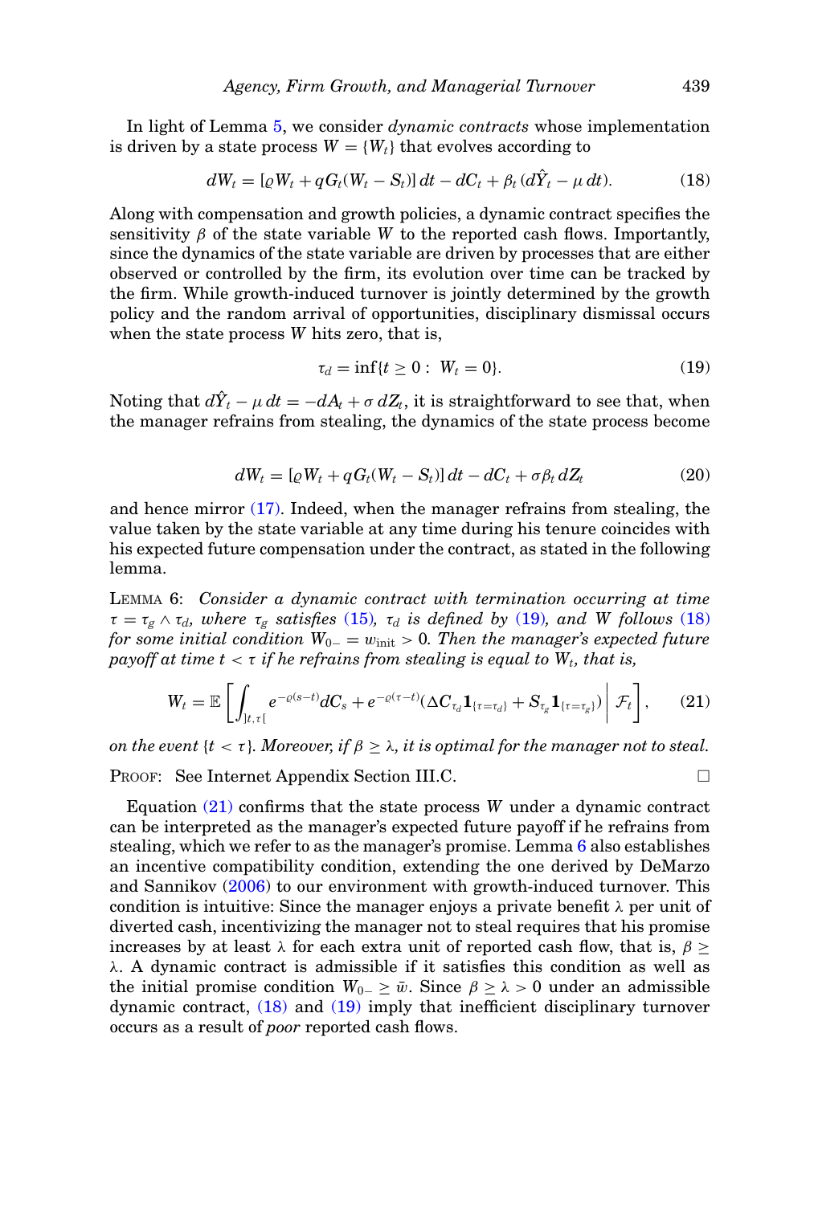In light of Lemma 5, we consider *dynamic contracts* whose implementation is driven by a state process $W = \{W_t\}$ that evolves according to

$$dW_t = [\varrho W_t + qG_t(W_t - S_t)]\,dt - dC_t + \beta_t\,(d\hat{Y}_t - \mu\,dt). \tag{18}$$

Along with compensation and growth policies, a dynamic contract specifies the sensitivity $\beta$ of the state variable $W$ to the reported cash flows. Importantly, since the dynamics of the state variable are driven by processes that are either observed or controlled by the firm, its evolution over time can be tracked by the firm. While growth-induced turnover is jointly determined by the growth policy and the random arrival of opportunities, disciplinary dismissal occurs when the state process $W$ hits zero, that is,

$$\tau_d = \inf\{t \geq 0 : \; W_t = 0\}. \tag{19}$$

Noting that $d\hat{Y}_t - \mu\,dt = -dA_t + \sigma\,dZ_t$, it is straightforward to see that, when the manager refrains from stealing, the dynamics of the state process become

$$dW_t = [\varrho W_t + qG_t(W_t - S_t)]\,dt - dC_t + \sigma\beta_t\,dZ_t \tag{20}$$

and hence mirror (17). Indeed, when the manager refrains from stealing, the value taken by the state variable at any time during his tenure coincides with his expected future compensation under the contract, as stated in the following lemma.

LEMMA 6: *Consider a dynamic contract with termination occurring at time $\tau = \tau_g \wedge \tau_d$, where $\tau_g$ satisfies (15), $\tau_d$ is defined by (19), and $W$ follows (18) for some initial condition $W_{0-} = w_{\text{init}} > 0$. Then the manager's expected future payoff at time $t < \tau$ if he refrains from stealing is equal to $W_t$, that is,*

$$W_t = \mathbb{E}\left[\int_{]t,\tau[} e^{-\varrho(s-t)}dC_s + e^{-\varrho(\tau-t)}(\Delta C_{\tau_d}\mathbf{1}_{\{\tau=\tau_d\}} + S_{\tau_g}\mathbf{1}_{\{\tau=\tau_g\}})\,\middle|\, \mathcal{F}_t\right], \tag{21}$$

*on the event $\{t < \tau\}$. Moreover, if $\beta \geq \lambda$, it is optimal for the manager not to steal.*

PROOF: See Internet Appendix Section III.C. □

Equation (21) confirms that the state process $W$ under a dynamic contract can be interpreted as the manager's expected future payoff if he refrains from stealing, which we refer to as the manager's promise. Lemma 6 also establishes an incentive compatibility condition, extending the one derived by DeMarzo and Sannikov (2006) to our environment with growth-induced turnover. This condition is intuitive: Since the manager enjoys a private benefit $\lambda$ per unit of diverted cash, incentivizing the manager not to steal requires that his promise increases by at least $\lambda$ for each extra unit of reported cash flow, that is, $\beta \geq \lambda$. A dynamic contract is admissible if it satisfies this condition as well as the initial promise condition $W_{0-} \geq \bar{w}$. Since $\beta \geq \lambda > 0$ under an admissible dynamic contract, (18) and (19) imply that inefficient disciplinary turnover occurs as a result of *poor* reported cash flows.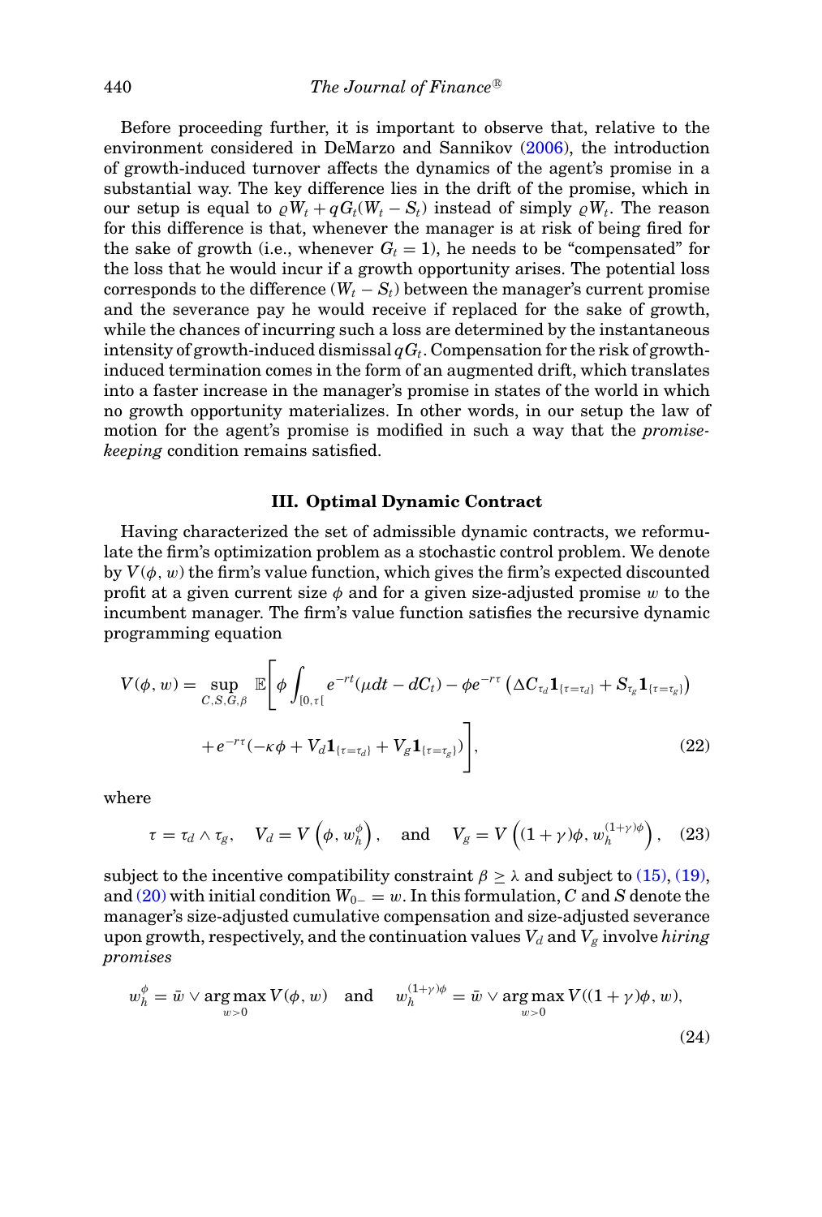Before proceeding further, it is important to observe that, relative to the environment considered in DeMarzo and Sannikov (2006), the introduction of growth-induced turnover affects the dynamics of the agent's promise in a substantial way. The key difference lies in the drift of the promise, which in our setup is equal to $\varrho W_t + qG_t(W_t - S_t)$ instead of simply $\varrho W_t$. The reason for this difference is that, whenever the manager is at risk of being fired for the sake of growth (i.e., whenever $G_t = 1$), he needs to be "compensated" for the loss that he would incur if a growth opportunity arises. The potential loss corresponds to the difference $(W_t - S_t)$ between the manager's current promise and the severance pay he would receive if replaced for the sake of growth, while the chances of incurring such a loss are determined by the instantaneous intensity of growth-induced dismissal $qG_t$. Compensation for the risk of growth-induced termination comes in the form of an augmented drift, which translates into a faster increase in the manager's promise in states of the world in which no growth opportunity materializes. In other words, in our setup the law of motion for the agent's promise is modified in such a way that the *promise-keeping* condition remains satisfied.

## III. Optimal Dynamic Contract

Having characterized the set of admissible dynamic contracts, we reformulate the firm's optimization problem as a stochastic control problem. We denote by $V(\phi, w)$ the firm's value function, which gives the firm's expected discounted profit at a given current size $\phi$ and for a given size-adjusted promise $w$ to the incumbent manager. The firm's value function satisfies the recursive dynamic programming equation

$$V(\phi, w) = \sup_{C,S,G,\beta} \mathbb{E}\Bigg[\phi \int_{[0,\tau[} e^{-rt}(\mu dt - dC_t) - \phi e^{-r\tau}\left(\Delta C_{\tau_d}\mathbf{1}_{\{\tau=\tau_d\}} + S_{\tau_g}\mathbf{1}_{\{\tau=\tau_g\}}\right)$$
$$+ e^{-r\tau}(-\kappa\phi + V_d\mathbf{1}_{\{\tau=\tau_d\}} + V_g\mathbf{1}_{\{\tau=\tau_g\}})\Bigg], \tag{22}$$

where

$$\tau = \tau_d \wedge \tau_g, \quad V_d = V\left(\phi, w_h^{\phi}\right), \quad \text{and} \quad V_g = V\left((1+\gamma)\phi, w_h^{(1+\gamma)\phi}\right), \tag{23}$$

subject to the incentive compatibility constraint $\beta \geq \lambda$ and subject to (15), (19), and (20) with initial condition $W_{0-} = w$. In this formulation, $C$ and $S$ denote the manager's size-adjusted cumulative compensation and size-adjusted severance upon growth, respectively, and the continuation values $V_d$ and $V_g$ involve *hiring promises*

$$w_h^{\phi} = \bar{w} \vee \underset{w>0}{\arg\max}\, V(\phi, w) \quad \text{and} \quad w_h^{(1+\gamma)\phi} = \bar{w} \vee \underset{w>0}{\arg\max}\, V((1+\gamma)\phi, w), \tag{24}$$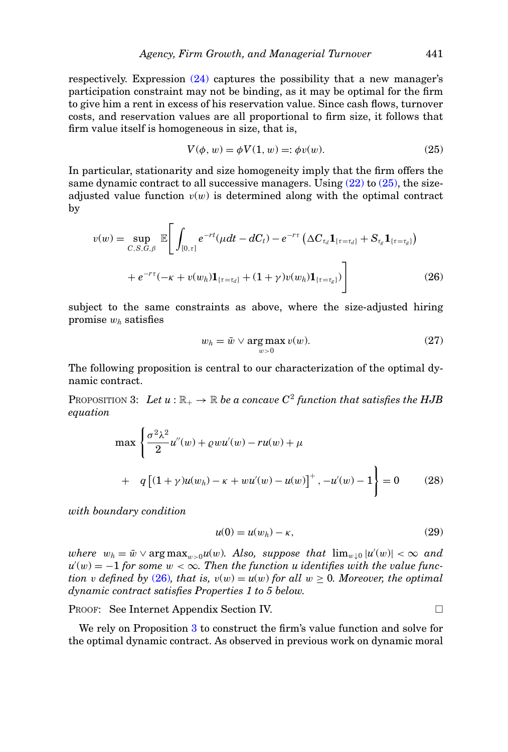respectively. Expression (24) captures the possibility that a new manager's participation constraint may not be binding, as it may be optimal for the firm to give him a rent in excess of his reservation value. Since cash flows, turnover costs, and reservation values are all proportional to firm size, it follows that firm value itself is homogeneous in size, that is,

$$V(\phi, w) = \phi V(1, w) =: \phi v(w). \tag{25}$$

In particular, stationarity and size homogeneity imply that the firm offers the same dynamic contract to all successive managers. Using (22) to (25), the size-adjusted value function $v(w)$ is determined along with the optimal contract by

$$v(w) = \sup_{C,S,G,\beta} \mathbb{E}\Bigg[\int_{[0,\tau]} e^{-rt}(\mu dt - dC_t) - e^{-r\tau}\left(\Delta C_{\tau_d}\mathbf{1}_{\{\tau=\tau_d\}} + S_{\tau_g}\mathbf{1}_{\{\tau=\tau_g\}}\right)$$
$$+ e^{-r\tau}(-\kappa + v(w_h)\mathbf{1}_{\{\tau=\tau_d\}} + (1+\gamma)v(w_h)\mathbf{1}_{\{\tau=\tau_g\}})\Bigg] \tag{26}$$

subject to the same constraints as above, where the size-adjusted hiring promise $w_h$ satisfies

$$w_h = \bar{w} \vee \arg\max_{w>0} v(w). \tag{27}$$

The following proposition is central to our characterization of the optimal dynamic contract.

PROPOSITION 3: *Let $u : \mathbb{R}_+ \to \mathbb{R}$ be a concave $C^2$ function that satisfies the HJB equation*

$$\max\Bigg\{\frac{\sigma^2\lambda^2}{2}u''(w) + \varrho w u'(w) - ru(w) + \mu$$
$$+ \quad q\left[(1+\gamma)u(w_h) - \kappa + wu'(w) - u(w)\right]^+, -u'(w) - 1\Bigg\} = 0 \tag{28}$$

*with boundary condition*

$$u(0) = u(w_h) - \kappa, \tag{29}$$

*where $w_h = \bar{w} \vee \arg\max_{w>0} u(w)$. Also, suppose that $\lim_{w\downarrow 0}|u'(w)| < \infty$ and $u'(w) = -1$ for some $w < \infty$. Then the function $u$ identifies with the value function $v$ defined by (26), that is, $v(w) = u(w)$ for all $w \geq 0$. Moreover, the optimal dynamic contract satisfies Properties 1 to 5 below.*

PROOF: See Internet Appendix Section IV. □

We rely on Proposition 3 to construct the firm's value function and solve for the optimal dynamic contract. As observed in previous work on dynamic moral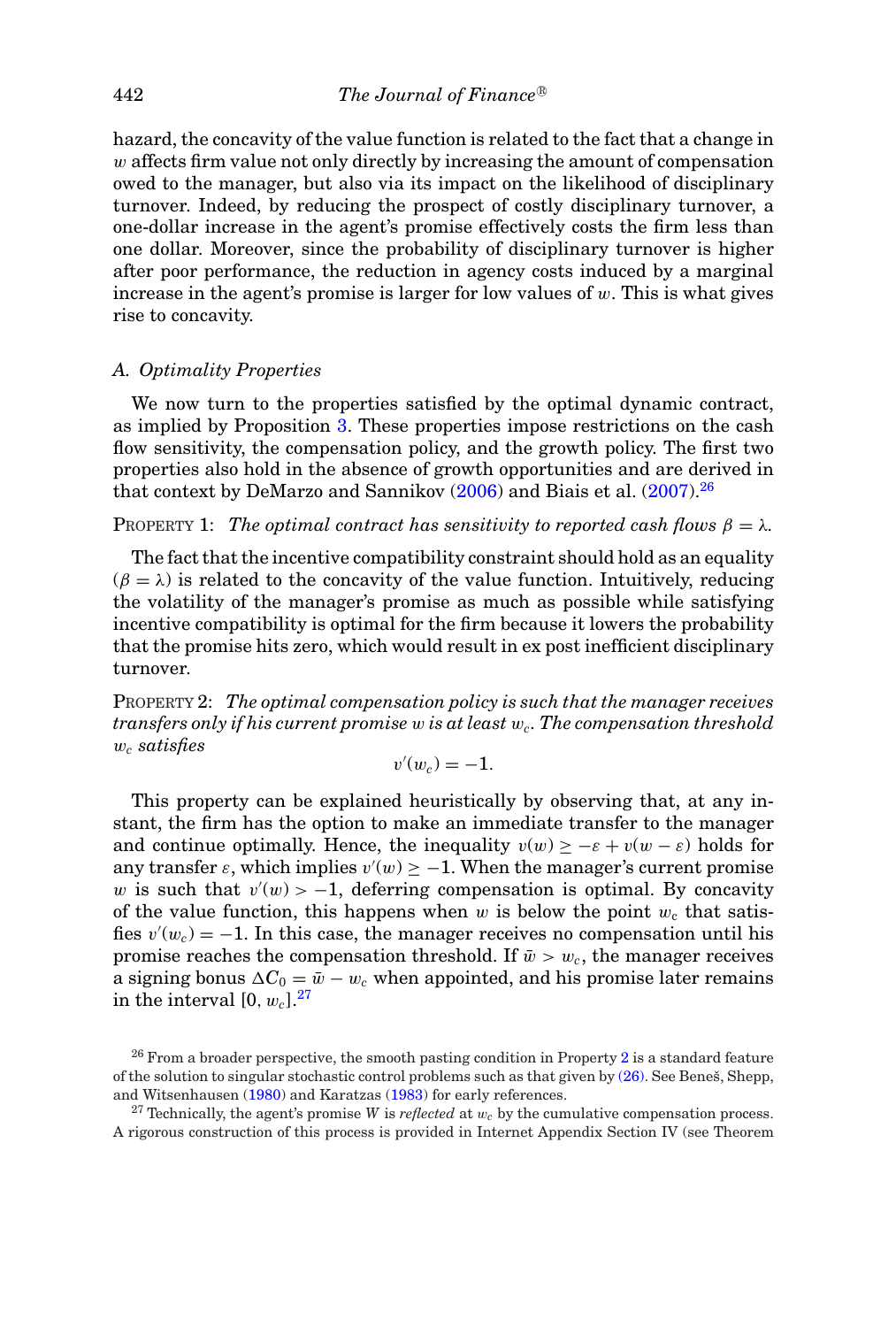hazard, the concavity of the value function is related to the fact that a change in $w$ affects firm value not only directly by increasing the amount of compensation owed to the manager, but also via its impact on the likelihood of disciplinary turnover. Indeed, by reducing the prospect of costly disciplinary turnover, a one-dollar increase in the agent's promise effectively costs the firm less than one dollar. Moreover, since the probability of disciplinary turnover is higher after poor performance, the reduction in agency costs induced by a marginal increase in the agent's promise is larger for low values of $w$. This is what gives rise to concavity.

### *A. Optimality Properties*

We now turn to the properties satisfied by the optimal dynamic contract, as implied by Proposition 3. These properties impose restrictions on the cash flow sensitivity, the compensation policy, and the growth policy. The first two properties also hold in the absence of growth opportunities and are derived in that context by DeMarzo and Sannikov (2006) and Biais et al. (2007).[26]

PROPERTY 1: *The optimal contract has sensitivity to reported cash flows $\beta = \lambda$.*

The fact that the incentive compatibility constraint should hold as an equality ($\beta = \lambda$) is related to the concavity of the value function. Intuitively, reducing the volatility of the manager's promise as much as possible while satisfying incentive compatibility is optimal for the firm because it lowers the probability that the promise hits zero, which would result in ex post inefficient disciplinary turnover.

PROPERTY 2: *The optimal compensation policy is such that the manager receives transfers only if his current promise $w$ is at least $w_c$. The compensation threshold $w_c$ satisfies*

$$v'(w_c) = -1.$$

This property can be explained heuristically by observing that, at any instant, the firm has the option to make an immediate transfer to the manager and continue optimally. Hence, the inequality $v(w) \geq -\varepsilon + v(w - \varepsilon)$ holds for any transfer $\varepsilon$, which implies $v'(w) \geq -1$. When the manager's current promise $w$ is such that $v'(w) > -1$, deferring compensation is optimal. By concavity of the value function, this happens when $w$ is below the point $w_c$ that satisfies $v'(w_c) = -1$. In this case, the manager receives no compensation until his promise reaches the compensation threshold. If $\bar{w} > w_c$, the manager receives a signing bonus $\Delta C_0 = \bar{w} - w_c$ when appointed, and his promise later remains in the interval $[0, w_c]$.[27]

[26] From a broader perspective, the smooth pasting condition in Property 2 is a standard feature of the solution to singular stochastic control problems such as that given by (26). See Beneš, Shepp, and Witsenhausen (1980) and Karatzas (1983) for early references.

[27] Technically, the agent's promise $W$ is *reflected* at $w_c$ by the cumulative compensation process. A rigorous construction of this process is provided in Internet Appendix Section IV (see Theorem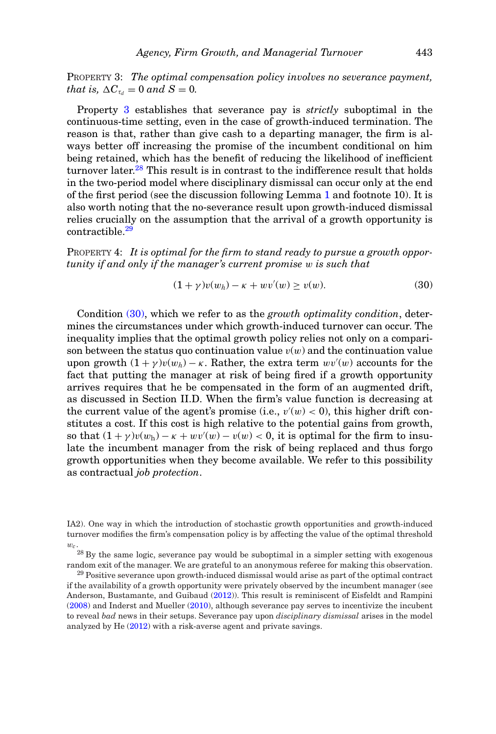PROPERTY 3: *The optimal compensation policy involves no severance payment, that is,* $\Delta C_{\tau_d} = 0$ *and* $S = 0$*.*

Property 3 establishes that severance pay is *strictly* suboptimal in the continuous-time setting, even in the case of growth-induced termination. The reason is that, rather than give cash to a departing manager, the firm is always better off increasing the promise of the incumbent conditional on him being retained, which has the benefit of reducing the likelihood of inefficient turnover later.[28] This result is in contrast to the indifference result that holds in the two-period model where disciplinary dismissal can occur only at the end of the first period (see the discussion following Lemma 1 and footnote 10). It is also worth noting that the no-severance result upon growth-induced dismissal relies crucially on the assumption that the arrival of a growth opportunity is contractible.[29]

PROPERTY 4: *It is optimal for the firm to stand ready to pursue a growth opportunity if and only if the manager's current promise* $w$ *is such that*

$$(1+\gamma)v(w_h) - \kappa + wv'(w) \geq v(w). \tag{30}$$

Condition (30), which we refer to as the *growth optimality condition*, determines the circumstances under which growth-induced turnover can occur. The inequality implies that the optimal growth policy relies not only on a comparison between the status quo continuation value $v(w)$ and the continuation value upon growth $(1+\gamma)v(w_h) - \kappa$. Rather, the extra term $wv'(w)$ accounts for the fact that putting the manager at risk of being fired if a growth opportunity arrives requires that he be compensated in the form of an augmented drift, as discussed in Section II.D. When the firm's value function is decreasing at the current value of the agent's promise (i.e., $v'(w) < 0$), this higher drift constitutes a cost. If this cost is high relative to the potential gains from growth, so that $(1+\gamma)v(w_\text{h}) - \kappa + wv'(w) - v(w) < 0$, it is optimal for the firm to insulate the incumbent manager from the risk of being replaced and thus forgo growth opportunities when they become available. We refer to this possibility as contractual *job protection*.

IA2). One way in which the introduction of stochastic growth opportunities and growth-induced turnover modifies the firm's compensation policy is by affecting the value of the optimal threshold $w_c$.

[28] By the same logic, severance pay would be suboptimal in a simpler setting with exogenous random exit of the manager. We are grateful to an anonymous referee for making this observation.

[29] Positive severance upon growth-induced dismissal would arise as part of the optimal contract if the availability of a growth opportunity were privately observed by the incumbent manager (see Anderson, Bustamante, and Guibaud (2012)). This result is reminiscent of Eisfeldt and Rampini (2008) and Inderst and Mueller (2010), although severance pay serves to incentivize the incubent to reveal *bad* news in their setups. Severance pay upon *disciplinary dismissal* arises in the model analyzed by He (2012) with a risk-averse agent and private savings.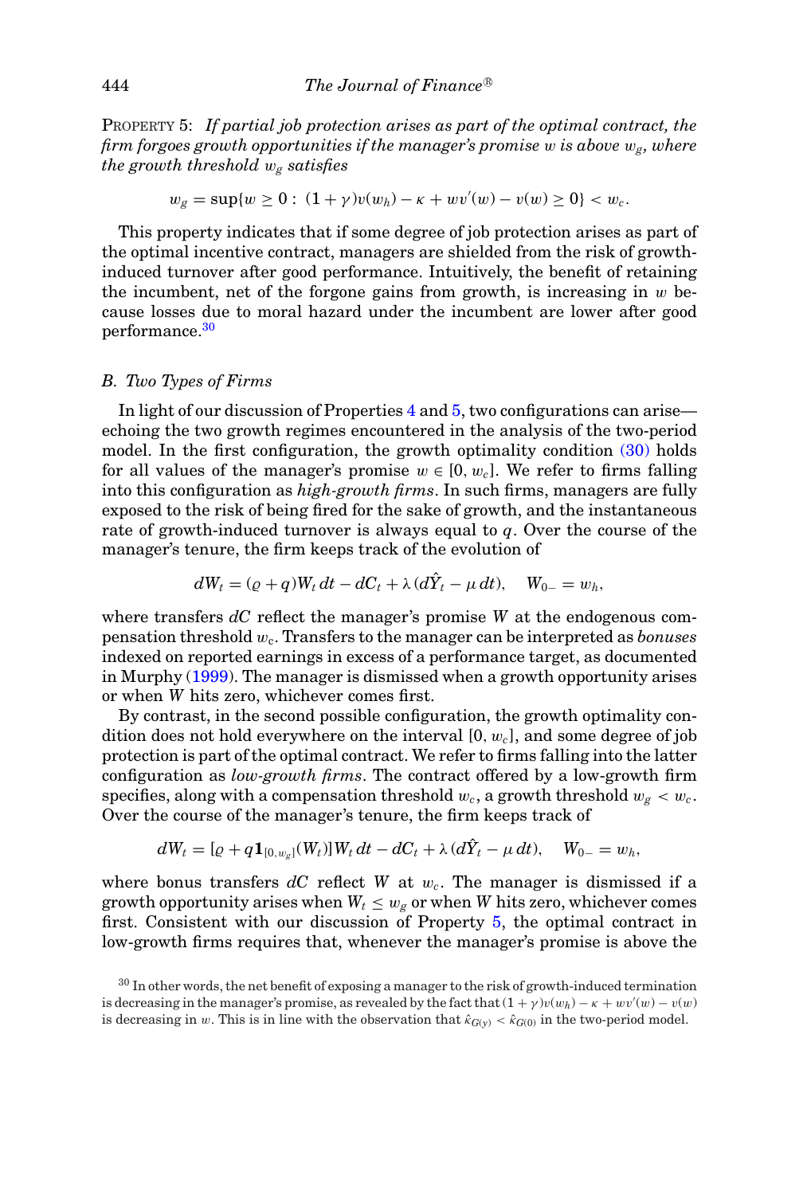PROPERTY 5: *If partial job protection arises as part of the optimal contract, the firm forgoes growth opportunities if the manager's promise $w$ is above $w_g$, where the growth threshold $w_g$ satisfies*

$$w_g = \sup\{w \geq 0 : (1+\gamma)v(w_h) - \kappa + wv'(w) - v(w) \geq 0\} < w_c.$$

This property indicates that if some degree of job protection arises as part of the optimal incentive contract, managers are shielded from the risk of growth-induced turnover after good performance. Intuitively, the benefit of retaining the incumbent, net of the forgone gains from growth, is increasing in $w$ because losses due to moral hazard under the incumbent are lower after good performance.[30]

### B. Two Types of Firms

In light of our discussion of Properties 4 and 5, two configurations can arise—echoing the two growth regimes encountered in the analysis of the two-period model. In the first configuration, the growth optimality condition (30) holds for all values of the manager's promise $w \in [0, w_c]$. We refer to firms falling into this configuration as *high-growth firms*. In such firms, managers are fully exposed to the risk of being fired for the sake of growth, and the instantaneous rate of growth-induced turnover is always equal to $q$. Over the course of the manager's tenure, the firm keeps track of the evolution of

$$dW_t = (\varrho + q)W_t\, dt - dC_t + \lambda\,(d\hat{Y}_t - \mu\, dt), \quad W_{0-} = w_h,$$

where transfers $dC$ reflect the manager's promise $W$ at the endogenous compensation threshold $w_c$. Transfers to the manager can be interpreted as *bonuses* indexed on reported earnings in excess of a performance target, as documented in Murphy (1999). The manager is dismissed when a growth opportunity arises or when $W$ hits zero, whichever comes first.

By contrast, in the second possible configuration, the growth optimality condition does not hold everywhere on the interval $[0, w_c]$, and some degree of job protection is part of the optimal contract. We refer to firms falling into the latter configuration as *low-growth firms*. The contract offered by a low-growth firm specifies, along with a compensation threshold $w_c$, a growth threshold $w_g < w_c$. Over the course of the manager's tenure, the firm keeps track of

$$dW_t = [\varrho + q\mathbf{1}_{[0,w_g]}(W_t)]W_t\, dt - dC_t + \lambda\,(d\hat{Y}_t - \mu\, dt), \quad W_{0-} = w_h,$$

where bonus transfers $dC$ reflect $W$ at $w_c$. The manager is dismissed if a growth opportunity arises when $W_t \leq w_g$ or when $W$ hits zero, whichever comes first. Consistent with our discussion of Property 5, the optimal contract in low-growth firms requires that, whenever the manager's promise is above the

[30] In other words, the net benefit of exposing a manager to the risk of growth-induced termination is decreasing in the manager's promise, as revealed by the fact that $(1+\gamma)v(w_h) - \kappa + wv'(w) - v(w)$ is decreasing in $w$. This is in line with the observation that $\hat{\kappa}_{G(y)} < \hat{\kappa}_{G(0)}$ in the two-period model.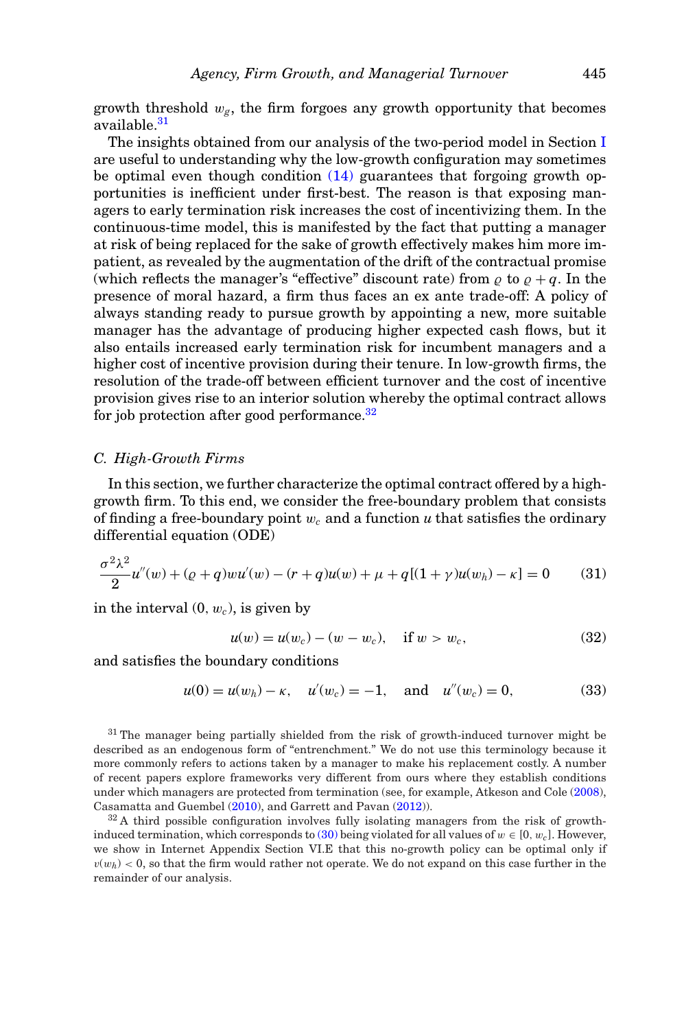growth threshold $w_g$, the firm forgoes any growth opportunity that becomes available.[31]

The insights obtained from our analysis of the two-period model in Section I are useful to understanding why the low-growth configuration may sometimes be optimal even though condition (14) guarantees that forgoing growth opportunities is inefficient under first-best. The reason is that exposing managers to early termination risk increases the cost of incentivizing them. In the continuous-time model, this is manifested by the fact that putting a manager at risk of being replaced for the sake of growth effectively makes him more impatient, as revealed by the augmentation of the drift of the contractual promise (which reflects the manager's "effective" discount rate) from $\varrho$ to $\varrho + q$. In the presence of moral hazard, a firm thus faces an ex ante trade-off: A policy of always standing ready to pursue growth by appointing a new, more suitable manager has the advantage of producing higher expected cash flows, but it also entails increased early termination risk for incumbent managers and a higher cost of incentive provision during their tenure. In low-growth firms, the resolution of the trade-off between efficient turnover and the cost of incentive provision gives rise to an interior solution whereby the optimal contract allows for job protection after good performance.[32]

### C. High-Growth Firms

In this section, we further characterize the optimal contract offered by a high-growth firm. To this end, we consider the free-boundary problem that consists of finding a free-boundary point $w_c$ and a function $u$ that satisfies the ordinary differential equation (ODE)

$$\frac{\sigma^2\lambda^2}{2}u''(w) + (\varrho + q)wu'(w) - (r + q)u(w) + \mu + q[(1 + \gamma)u(w_h) - \kappa] = 0 \tag{31}$$

in the interval $(0, w_c)$, is given by

$$u(w) = u(w_c) - (w - w_c), \quad \text{if } w > w_c, \tag{32}$$

and satisfies the boundary conditions

$$u(0) = u(w_h) - \kappa, \quad u'(w_c) = -1, \quad \text{and} \quad u''(w_c) = 0, \tag{33}$$

[31] The manager being partially shielded from the risk of growth-induced turnover might be described as an endogenous form of "entrenchment." We do not use this terminology because it more commonly refers to actions taken by a manager to make his replacement costly. A number of recent papers explore frameworks very different from ours where they establish conditions under which managers are protected from termination (see, for example, Atkeson and Cole (2008), Casamatta and Guembel (2010), and Garrett and Pavan (2012)).

[32] A third possible configuration involves fully isolating managers from the risk of growth-induced termination, which corresponds to (30) being violated for all values of $w \in [0, w_c]$. However, we show in Internet Appendix Section VI.E that this no-growth policy can be optimal only if $v(w_h) < 0$, so that the firm would rather not operate. We do not expand on this case further in the remainder of our analysis.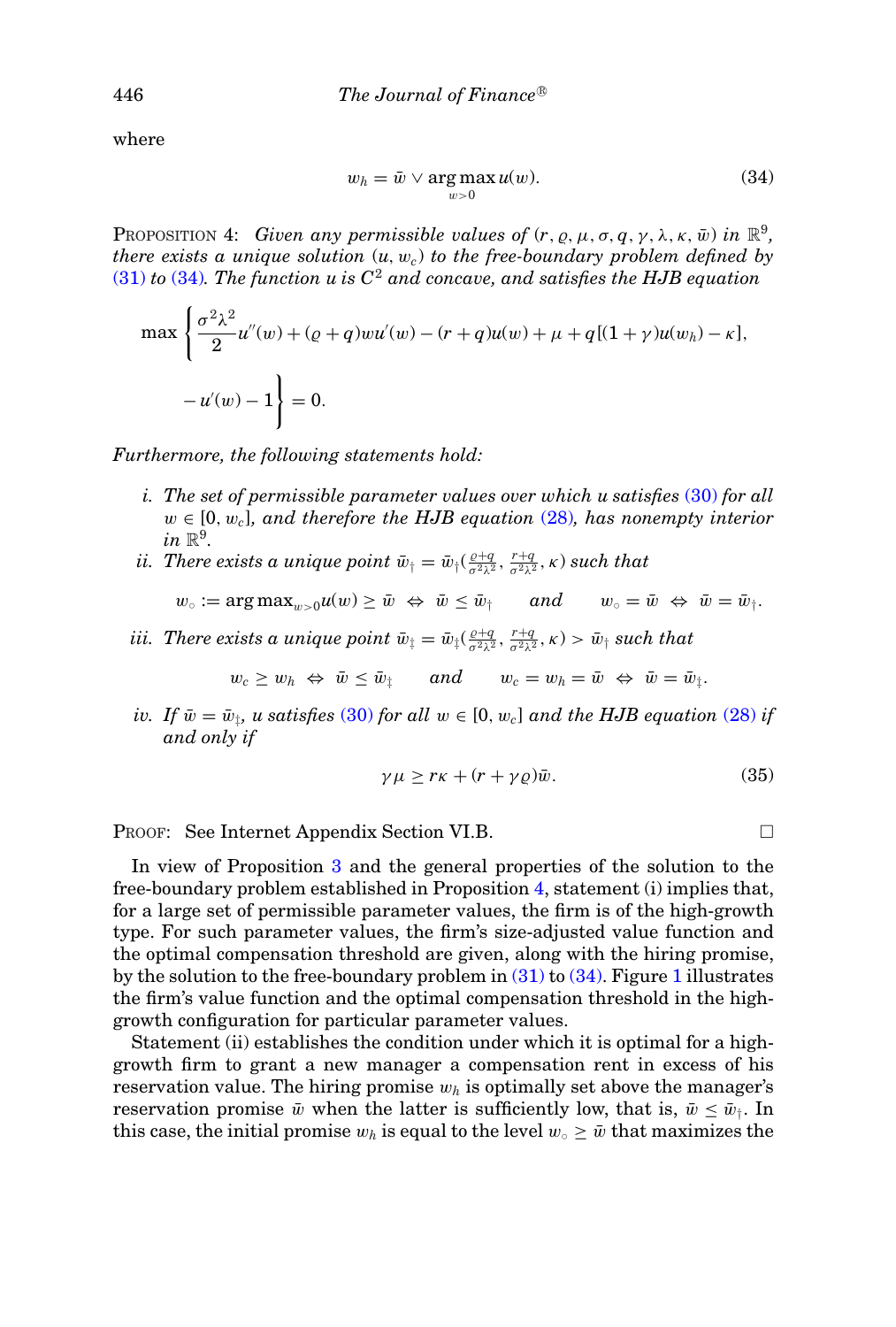where

$$w_h = \bar{w} \vee \arg\max_{w>0} u(w). \tag{34}$$

PROPOSITION 4: *Given any permissible values of* $(r, \varrho, \mu, \sigma, q, \gamma, \lambda, \kappa, \bar{w})$ *in* $\mathbb{R}^9$*, there exists a unique solution* $(u, w_c)$ *to the free-boundary problem defined by* (31) *to* (34)*. The function* $u$ *is* $C^2$ *and concave, and satisfies the HJB equation*

$$\max\left\{\frac{\sigma^2\lambda^2}{2}u''(w) + (\varrho + q)wu'(w) - (r+q)u(w) + \mu + q[(1+\gamma)u(w_h) - \kappa],\right.$$

$$\left. -u'(w) - 1\right\} = 0.$$

*Furthermore, the following statements hold:*

i. *The set of permissible parameter values over which* $u$ *satisfies* (30) *for all* $w \in [0, w_c]$*, and therefore the HJB equation* (28)*, has nonempty interior in* $\mathbb{R}^9$.

ii. *There exists a unique point* $\bar{w}_\dagger = \bar{w}_\dagger(\frac{\varrho+q}{\sigma^2\lambda^2}, \frac{r+q}{\sigma^2\lambda^2}, \kappa)$ *such that*

$$w_\circ := \arg\max_{w>0} u(w) \geq \bar{w} \;\Leftrightarrow\; \bar{w} \leq \bar{w}_\dagger \qquad \textit{and} \qquad w_\circ = \bar{w} \;\Leftrightarrow\; \bar{w} = \bar{w}_\dagger.$$

iii. *There exists a unique point* $\bar{w}_\ddagger = \bar{w}_\ddagger(\frac{\varrho+q}{\sigma^2\lambda^2}, \frac{r+q}{\sigma^2\lambda^2}, \kappa) > \bar{w}_\dagger$ *such that*

$$w_c \geq w_h \;\Leftrightarrow\; \bar{w} \leq \bar{w}_\ddagger \qquad \textit{and} \qquad w_c = w_h = \bar{w} \;\Leftrightarrow\; \bar{w} = \bar{w}_\ddagger.$$

iv. *If* $\bar{w} = \bar{w}_\dagger$*,* $u$ *satisfies* (30) *for all* $w \in [0, w_c]$ *and the HJB equation* (28) *if and only if*

$$\gamma\mu \geq r\kappa + (r + \gamma\varrho)\bar{w}. \tag{35}$$

PROOF: See Internet Appendix Section VI.B. □

In view of Proposition 3 and the general properties of the solution to the free-boundary problem established in Proposition 4, statement (i) implies that, for a large set of permissible parameter values, the firm is of the high-growth type. For such parameter values, the firm's size-adjusted value function and the optimal compensation threshold are given, along with the hiring promise, by the solution to the free-boundary problem in (31) to (34). Figure 1 illustrates the firm's value function and the optimal compensation threshold in the high-growth configuration for particular parameter values.

Statement (ii) establishes the condition under which it is optimal for a high-growth firm to grant a new manager a compensation rent in excess of his reservation value. The hiring promise $w_h$ is optimally set above the manager's reservation promise $\bar{w}$ when the latter is sufficiently low, that is, $\bar{w} \leq \bar{w}_\dagger$. In this case, the initial promise $w_h$ is equal to the level $w_\circ \geq \bar{w}$ that maximizes the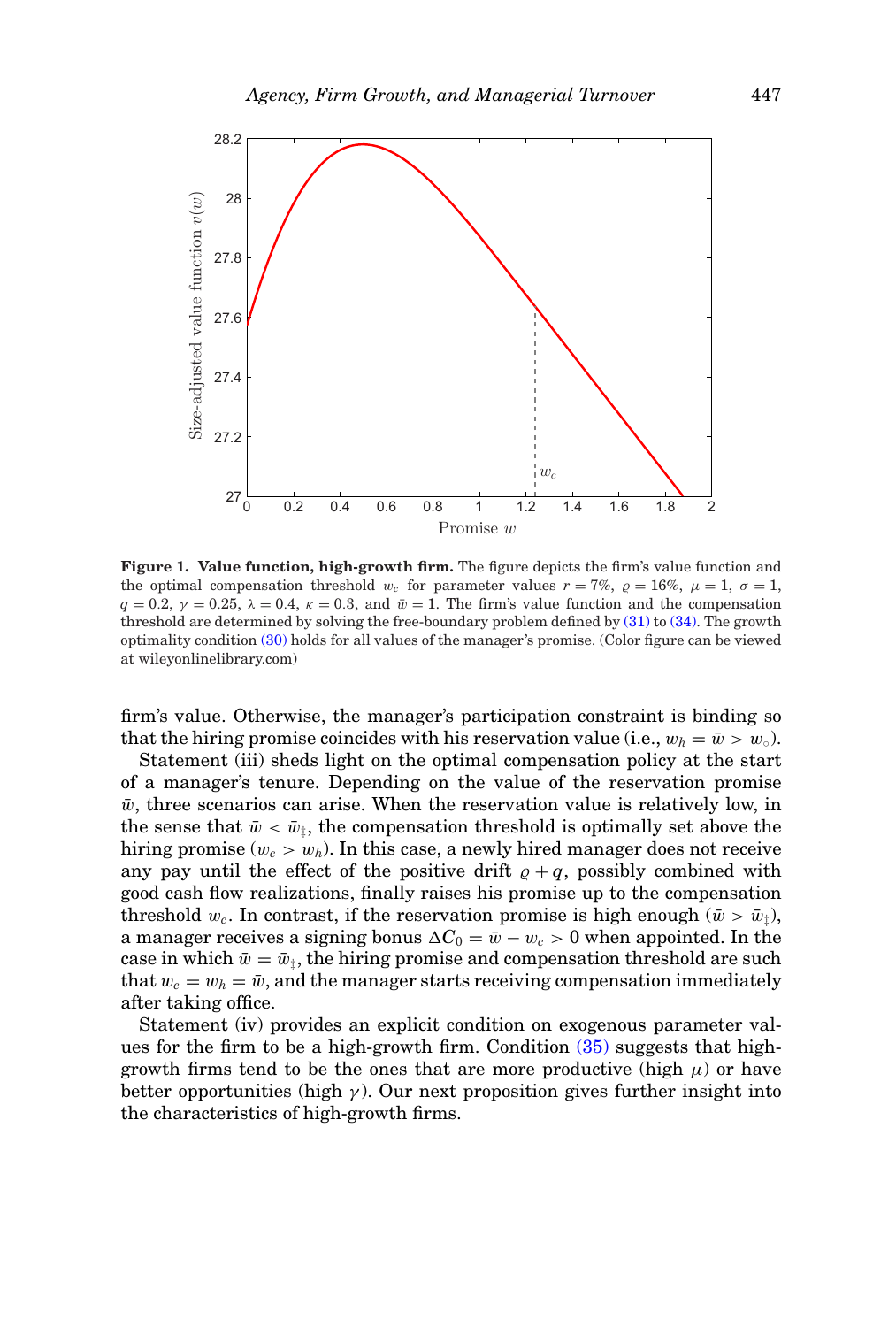**Figure 1. Value function, high-growth firm.** The figure depicts the firm's value function and the optimal compensation threshold $w_c$ for parameter values $r = 7\%$, $\varrho = 16\%$, $\mu = 1$, $\sigma = 1$, $q = 0.2$, $\gamma = 0.25$, $\lambda = 0.4$, $\kappa = 0.3$, and $\bar{w} = 1$. The firm's value function and the compensation threshold are determined by solving the free-boundary problem defined by (31) to (34). The growth optimality condition (30) holds for all values of the manager's promise. (Color figure can be viewed at wileyonlinelibrary.com)

firm's value. Otherwise, the manager's participation constraint is binding so that the hiring promise coincides with his reservation value (i.e., $w_h = \bar{w} > w_\circ$).

Statement (iii) sheds light on the optimal compensation policy at the start of a manager's tenure. Depending on the value of the reservation promise $\bar{w}$, three scenarios can arise. When the reservation value is relatively low, in the sense that $\bar{w} < \bar{w}_\ddagger$, the compensation threshold is optimally set above the hiring promise ($w_c > w_h$). In this case, a newly hired manager does not receive any pay until the effect of the positive drift $\varrho + q$, possibly combined with good cash flow realizations, finally raises his promise up to the compensation threshold $w_c$. In contrast, if the reservation promise is high enough ($\bar{w} > \bar{w}_\ddagger$), a manager receives a signing bonus $\Delta C_0 = \bar{w} - w_c > 0$ when appointed. In the case in which $\bar{w} = \bar{w}_\ddagger$, the hiring promise and compensation threshold are such that $w_c = w_h = \bar{w}$, and the manager starts receiving compensation immediately after taking office.

Statement (iv) provides an explicit condition on exogenous parameter values for the firm to be a high-growth firm. Condition (35) suggests that high-growth firms tend to be the ones that are more productive (high $\mu$) or have better opportunities (high $\gamma$). Our next proposition gives further insight into the characteristics of high-growth firms.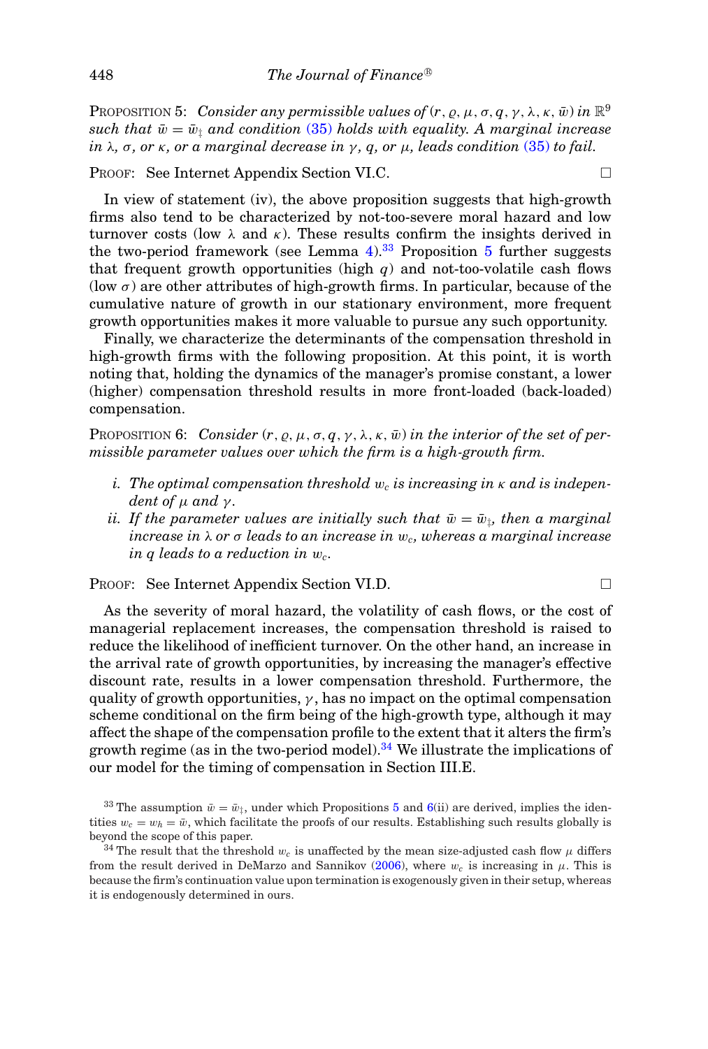PROPOSITION 5: *Consider any permissible values of $(r, \varrho, \mu, \sigma, q, \gamma, \lambda, \kappa, \bar{w})$ in $\mathbb{R}^9$ such that $\bar{w} = \bar{w}_{\ddagger}$ and condition (35) holds with equality. A marginal increase in $\lambda$, $\sigma$, or $\kappa$, or a marginal decrease in $\gamma$, $q$, or $\mu$, leads condition (35) to fail.*

PROOF: See Internet Appendix Section VI.C. □

In view of statement (iv), the above proposition suggests that high-growth firms also tend to be characterized by not-too-severe moral hazard and low turnover costs (low $\lambda$ and $\kappa$). These results confirm the insights derived in the two-period framework (see Lemma 4).[33] Proposition 5 further suggests that frequent growth opportunities (high $q$) and not-too-volatile cash flows (low $\sigma$) are other attributes of high-growth firms. In particular, because of the cumulative nature of growth in our stationary environment, more frequent growth opportunities makes it more valuable to pursue any such opportunity.

Finally, we characterize the determinants of the compensation threshold in high-growth firms with the following proposition. At this point, it is worth noting that, holding the dynamics of the manager's promise constant, a lower (higher) compensation threshold results in more front-loaded (back-loaded) compensation.

PROPOSITION 6: *Consider $(r, \varrho, \mu, \sigma, q, \gamma, \lambda, \kappa, \bar{w})$ in the interior of the set of permissible parameter values over which the firm is a high-growth firm.*

- *i. The optimal compensation threshold $w_c$ is increasing in $\kappa$ and is independent of $\mu$ and $\gamma$.*
- *ii. If the parameter values are initially such that $\bar{w} = \bar{w}_{\ddagger}$, then a marginal increase in $\lambda$ or $\sigma$ leads to an increase in $w_c$, whereas a marginal increase in $q$ leads to a reduction in $w_c$.*

PROOF: See Internet Appendix Section VI.D. □

As the severity of moral hazard, the volatility of cash flows, or the cost of managerial replacement increases, the compensation threshold is raised to reduce the likelihood of inefficient turnover. On the other hand, an increase in the arrival rate of growth opportunities, by increasing the manager's effective discount rate, results in a lower compensation threshold. Furthermore, the quality of growth opportunities, $\gamma$, has no impact on the optimal compensation scheme conditional on the firm being of the high-growth type, although it may affect the shape of the compensation profile to the extent that it alters the firm's growth regime (as in the two-period model).[34] We illustrate the implications of our model for the timing of compensation in Section III.E.

[33] The assumption $\bar{w} = \bar{w}_{\ddagger}$, under which Propositions 5 and 6(ii) are derived, implies the identities $w_c = w_h = \bar{w}$, which facilitate the proofs of our results. Establishing such results globally is beyond the scope of this paper.

[34] The result that the threshold $w_c$ is unaffected by the mean size-adjusted cash flow $\mu$ differs from the result derived in DeMarzo and Sannikov (2006), where $w_c$ is increasing in $\mu$. This is because the firm's continuation value upon termination is exogenously given in their setup, whereas it is endogenously determined in ours.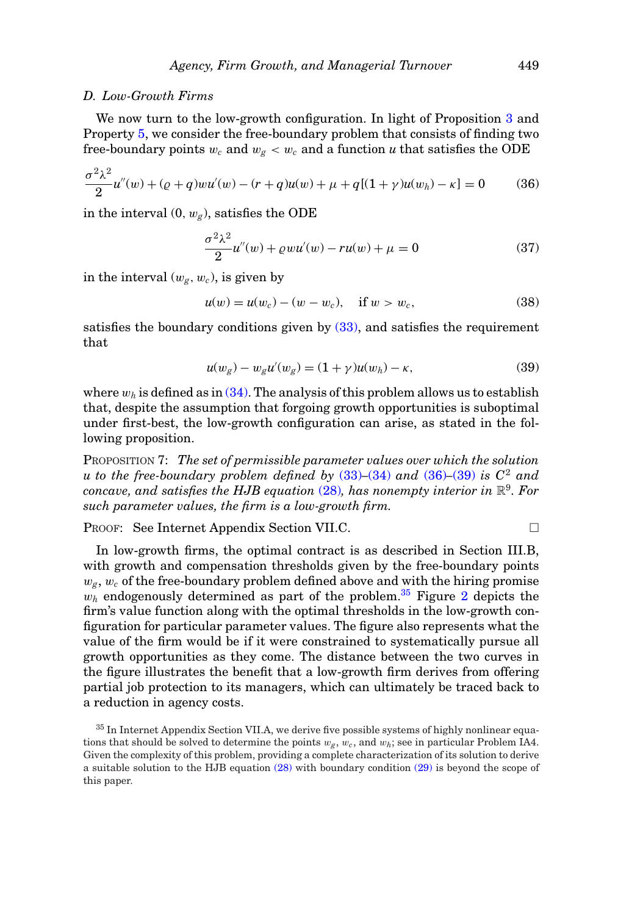### D. Low-Growth Firms

We now turn to the low-growth configuration. In light of Proposition 3 and Property 5, we consider the free-boundary problem that consists of finding two free-boundary points $w_c$ and $w_g < w_c$ and a function $u$ that satisfies the ODE

$$\frac{\sigma^2\lambda^2}{2}u''(w) + (\varrho + q)wu'(w) - (r+q)u(w) + \mu + q[(1+\gamma)u(w_h) - \kappa] = 0 \tag{36}$$

in the interval $(0, w_g)$, satisfies the ODE

$$\frac{\sigma^2\lambda^2}{2}u''(w) + \varrho wu'(w) - ru(w) + \mu = 0 \tag{37}$$

in the interval $(w_g, w_c)$, is given by

$$u(w) = u(w_c) - (w - w_c), \quad \text{if } w > w_c, \tag{38}$$

satisfies the boundary conditions given by (33), and satisfies the requirement that

$$u(w_g) - w_g u'(w_g) = (1+\gamma)u(w_h) - \kappa, \tag{39}$$

where $w_h$ is defined as in (34). The analysis of this problem allows us to establish that, despite the assumption that forgoing growth opportunities is suboptimal under first-best, the low-growth configuration can arise, as stated in the following proposition.

PROPOSITION 7: *The set of permissible parameter values over which the solution $u$ to the free-boundary problem defined by (33)–(34) and (36)–(39) is $C^2$ and concave, and satisfies the HJB equation (28), has nonempty interior in $\mathbb{R}^9$. For such parameter values, the firm is a low-growth firm.*

PROOF: See Internet Appendix Section VII.C. □

In low-growth firms, the optimal contract is as described in Section III.B, with growth and compensation thresholds given by the free-boundary points $w_g$, $w_c$ of the free-boundary problem defined above and with the hiring promise $w_h$ endogenously determined as part of the problem.[35] Figure 2 depicts the firm's value function along with the optimal thresholds in the low-growth configuration for particular parameter values. The figure also represents what the value of the firm would be if it were constrained to systematically pursue all growth opportunities as they come. The distance between the two curves in the figure illustrates the benefit that a low-growth firm derives from offering partial job protection to its managers, which can ultimately be traced back to a reduction in agency costs.

[35] In Internet Appendix Section VII.A, we derive five possible systems of highly nonlinear equations that should be solved to determine the points $w_g$, $w_c$, and $w_h$; see in particular Problem IA4. Given the complexity of this problem, providing a complete characterization of its solution to derive a suitable solution to the HJB equation (28) with boundary condition (29) is beyond the scope of this paper.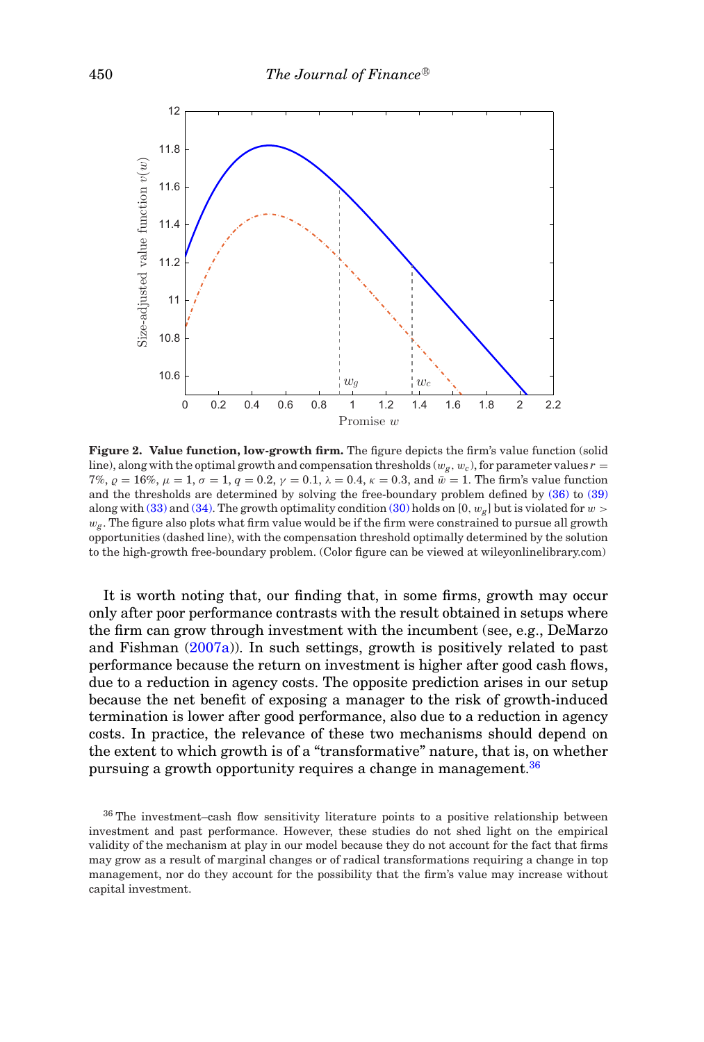**Figure 2. Value function, low-growth firm.** The figure depicts the firm's value function (solid line), along with the optimal growth and compensation thresholds $(w_g, w_c)$, for parameter values $r = 7\%$, $\varrho = 16\%$, $\mu = 1$, $\sigma = 1$, $q = 0.2$, $\gamma = 0.1$, $\lambda = 0.4$, $\kappa = 0.3$, and $\bar{w} = 1$. The firm's value function and the thresholds are determined by solving the free-boundary problem defined by (36) to (39) along with (33) and (34). The growth optimality condition (30) holds on $[0, w_g]$ but is violated for $w > w_g$. The figure also plots what firm value would be if the firm were constrained to pursue all growth opportunities (dashed line), with the compensation threshold optimally determined by the solution to the high-growth free-boundary problem. (Color figure can be viewed at wileyonlinelibrary.com)

It is worth noting that, our finding that, in some firms, growth may occur only after poor performance contrasts with the result obtained in setups where the firm can grow through investment with the incumbent (see, e.g., DeMarzo and Fishman (2007a)). In such settings, growth is positively related to past performance because the return on investment is higher after good cash flows, due to a reduction in agency costs. The opposite prediction arises in our setup because the net benefit of exposing a manager to the risk of growth-induced termination is lower after good performance, also due to a reduction in agency costs. In practice, the relevance of these two mechanisms should depend on the extent to which growth is of a "transformative" nature, that is, on whether pursuing a growth opportunity requires a change in management.[36]

[36] The investment–cash flow sensitivity literature points to a positive relationship between investment and past performance. However, these studies do not shed light on the empirical validity of the mechanism at play in our model because they do not account for the fact that firms may grow as a result of marginal changes or of radical transformations requiring a change in top management, nor do they account for the possibility that the firm's value may increase without capital investment.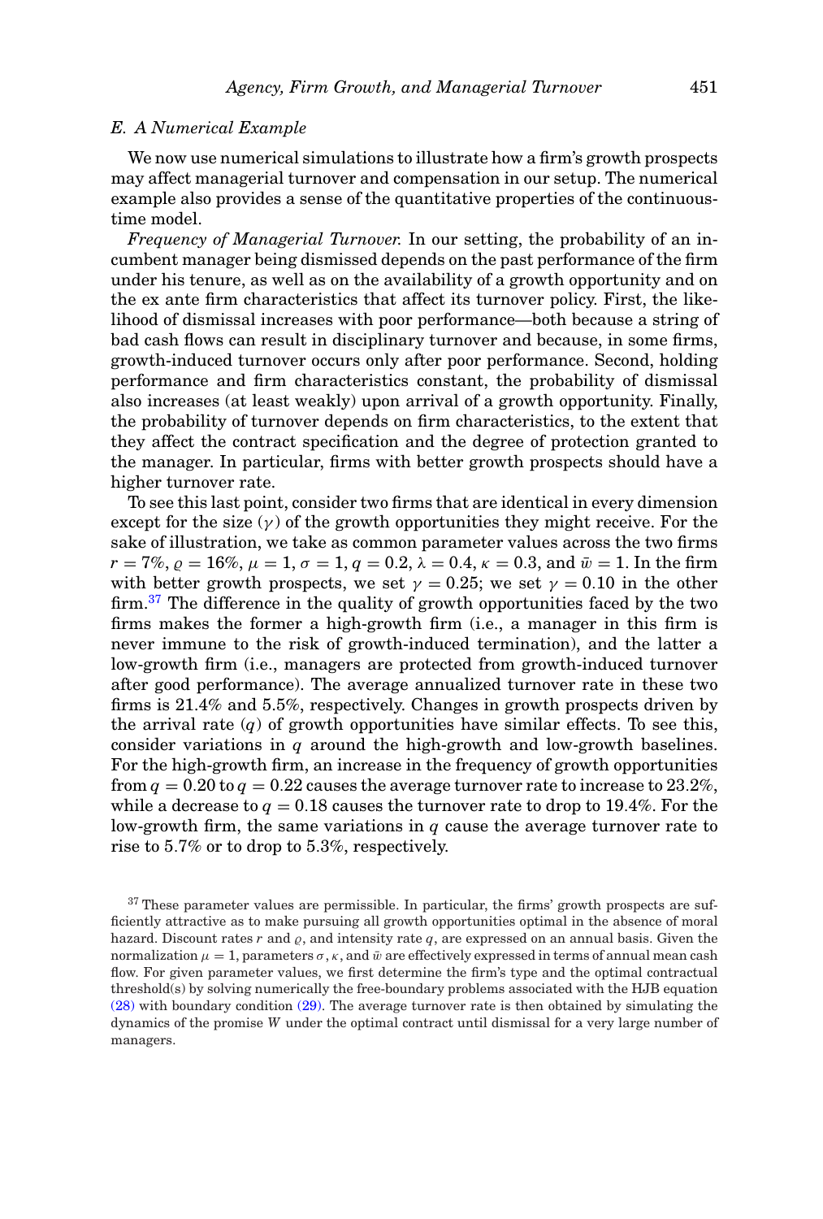### E. A Numerical Example

We now use numerical simulations to illustrate how a firm's growth prospects may affect managerial turnover and compensation in our setup. The numerical example also provides a sense of the quantitative properties of the continuous-time model.

*Frequency of Managerial Turnover.* In our setting, the probability of an incumbent manager being dismissed depends on the past performance of the firm under his tenure, as well as on the availability of a growth opportunity and on the ex ante firm characteristics that affect its turnover policy. First, the likelihood of dismissal increases with poor performance—both because a string of bad cash flows can result in disciplinary turnover and because, in some firms, growth-induced turnover occurs only after poor performance. Second, holding performance and firm characteristics constant, the probability of dismissal also increases (at least weakly) upon arrival of a growth opportunity. Finally, the probability of turnover depends on firm characteristics, to the extent that they affect the contract specification and the degree of protection granted to the manager. In particular, firms with better growth prospects should have a higher turnover rate.

To see this last point, consider two firms that are identical in every dimension except for the size ($\gamma$) of the growth opportunities they might receive. For the sake of illustration, we take as common parameter values across the two firms $r = 7\%$, $\varrho = 16\%$, $\mu = 1$, $\sigma = 1$, $q = 0.2$, $\lambda = 0.4$, $\kappa = 0.3$, and $\bar{w} = 1$. In the firm with better growth prospects, we set $\gamma = 0.25$; we set $\gamma = 0.10$ in the other firm.[37] The difference in the quality of growth opportunities faced by the two firms makes the former a high-growth firm (i.e., a manager in this firm is never immune to the risk of growth-induced termination), and the latter a low-growth firm (i.e., managers are protected from growth-induced turnover after good performance). The average annualized turnover rate in these two firms is 21.4% and 5.5%, respectively. Changes in growth prospects driven by the arrival rate ($q$) of growth opportunities have similar effects. To see this, consider variations in $q$ around the high-growth and low-growth baselines. For the high-growth firm, an increase in the frequency of growth opportunities from $q = 0.20$ to $q = 0.22$ causes the average turnover rate to increase to 23.2%, while a decrease to $q = 0.18$ causes the turnover rate to drop to 19.4%. For the low-growth firm, the same variations in $q$ cause the average turnover rate to rise to 5.7% or to drop to 5.3%, respectively.

[37] These parameter values are permissible. In particular, the firms' growth prospects are sufficiently attractive as to make pursuing all growth opportunities optimal in the absence of moral hazard. Discount rates $r$ and $\varrho$, and intensity rate $q$, are expressed on an annual basis. Given the normalization $\mu = 1$, parameters $\sigma, \kappa$, and $\bar{w}$ are effectively expressed in terms of annual mean cash flow. For given parameter values, we first determine the firm's type and the optimal contractual threshold(s) by solving numerically the free-boundary problems associated with the HJB equation (28) with boundary condition (29). The average turnover rate is then obtained by simulating the dynamics of the promise $W$ under the optimal contract until dismissal for a very large number of managers.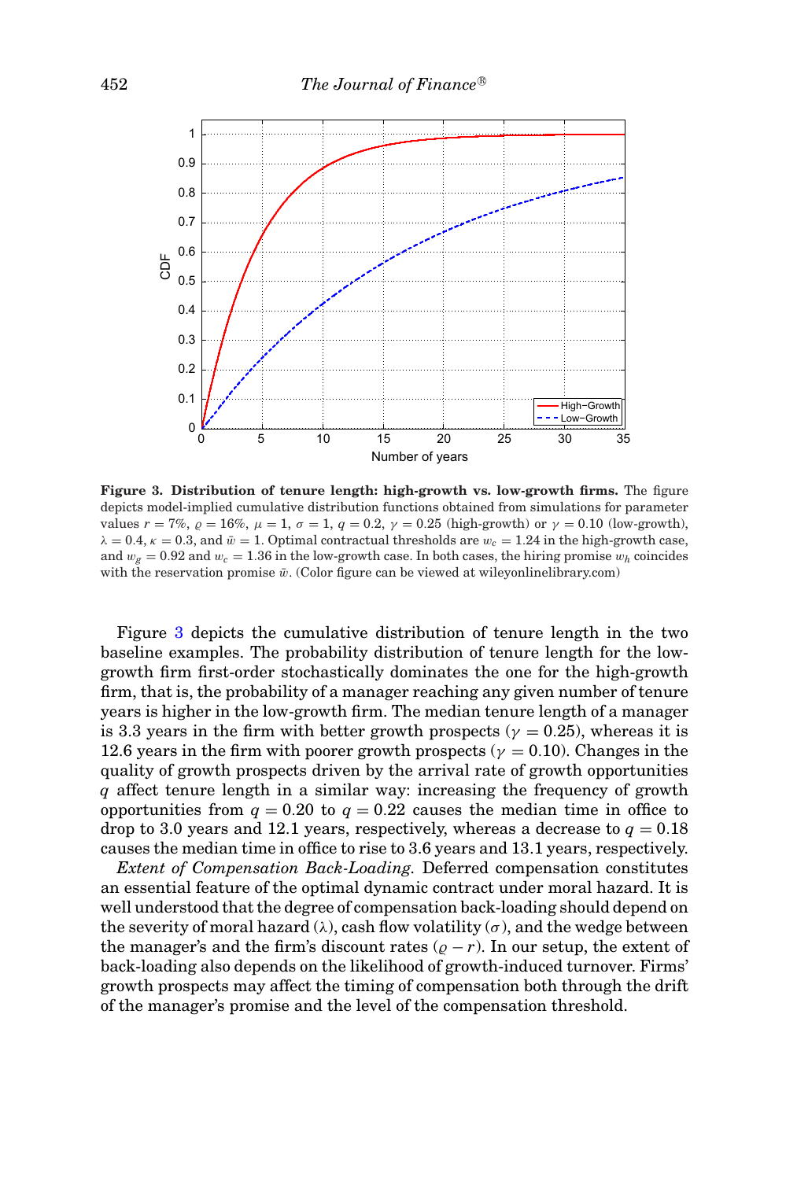**Figure 3. Distribution of tenure length: high-growth vs. low-growth firms.** The figure depicts model-implied cumulative distribution functions obtained from simulations for parameter values $r = 7\%$, $\varrho = 16\%$, $\mu = 1$, $\sigma = 1$, $q = 0.2$, $\gamma = 0.25$ (high-growth) or $\gamma = 0.10$ (low-growth), $\lambda = 0.4$, $\kappa = 0.3$, and $\bar{w} = 1$. Optimal contractual thresholds are $w_c = 1.24$ in the high-growth case, and $w_g = 0.92$ and $w_c = 1.36$ in the low-growth case. In both cases, the hiring promise $w_h$ coincides with the reservation promise $\bar{w}$. (Color figure can be viewed at wileyonlinelibrary.com)

Figure 3 depicts the cumulative distribution of tenure length in the two baseline examples. The probability distribution of tenure length for the low-growth firm first-order stochastically dominates the one for the high-growth firm, that is, the probability of a manager reaching any given number of tenure years is higher in the low-growth firm. The median tenure length of a manager is 3.3 years in the firm with better growth prospects ($\gamma = 0.25$), whereas it is 12.6 years in the firm with poorer growth prospects ($\gamma = 0.10$). Changes in the quality of growth prospects driven by the arrival rate of growth opportunities $q$ affect tenure length in a similar way: increasing the frequency of growth opportunities from $q = 0.20$ to $q = 0.22$ causes the median time in office to drop to 3.0 years and 12.1 years, respectively, whereas a decrease to $q = 0.18$ causes the median time in office to rise to 3.6 years and 13.1 years, respectively.

*Extent of Compensation Back-Loading.* Deferred compensation constitutes an essential feature of the optimal dynamic contract under moral hazard. It is well understood that the degree of compensation back-loading should depend on the severity of moral hazard ($\lambda$), cash flow volatility ($\sigma$), and the wedge between the manager's and the firm's discount rates ($\varrho - r$). In our setup, the extent of back-loading also depends on the likelihood of growth-induced turnover. Firms' growth prospects may affect the timing of compensation both through the drift of the manager's promise and the level of the compensation threshold.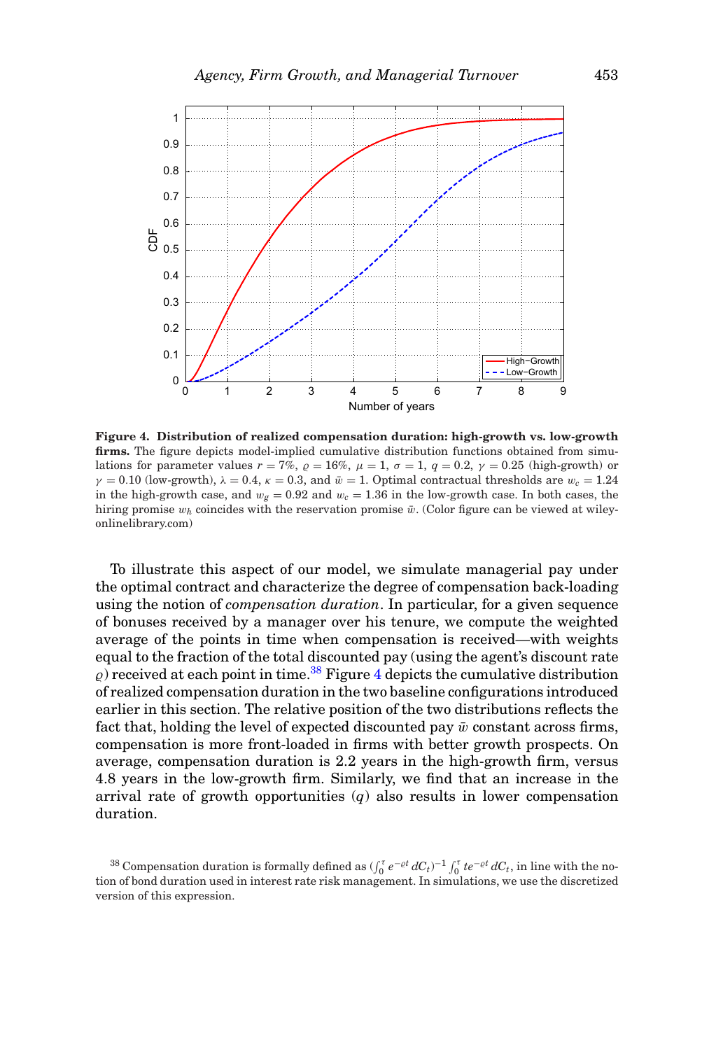**Figure 4. Distribution of realized compensation duration: high-growth vs. low-growth firms.** The figure depicts model-implied cumulative distribution functions obtained from simulations for parameter values $r = 7\%$, $\varrho = 16\%$, $\mu = 1$, $\sigma = 1$, $q = 0.2$, $\gamma = 0.25$ (high-growth) or $\gamma = 0.10$ (low-growth), $\lambda = 0.4$, $\kappa = 0.3$, and $\bar{w} = 1$. Optimal contractual thresholds are $w_c = 1.24$ in the high-growth case, and $w_g = 0.92$ and $w_c = 1.36$ in the low-growth case. In both cases, the hiring promise $w_h$ coincides with the reservation promise $\bar{w}$. (Color figure can be viewed at wileyonlinelibrary.com)

To illustrate this aspect of our model, we simulate managerial pay under the optimal contract and characterize the degree of compensation back-loading using the notion of *compensation duration*. In particular, for a given sequence of bonuses received by a manager over his tenure, we compute the weighted average of the points in time when compensation is received—with weights equal to the fraction of the total discounted pay (using the agent's discount rate $\varrho$) received at each point in time.[38] Figure 4 depicts the cumulative distribution of realized compensation duration in the two baseline configurations introduced earlier in this section. The relative position of the two distributions reflects the fact that, holding the level of expected discounted pay $\bar{w}$ constant across firms, compensation is more front-loaded in firms with better growth prospects. On average, compensation duration is 2.2 years in the high-growth firm, versus 4.8 years in the low-growth firm. Similarly, we find that an increase in the arrival rate of growth opportunities ($q$) also results in lower compensation duration.

[38] Compensation duration is formally defined as $(\int_0^\tau e^{-\varrho t}\, dC_t)^{-1} \int_0^\tau t e^{-\varrho t}\, dC_t$, in line with the notion of bond duration used in interest rate risk management. In simulations, we use the discretized version of this expression.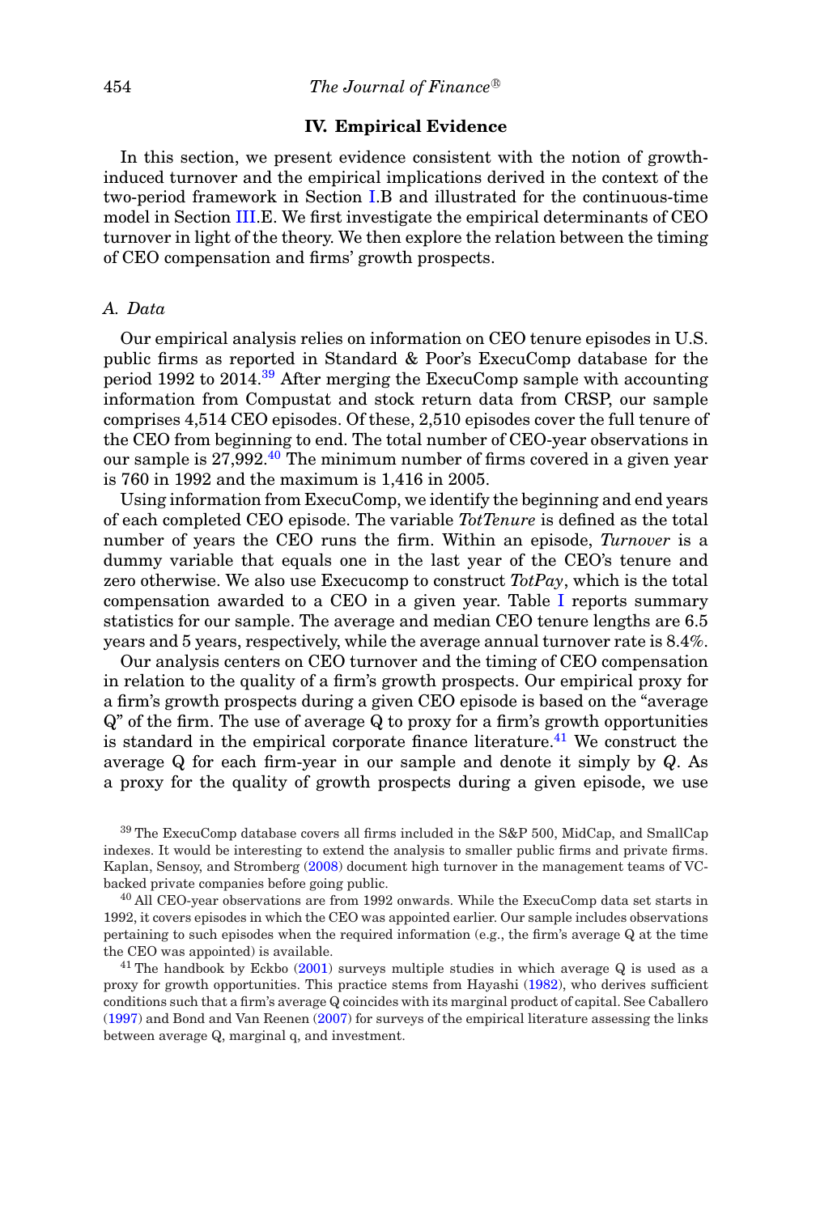## IV. Empirical Evidence

In this section, we present evidence consistent with the notion of growth-induced turnover and the empirical implications derived in the context of the two-period framework in Section I.B and illustrated for the continuous-time model in Section III.E. We first investigate the empirical determinants of CEO turnover in light of the theory. We then explore the relation between the timing of CEO compensation and firms' growth prospects.

### A. Data

Our empirical analysis relies on information on CEO tenure episodes in U.S. public firms as reported in Standard & Poor's ExecuComp database for the period 1992 to 2014.[39] After merging the ExecuComp sample with accounting information from Compustat and stock return data from CRSP, our sample comprises 4,514 CEO episodes. Of these, 2,510 episodes cover the full tenure of the CEO from beginning to end. The total number of CEO-year observations in our sample is 27,992.[40] The minimum number of firms covered in a given year is 760 in 1992 and the maximum is 1,416 in 2005.

Using information from ExecuComp, we identify the beginning and end years of each completed CEO episode. The variable *TotTenure* is defined as the total number of years the CEO runs the firm. Within an episode, *Turnover* is a dummy variable that equals one in the last year of the CEO's tenure and zero otherwise. We also use Execucomp to construct *TotPay*, which is the total compensation awarded to a CEO in a given year. Table I reports summary statistics for our sample. The average and median CEO tenure lengths are 6.5 years and 5 years, respectively, while the average annual turnover rate is 8.4%.

Our analysis centers on CEO turnover and the timing of CEO compensation in relation to the quality of a firm's growth prospects. Our empirical proxy for a firm's growth prospects during a given CEO episode is based on the "average Q" of the firm. The use of average Q to proxy for a firm's growth opportunities is standard in the empirical corporate finance literature.[41] We construct the average Q for each firm-year in our sample and denote it simply by *Q*. As a proxy for the quality of growth prospects during a given episode, we use

[39] The ExecuComp database covers all firms included in the S&P 500, MidCap, and SmallCap indexes. It would be interesting to extend the analysis to smaller public firms and private firms. Kaplan, Sensoy, and Stromberg (2008) document high turnover in the management teams of VC-backed private companies before going public.

[40] All CEO-year observations are from 1992 onwards. While the ExecuComp data set starts in 1992, it covers episodes in which the CEO was appointed earlier. Our sample includes observations pertaining to such episodes when the required information (e.g., the firm's average Q at the time the CEO was appointed) is available.

[41] The handbook by Eckbo (2001) surveys multiple studies in which average Q is used as a proxy for growth opportunities. This practice stems from Hayashi (1982), who derives sufficient conditions such that a firm's average Q coincides with its marginal product of capital. See Caballero (1997) and Bond and Van Reenen (2007) for surveys of the empirical literature assessing the links between average Q, marginal q, and investment.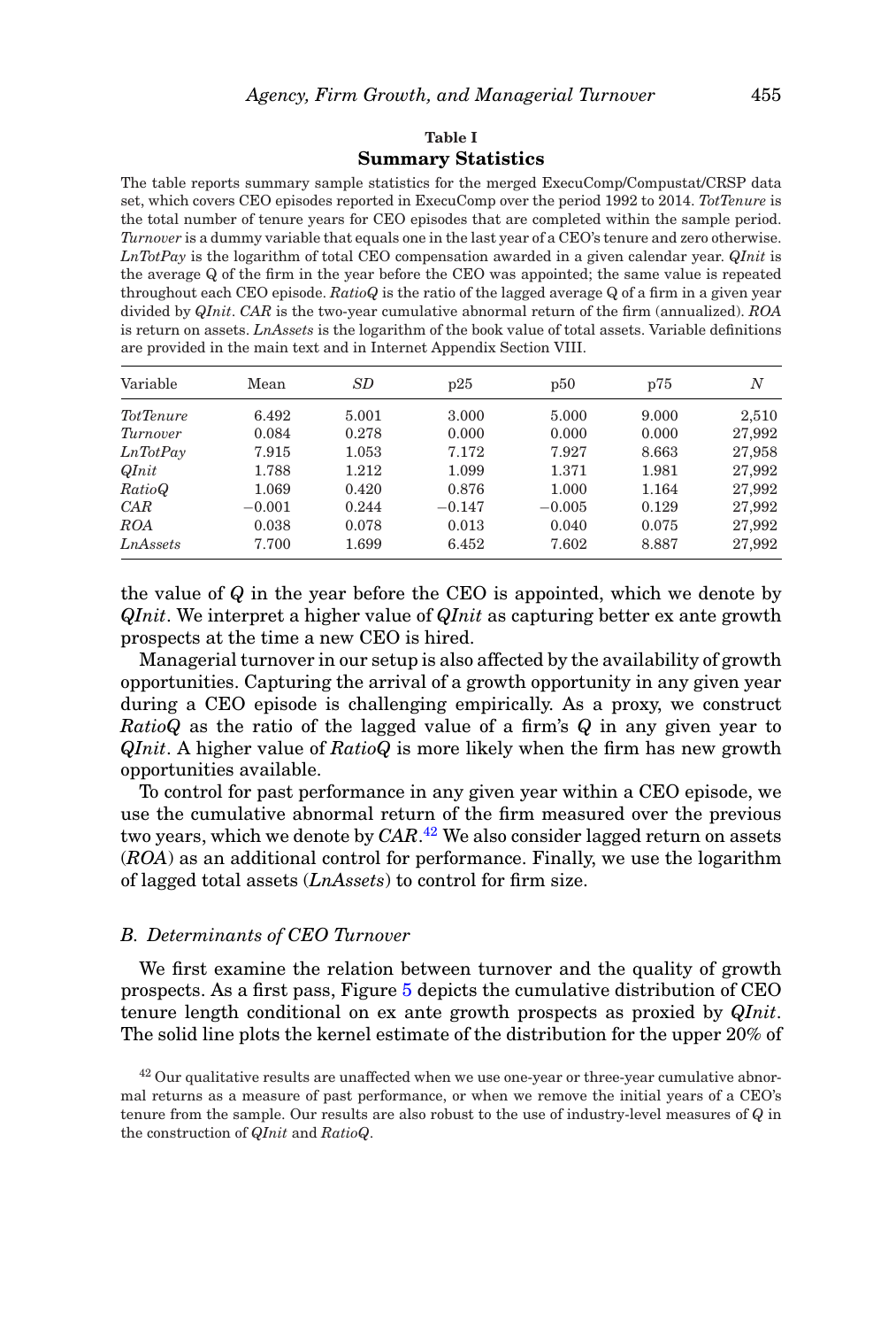**Table I**
**Summary Statistics**

The table reports summary sample statistics for the merged ExecuComp/Compustat/CRSP data set, which covers CEO episodes reported in ExecuComp over the period 1992 to 2014. *TotTenure* is the total number of tenure years for CEO episodes that are completed within the sample period. *Turnover* is a dummy variable that equals one in the last year of a CEO's tenure and zero otherwise. *LnTotPay* is the logarithm of total CEO compensation awarded in a given calendar year. *QInit* is the average Q of the firm in the year before the CEO was appointed; the same value is repeated throughout each CEO episode. *RatioQ* is the ratio of the lagged average Q of a firm in a given year divided by *QInit*. *CAR* is the two-year cumulative abnormal return of the firm (annualized). *ROA* is return on assets. *LnAssets* is the logarithm of the book value of total assets. Variable definitions are provided in the main text and in Internet Appendix Section VIII.

| Variable | Mean | *SD* | p25 | p50 | p75 | *N* |
|---|---|---|---|---|---|---|
| *TotTenure* | 6.492 | 5.001 | 3.000 | 5.000 | 9.000 | 2,510 |
| *Turnover* | 0.084 | 0.278 | 0.000 | 0.000 | 0.000 | 27,992 |
| *LnTotPay* | 7.915 | 1.053 | 7.172 | 7.927 | 8.663 | 27,958 |
| *QInit* | 1.788 | 1.212 | 1.099 | 1.371 | 1.981 | 27,992 |
| *RatioQ* | 1.069 | 0.420 | 0.876 | 1.000 | 1.164 | 27,992 |
| *CAR* | −0.001 | 0.244 | −0.147 | −0.005 | 0.129 | 27,992 |
| *ROA* | 0.038 | 0.078 | 0.013 | 0.040 | 0.075 | 27,992 |
| *LnAssets* | 7.700 | 1.699 | 6.452 | 7.602 | 8.887 | 27,992 |

the value of $Q$ in the year before the CEO is appointed, which we denote by *QInit*. We interpret a higher value of *QInit* as capturing better ex ante growth prospects at the time a new CEO is hired.

Managerial turnover in our setup is also affected by the availability of growth opportunities. Capturing the arrival of a growth opportunity in any given year during a CEO episode is challenging empirically. As a proxy, we construct *RatioQ* as the ratio of the lagged value of a firm's $Q$ in any given year to *QInit*. A higher value of *RatioQ* is more likely when the firm has new growth opportunities available.

To control for past performance in any given year within a CEO episode, we use the cumulative abnormal return of the firm measured over the previous two years, which we denote by *CAR*.[42] We also consider lagged return on assets (*ROA*) as an additional control for performance. Finally, we use the logarithm of lagged total assets (*LnAssets*) to control for firm size.

### *B. Determinants of CEO Turnover*

We first examine the relation between turnover and the quality of growth prospects. As a first pass, Figure 5 depicts the cumulative distribution of CEO tenure length conditional on ex ante growth prospects as proxied by *QInit*. The solid line plots the kernel estimate of the distribution for the upper 20% of

[42] Our qualitative results are unaffected when we use one-year or three-year cumulative abnormal returns as a measure of past performance, or when we remove the initial years of a CEO's tenure from the sample. Our results are also robust to the use of industry-level measures of $Q$ in the construction of *QInit* and *RatioQ*.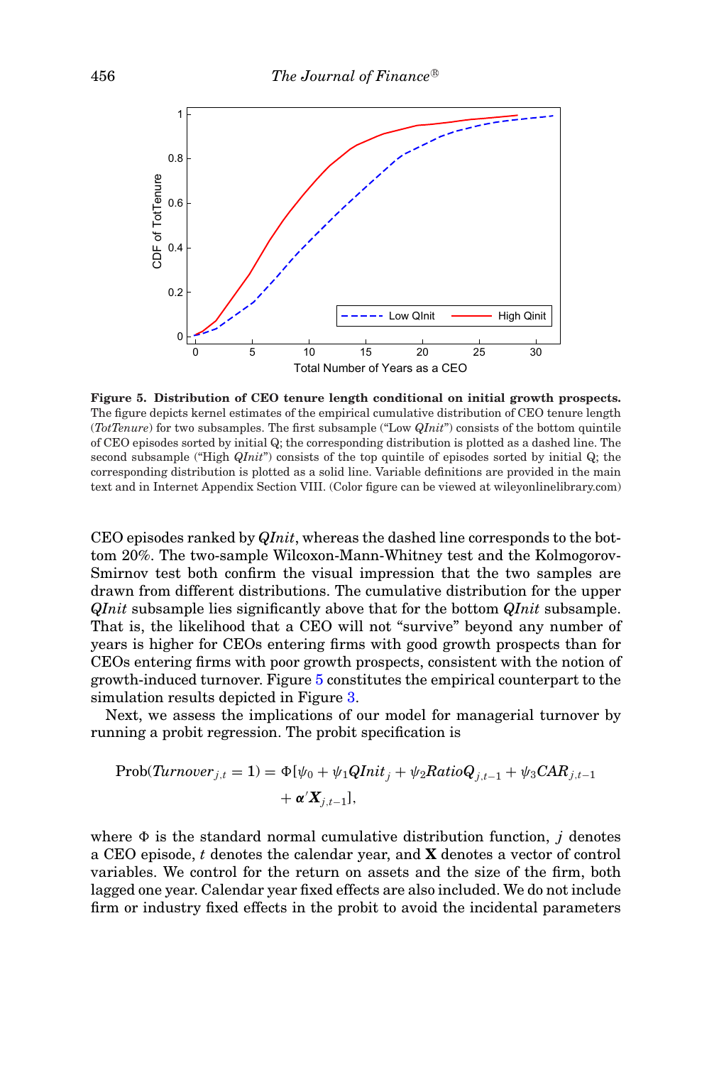**Figure 5. Distribution of CEO tenure length conditional on initial growth prospects.** The figure depicts kernel estimates of the empirical cumulative distribution of CEO tenure length (*TotTenure*) for two subsamples. The first subsample ("Low *QInit*") consists of the bottom quintile of CEO episodes sorted by initial Q; the corresponding distribution is plotted as a dashed line. The second subsample ("High *QInit*") consists of the top quintile of episodes sorted by initial Q; the corresponding distribution is plotted as a solid line. Variable definitions are provided in the main text and in Internet Appendix Section VIII. (Color figure can be viewed at wileyonlinelibrary.com)

CEO episodes ranked by *QInit*, whereas the dashed line corresponds to the bottom 20%. The two-sample Wilcoxon-Mann-Whitney test and the Kolmogorov-Smirnov test both confirm the visual impression that the two samples are drawn from different distributions. The cumulative distribution for the upper *QInit* subsample lies significantly above that for the bottom *QInit* subsample. That is, the likelihood that a CEO will not "survive" beyond any number of years is higher for CEOs entering firms with good growth prospects than for CEOs entering firms with poor growth prospects, consistent with the notion of growth-induced turnover. Figure 5 constitutes the empirical counterpart to the simulation results depicted in Figure 3.

Next, we assess the implications of our model for managerial turnover by running a probit regression. The probit specification is

$$\text{Prob}(\mathit{Turnover}_{j,t} = 1) = \Phi[\psi_0 + \psi_1 \mathit{QInit}_j + \psi_2 \mathit{RatioQ}_{j,t-1} + \psi_3 \mathit{CAR}_{j,t-1} + \boldsymbol{\alpha}' \mathbf{X}_{j,t-1}],$$

where $\Phi$ is the standard normal cumulative distribution function, $j$ denotes a CEO episode, $t$ denotes the calendar year, and $\mathbf{X}$ denotes a vector of control variables. We control for the return on assets and the size of the firm, both lagged one year. Calendar year fixed effects are also included. We do not include firm or industry fixed effects in the probit to avoid the incidental parameters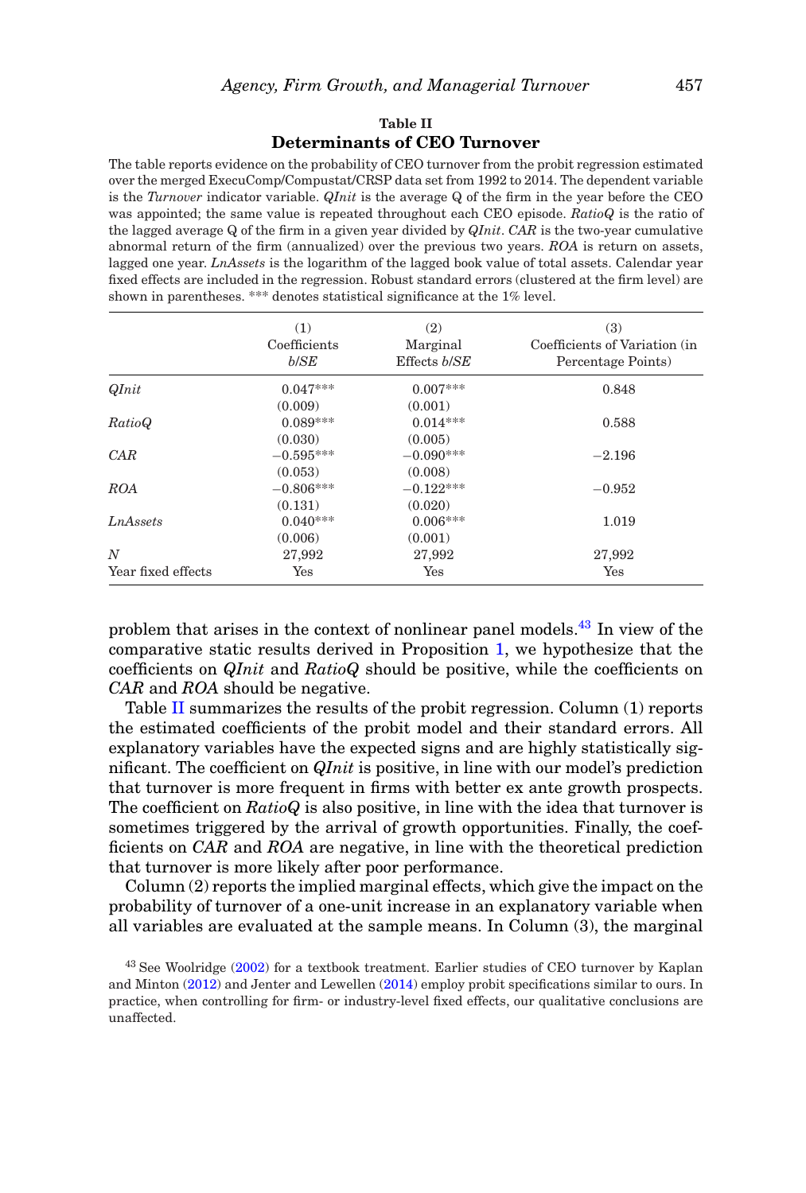**Table II**

**Determinants of CEO Turnover**

The table reports evidence on the probability of CEO turnover from the probit regression estimated over the merged ExecuComp/Compustat/CRSP data set from 1992 to 2014. The dependent variable is the *Turnover* indicator variable. *QInit* is the average Q of the firm in the year before the CEO was appointed; the same value is repeated throughout each CEO episode. *RatioQ* is the ratio of the lagged average Q of the firm in a given year divided by *QInit*. *CAR* is the two-year cumulative abnormal return of the firm (annualized) over the previous two years. *ROA* is return on assets, lagged one year. *LnAssets* is the logarithm of the lagged book value of total assets. Calendar year fixed effects are included in the regression. Robust standard errors (clustered at the firm level) are shown in parentheses. *** denotes statistical significance at the 1% level.

| | (1) Coefficients *b/SE* | (2) Marginal Effects *b/SE* | (3) Coefficients of Variation (in Percentage Points) |
|---|---|---|---|
| *QInit* | 0.047*** | 0.007*** | 0.848 |
| | (0.009) | (0.001) | |
| *RatioQ* | 0.089*** | 0.014*** | 0.588 |
| | (0.030) | (0.005) | |
| *CAR* | −0.595*** | −0.090*** | −2.196 |
| | (0.053) | (0.008) | |
| *ROA* | −0.806*** | −0.122*** | −0.952 |
| | (0.131) | (0.020) | |
| *LnAssets* | 0.040*** | 0.006*** | 1.019 |
| | (0.006) | (0.001) | |
| *N* | 27,992 | 27,992 | 27,992 |
| Year fixed effects | Yes | Yes | Yes |

problem that arises in the context of nonlinear panel models.[43] In view of the comparative static results derived in Proposition 1, we hypothesize that the coefficients on *QInit* and *RatioQ* should be positive, while the coefficients on *CAR* and *ROA* should be negative.

Table II summarizes the results of the probit regression. Column (1) reports the estimated coefficients of the probit model and their standard errors. All explanatory variables have the expected signs and are highly statistically significant. The coefficient on *QInit* is positive, in line with our model's prediction that turnover is more frequent in firms with better ex ante growth prospects. The coefficient on *RatioQ* is also positive, in line with the idea that turnover is sometimes triggered by the arrival of growth opportunities. Finally, the coefficients on *CAR* and *ROA* are negative, in line with the theoretical prediction that turnover is more likely after poor performance.

Column (2) reports the implied marginal effects, which give the impact on the probability of turnover of a one-unit increase in an explanatory variable when all variables are evaluated at the sample means. In Column (3), the marginal

[43] See Woolridge (2002) for a textbook treatment. Earlier studies of CEO turnover by Kaplan and Minton (2012) and Jenter and Lewellen (2014) employ probit specifications similar to ours. In practice, when controlling for firm- or industry-level fixed effects, our qualitative conclusions are unaffected.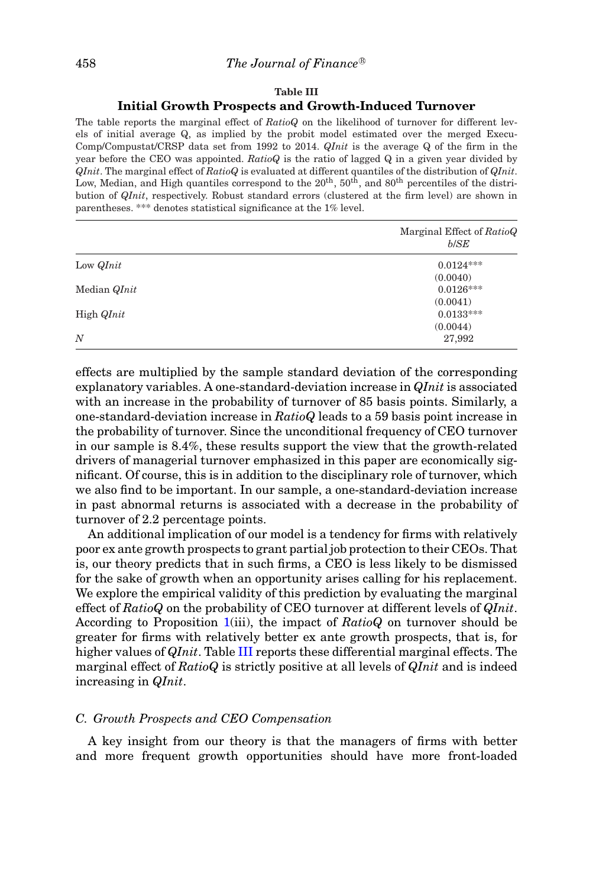**Table III**

**Initial Growth Prospects and Growth-Induced Turnover**

The table reports the marginal effect of *RatioQ* on the likelihood of turnover for different levels of initial average Q, as implied by the probit model estimated over the merged ExecuComp/Compustat/CRSP data set from 1992 to 2014. *QInit* is the average Q of the firm in the year before the CEO was appointed. *RatioQ* is the ratio of lagged Q in a given year divided by *QInit*. The marginal effect of *RatioQ* is evaluated at different quantiles of the distribution of *QInit*. Low, Median, and High quantiles correspond to the 20th, 50th, and 80th percentiles of the distribution of *QInit*, respectively. Robust standard errors (clustered at the firm level) are shown in parentheses. *** denotes statistical significance at the 1% level.

| | Marginal Effect of *RatioQ* b/SE |
|---|---|
| Low *QInit* | 0.0124*** |
| | (0.0040) |
| Median *QInit* | 0.0126*** |
| | (0.0041) |
| High *QInit* | 0.0133*** |
| | (0.0044) |
| *N* | 27,992 |

effects are multiplied by the sample standard deviation of the corresponding explanatory variables. A one-standard-deviation increase in *QInit* is associated with an increase in the probability of turnover of 85 basis points. Similarly, a one-standard-deviation increase in *RatioQ* leads to a 59 basis point increase in the probability of turnover. Since the unconditional frequency of CEO turnover in our sample is 8.4%, these results support the view that the growth-related drivers of managerial turnover emphasized in this paper are economically significant. Of course, this is in addition to the disciplinary role of turnover, which we also find to be important. In our sample, a one-standard-deviation increase in past abnormal returns is associated with a decrease in the probability of turnover of 2.2 percentage points.

An additional implication of our model is a tendency for firms with relatively poor ex ante growth prospects to grant partial job protection to their CEOs. That is, our theory predicts that in such firms, a CEO is less likely to be dismissed for the sake of growth when an opportunity arises calling for his replacement. We explore the empirical validity of this prediction by evaluating the marginal effect of *RatioQ* on the probability of CEO turnover at different levels of *QInit*. According to Proposition 1(iii), the impact of *RatioQ* on turnover should be greater for firms with relatively better ex ante growth prospects, that is, for higher values of *QInit*. Table III reports these differential marginal effects. The marginal effect of *RatioQ* is strictly positive at all levels of *QInit* and is indeed increasing in *QInit*.

### C. Growth Prospects and CEO Compensation

A key insight from our theory is that the managers of firms with better and more frequent growth opportunities should have more front-loaded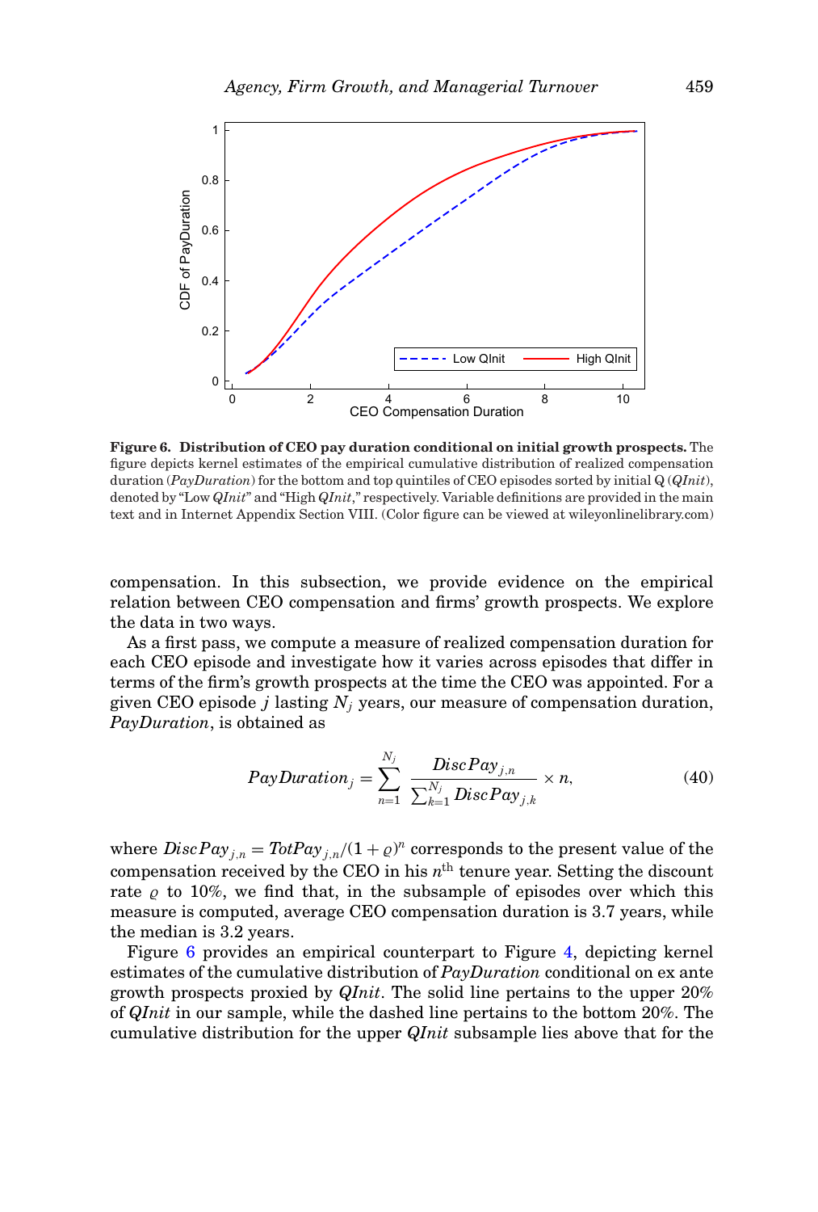**Figure 6. Distribution of CEO pay duration conditional on initial growth prospects.** The figure depicts kernel estimates of the empirical cumulative distribution of realized compensation duration (*PayDuration*) for the bottom and top quintiles of CEO episodes sorted by initial Q (*QInit*), denoted by "Low *QInit*" and "High *QInit*," respectively. Variable definitions are provided in the main text and in Internet Appendix Section VIII. (Color figure can be viewed at wileyonlinelibrary.com)

compensation. In this subsection, we provide evidence on the empirical relation between CEO compensation and firms' growth prospects. We explore the data in two ways.

As a first pass, we compute a measure of realized compensation duration for each CEO episode and investigate how it varies across episodes that differ in terms of the firm's growth prospects at the time the CEO was appointed. For a given CEO episode $j$ lasting $N_j$ years, our measure of compensation duration, *PayDuration*, is obtained as

$$PayDuration_j = \sum_{n=1}^{N_j} \frac{DiscPay_{j,n}}{\sum_{k=1}^{N_j} DiscPay_{j,k}} \times n, \tag{40}$$

where $DiscPay_{j,n} = TotPay_{j,n}/(1+\varrho)^n$ corresponds to the present value of the compensation received by the CEO in his $n^{\text{th}}$ tenure year. Setting the discount rate $\varrho$ to 10%, we find that, in the subsample of episodes over which this measure is computed, average CEO compensation duration is 3.7 years, while the median is 3.2 years.

Figure 6 provides an empirical counterpart to Figure 4, depicting kernel estimates of the cumulative distribution of *PayDuration* conditional on ex ante growth prospects proxied by *QInit*. The solid line pertains to the upper 20% of *QInit* in our sample, while the dashed line pertains to the bottom 20%. The cumulative distribution for the upper *QInit* subsample lies above that for the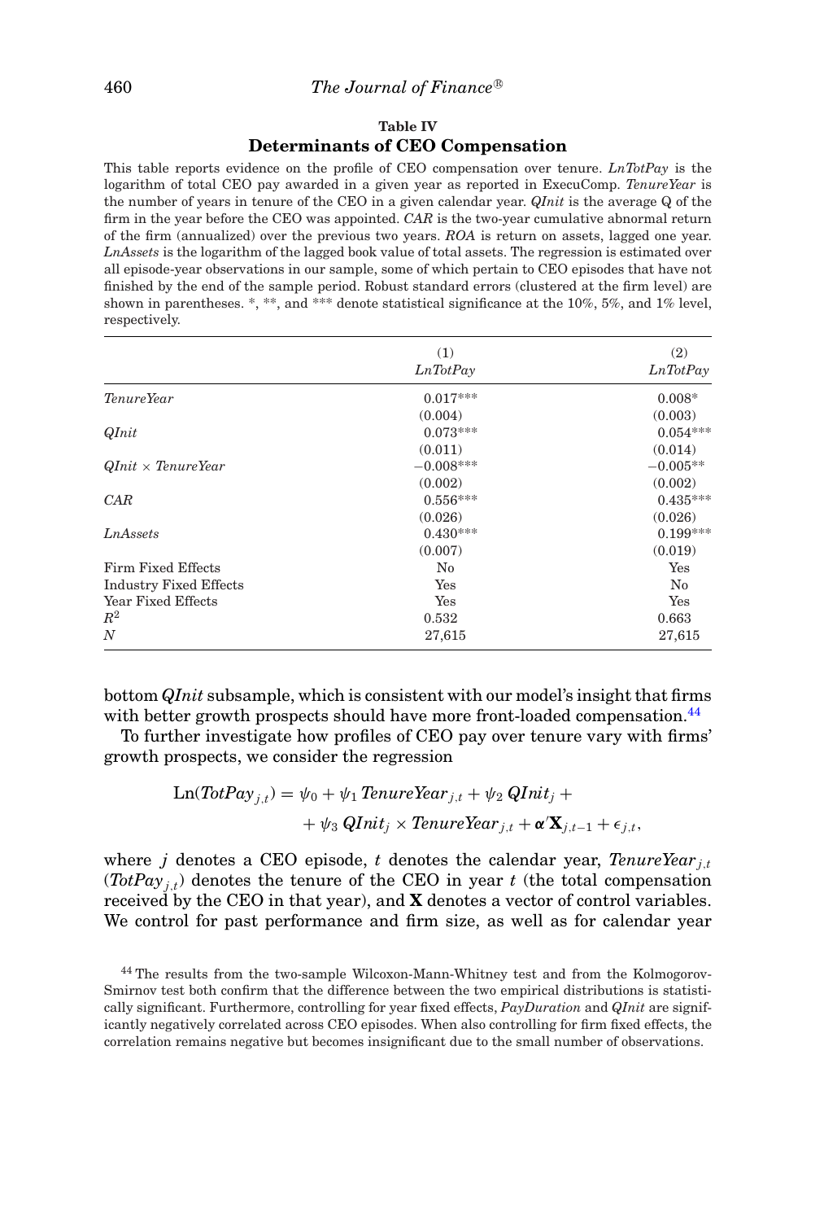**Table IV**

**Determinants of CEO Compensation**

This table reports evidence on the profile of CEO compensation over tenure. *LnTotPay* is the logarithm of total CEO pay awarded in a given year as reported in ExecuComp. *TenureYear* is the number of years in tenure of the CEO in a given calendar year. *QInit* is the average Q of the firm in the year before the CEO was appointed. *CAR* is the two-year cumulative abnormal return of the firm (annualized) over the previous two years. *ROA* is return on assets, lagged one year. *LnAssets* is the logarithm of the lagged book value of total assets. The regression is estimated over all episode-year observations in our sample, some of which pertain to CEO episodes that have not finished by the end of the sample period. Robust standard errors (clustered at the firm level) are shown in parentheses. *, **, and *** denote statistical significance at the 10%, 5%, and 1% level, respectively.

| | (1) *LnTotPay* | (2) *LnTotPay* |
|---|---|---|
| *TenureYear* | 0.017*** | 0.008* |
| | (0.004) | (0.003) |
| *QInit* | 0.073*** | 0.054*** |
| | (0.011) | (0.014) |
| *QInit* × *TenureYear* | −0.008*** | −0.005** |
| | (0.002) | (0.002) |
| *CAR* | 0.556*** | 0.435*** |
| | (0.026) | (0.026) |
| *LnAssets* | 0.430*** | 0.199*** |
| | (0.007) | (0.019) |
| Firm Fixed Effects | No | Yes |
| Industry Fixed Effects | Yes | No |
| Year Fixed Effects | Yes | Yes |
| $R^2$ | 0.532 | 0.663 |
| $N$ | 27,615 | 27,615 |

bottom *QInit* subsample, which is consistent with our model's insight that firms with better growth prospects should have more front-loaded compensation.[44]

To further investigate how profiles of CEO pay over tenure vary with firms' growth prospects, we consider the regression

$$\mathrm{Ln}(TotPay_{j,t}) = \psi_0 + \psi_1\, TenureYear_{j,t} + \psi_2\, QInit_j + \psi_3\, QInit_j \times TenureYear_{j,t} + \boldsymbol{\alpha}'\mathbf{X}_{j,t-1} + \epsilon_{j,t},$$

where $j$ denotes a CEO episode, $t$ denotes the calendar year, $TenureYear_{j,t}$ ($TotPay_{j,t}$) denotes the tenure of the CEO in year $t$ (the total compensation received by the CEO in that year), and $\mathbf{X}$ denotes a vector of control variables. We control for past performance and firm size, as well as for calendar year

[44] The results from the two-sample Wilcoxon-Mann-Whitney test and from the Kolmogorov-Smirnov test both confirm that the difference between the two empirical distributions is statistically significant. Furthermore, controlling for year fixed effects, *PayDuration* and *QInit* are significantly negatively correlated across CEO episodes. When also controlling for firm fixed effects, the correlation remains negative but becomes insignificant due to the small number of observations.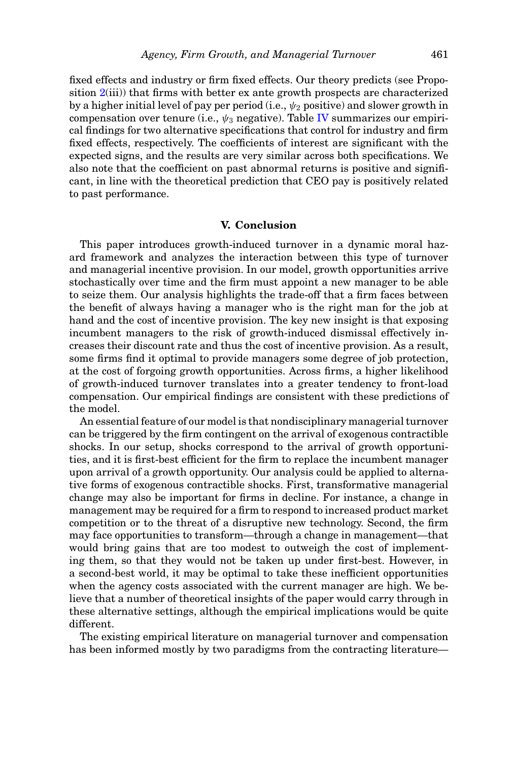fixed effects and industry or firm fixed effects. Our theory predicts (see Proposition 2(iii)) that firms with better ex ante growth prospects are characterized by a higher initial level of pay per period (i.e., $\psi_2$ positive) and slower growth in compensation over tenure (i.e., $\psi_3$ negative). Table IV summarizes our empirical findings for two alternative specifications that control for industry and firm fixed effects, respectively. The coefficients of interest are significant with the expected signs, and the results are very similar across both specifications. We also note that the coefficient on past abnormal returns is positive and significant, in line with the theoretical prediction that CEO pay is positively related to past performance.

## V. Conclusion

This paper introduces growth-induced turnover in a dynamic moral hazard framework and analyzes the interaction between this type of turnover and managerial incentive provision. In our model, growth opportunities arrive stochastically over time and the firm must appoint a new manager to be able to seize them. Our analysis highlights the trade-off that a firm faces between the benefit of always having a manager who is the right man for the job at hand and the cost of incentive provision. The key new insight is that exposing incumbent managers to the risk of growth-induced dismissal effectively increases their discount rate and thus the cost of incentive provision. As a result, some firms find it optimal to provide managers some degree of job protection, at the cost of forgoing growth opportunities. Across firms, a higher likelihood of growth-induced turnover translates into a greater tendency to front-load compensation. Our empirical findings are consistent with these predictions of the model.

An essential feature of our model is that nondisciplinary managerial turnover can be triggered by the firm contingent on the arrival of exogenous contractible shocks. In our setup, shocks correspond to the arrival of growth opportunities, and it is first-best efficient for the firm to replace the incumbent manager upon arrival of a growth opportunity. Our analysis could be applied to alternative forms of exogenous contractible shocks. First, transformative managerial change may also be important for firms in decline. For instance, a change in management may be required for a firm to respond to increased product market competition or to the threat of a disruptive new technology. Second, the firm may face opportunities to transform—through a change in management—that would bring gains that are too modest to outweigh the cost of implementing them, so that they would not be taken up under first-best. However, in a second-best world, it may be optimal to take these inefficient opportunities when the agency costs associated with the current manager are high. We believe that a number of theoretical insights of the paper would carry through in these alternative settings, although the empirical implications would be quite different.

The existing empirical literature on managerial turnover and compensation has been informed mostly by two paradigms from the contracting literature—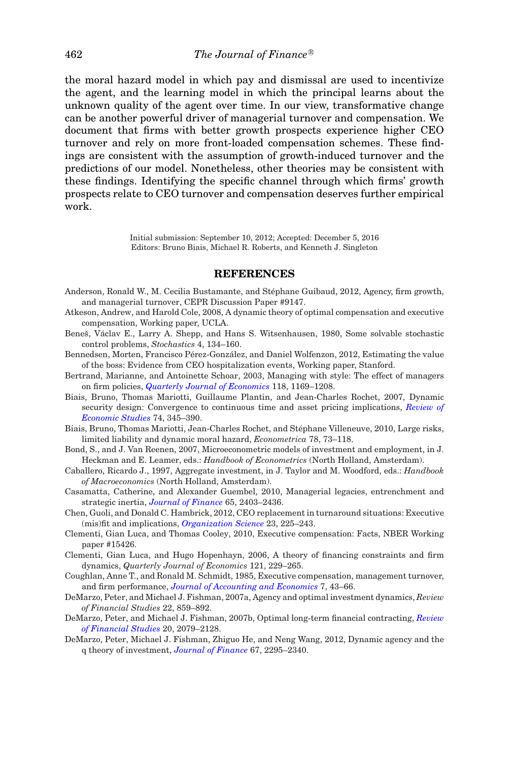the moral hazard model in which pay and dismissal are used to incentivize the agent, and the learning model in which the principal learns about the unknown quality of the agent over time. In our view, transformative change can be another powerful driver of managerial turnover and compensation. We document that firms with better growth prospects experience higher CEO turnover and rely on more front-loaded compensation schemes. These findings are consistent with the assumption of growth-induced turnover and the predictions of our model. Nonetheless, other theories may be consistent with these findings. Identifying the specific channel through which firms' growth prospects relate to CEO turnover and compensation deserves further empirical work.

Initial submission: September 10, 2012; Accepted: December 5, 2016
Editors: Bruno Biais, Michael R. Roberts, and Kenneth J. Singleton

## REFERENCES

Anderson, Ronald W., M. Cecilia Bustamante, and Stéphane Guibaud, 2012, Agency, firm growth, and managerial turnover, CEPR Discussion Paper #9147.

Atkeson, Andrew, and Harold Cole, 2008, A dynamic theory of optimal compensation and executive compensation, Working paper, UCLA.

Beneš, Václav E., Larry A. Shepp, and Hans S. Witsenhausen, 1980, Some solvable stochastic control problems, *Stochastics* 4, 134–160.

Bennedsen, Morten, Francisco Pérez-González, and Daniel Wolfenzon, 2012, Estimating the value of the boss: Evidence from CEO hospitalization events, Working paper, Stanford.

Bertrand, Marianne, and Antoinette Schoar, 2003, Managing with style: The effect of managers on firm policies, *Quarterly Journal of Economics* 118, 1169–1208.

Biais, Bruno, Thomas Mariotti, Guillaume Plantin, and Jean-Charles Rochet, 2007, Dynamic security design: Convergence to continuous time and asset pricing implications, *Review of Economic Studies* 74, 345–390.

Biais, Bruno, Thomas Mariotti, Jean-Charles Rochet, and Stéphane Villeneuve, 2010, Large risks, limited liability and dynamic moral hazard, *Econometrica* 78, 73–118.

Bond, S., and J. Van Reenen, 2007, Microeconometric models of investment and employment, in J. Heckman and E. Leamer, eds.: *Handbook of Econometrics* (North Holland, Amsterdam).

Caballero, Ricardo J., 1997, Aggregate investment, in J. Taylor and M. Woodford, eds.: *Handbook of Macroeconomics* (North Holland, Amsterdam).

Casamatta, Catherine, and Alexander Guembel, 2010, Managerial legacies, entrenchment and strategic inertia, *Journal of Finance* 65, 2403–2436.

Chen, Guoli, and Donald C. Hambrick, 2012, CEO replacement in turnaround situations: Executive (mis)fit and implications, *Organization Science* 23, 225–243.

Clementi, Gian Luca, and Thomas Cooley, 2010, Executive compensation: Facts, NBER Working paper #15426.

Clementi, Gian Luca, and Hugo Hopenhayn, 2006, A theory of financing constraints and firm dynamics, *Quarterly Journal of Economics* 121, 229–265.

Coughlan, Anne T., and Ronald M. Schmidt, 1985, Executive compensation, management turnover, and firm performance, *Journal of Accounting and Economics* 7, 43–66.

DeMarzo, Peter, and Michael J. Fishman, 2007a, Agency and optimal investment dynamics, *Review of Financial Studies* 22, 859–892.

DeMarzo, Peter, and Michael J. Fishman, 2007b, Optimal long-term financial contracting, *Review of Financial Studies* 20, 2079–2128.

DeMarzo, Peter, Michael J. Fishman, Zhiguo He, and Neng Wang, 2012, Dynamic agency and the q theory of investment, *Journal of Finance* 67, 2295–2340.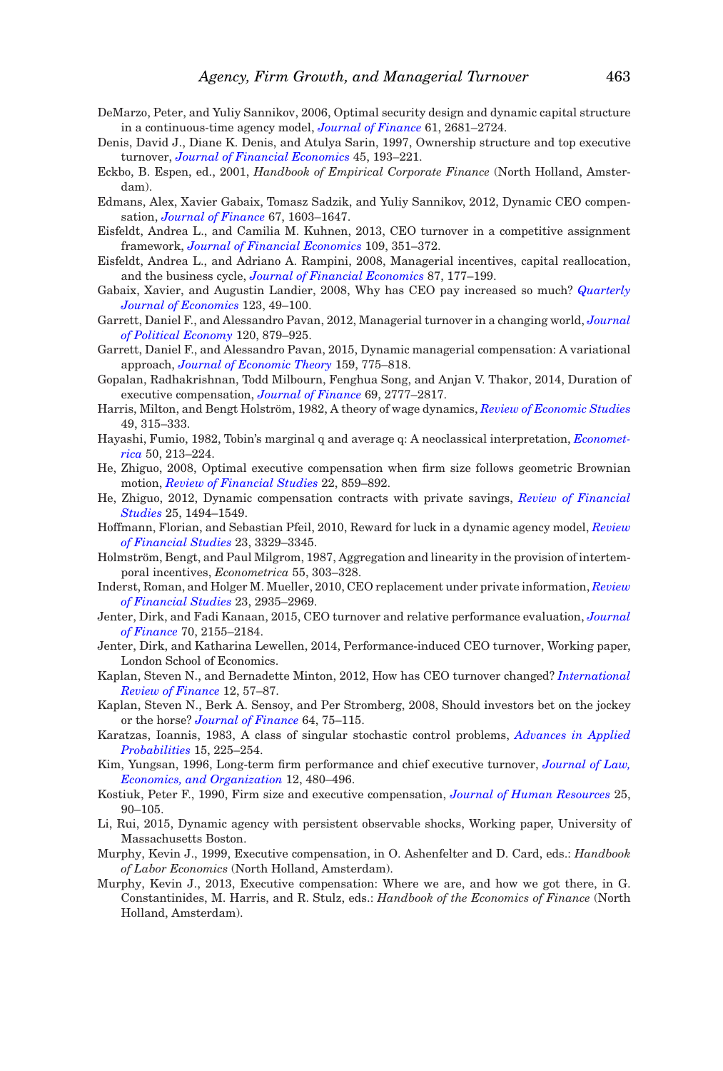DeMarzo, Peter, and Yuliy Sannikov, 2006, Optimal security design and dynamic capital structure in a continuous-time agency model, *Journal of Finance* 61, 2681–2724.

Denis, David J., Diane K. Denis, and Atulya Sarin, 1997, Ownership structure and top executive turnover, *Journal of Financial Economics* 45, 193–221.

Eckbo, B. Espen, ed., 2001, *Handbook of Empirical Corporate Finance* (North Holland, Amsterdam).

Edmans, Alex, Xavier Gabaix, Tomasz Sadzik, and Yuliy Sannikov, 2012, Dynamic CEO compensation, *Journal of Finance* 67, 1603–1647.

Eisfeldt, Andrea L., and Camilia M. Kuhnen, 2013, CEO turnover in a competitive assignment framework, *Journal of Financial Economics* 109, 351–372.

Eisfeldt, Andrea L., and Adriano A. Rampini, 2008, Managerial incentives, capital reallocation, and the business cycle, *Journal of Financial Economics* 87, 177–199.

Gabaix, Xavier, and Augustin Landier, 2008, Why has CEO pay increased so much? *Quarterly Journal of Economics* 123, 49–100.

Garrett, Daniel F., and Alessandro Pavan, 2012, Managerial turnover in a changing world, *Journal of Political Economy* 120, 879–925.

Garrett, Daniel F., and Alessandro Pavan, 2015, Dynamic managerial compensation: A variational approach, *Journal of Economic Theory* 159, 775–818.

Gopalan, Radhakrishnan, Todd Milbourn, Fenghua Song, and Anjan V. Thakor, 2014, Duration of executive compensation, *Journal of Finance* 69, 2777–2817.

Harris, Milton, and Bengt Holström, 1982, A theory of wage dynamics, *Review of Economic Studies* 49, 315–333.

Hayashi, Fumio, 1982, Tobin's marginal q and average q: A neoclassical interpretation, *Econometrica* 50, 213–224.

He, Zhiguo, 2008, Optimal executive compensation when firm size follows geometric Brownian motion, *Review of Financial Studies* 22, 859–892.

He, Zhiguo, 2012, Dynamic compensation contracts with private savings, *Review of Financial Studies* 25, 1494–1549.

Hoffmann, Florian, and Sebastian Pfeil, 2010, Reward for luck in a dynamic agency model, *Review of Financial Studies* 23, 3329–3345.

Holmström, Bengt, and Paul Milgrom, 1987, Aggregation and linearity in the provision of intertemporal incentives, *Econometrica* 55, 303–328.

Inderst, Roman, and Holger M. Mueller, 2010, CEO replacement under private information, *Review of Financial Studies* 23, 2935–2969.

Jenter, Dirk, and Fadi Kanaan, 2015, CEO turnover and relative performance evaluation, *Journal of Finance* 70, 2155–2184.

Jenter, Dirk, and Katharina Lewellen, 2014, Performance-induced CEO turnover, Working paper, London School of Economics.

Kaplan, Steven N., and Bernadette Minton, 2012, How has CEO turnover changed? *International Review of Finance* 12, 57–87.

Kaplan, Steven N., Berk A. Sensoy, and Per Stromberg, 2008, Should investors bet on the jockey or the horse? *Journal of Finance* 64, 75–115.

Karatzas, Ioannis, 1983, A class of singular stochastic control problems, *Advances in Applied Probabilities* 15, 225–254.

Kim, Yungsan, 1996, Long-term firm performance and chief executive turnover, *Journal of Law, Economics, and Organization* 12, 480–496.

Kostiuk, Peter F., 1990, Firm size and executive compensation, *Journal of Human Resources* 25, 90–105.

Li, Rui, 2015, Dynamic agency with persistent observable shocks, Working paper, University of Massachusetts Boston.

Murphy, Kevin J., 1999, Executive compensation, in O. Ashenfelter and D. Card, eds.: *Handbook of Labor Economics* (North Holland, Amsterdam).

Murphy, Kevin J., 2013, Executive compensation: Where we are, and how we got there, in G. Constantinides, M. Harris, and R. Stulz, eds.: *Handbook of the Economics of Finance* (North Holland, Amsterdam).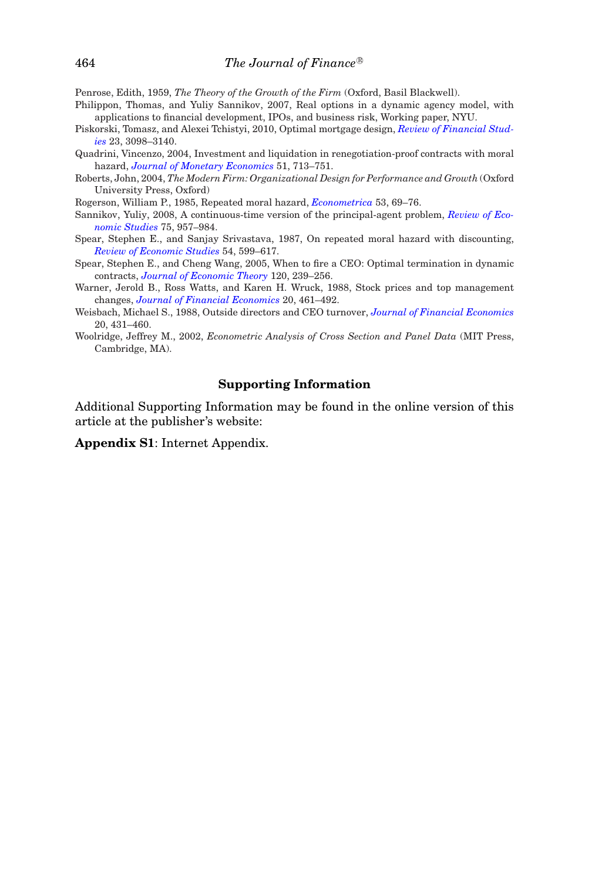Penrose, Edith, 1959, *The Theory of the Growth of the Firm* (Oxford, Basil Blackwell).

Philippon, Thomas, and Yuliy Sannikov, 2007, Real options in a dynamic agency model, with applications to financial development, IPOs, and business risk, Working paper, NYU.

Piskorski, Tomasz, and Alexei Tchistyi, 2010, Optimal mortgage design, *Review of Financial Studies* 23, 3098–3140.

Quadrini, Vincenzo, 2004, Investment and liquidation in renegotiation-proof contracts with moral hazard, *Journal of Monetary Economics* 51, 713–751.

Roberts, John, 2004, *The Modern Firm: Organizational Design for Performance and Growth* (Oxford University Press, Oxford)

Rogerson, William P., 1985, Repeated moral hazard, *Econometrica* 53, 69–76.

Sannikov, Yuliy, 2008, A continuous-time version of the principal-agent problem, *Review of Economic Studies* 75, 957–984.

Spear, Stephen E., and Sanjay Srivastava, 1987, On repeated moral hazard with discounting, *Review of Economic Studies* 54, 599–617.

Spear, Stephen E., and Cheng Wang, 2005, When to fire a CEO: Optimal termination in dynamic contracts, *Journal of Economic Theory* 120, 239–256.

Warner, Jerold B., Ross Watts, and Karen H. Wruck, 1988, Stock prices and top management changes, *Journal of Financial Economics* 20, 461–492.

Weisbach, Michael S., 1988, Outside directors and CEO turnover, *Journal of Financial Economics* 20, 431–460.

Woolridge, Jeffrey M., 2002, *Econometric Analysis of Cross Section and Panel Data* (MIT Press, Cambridge, MA).

## Supporting Information

Additional Supporting Information may be found in the online version of this article at the publisher's website:

**Appendix S1**: Internet Appendix.